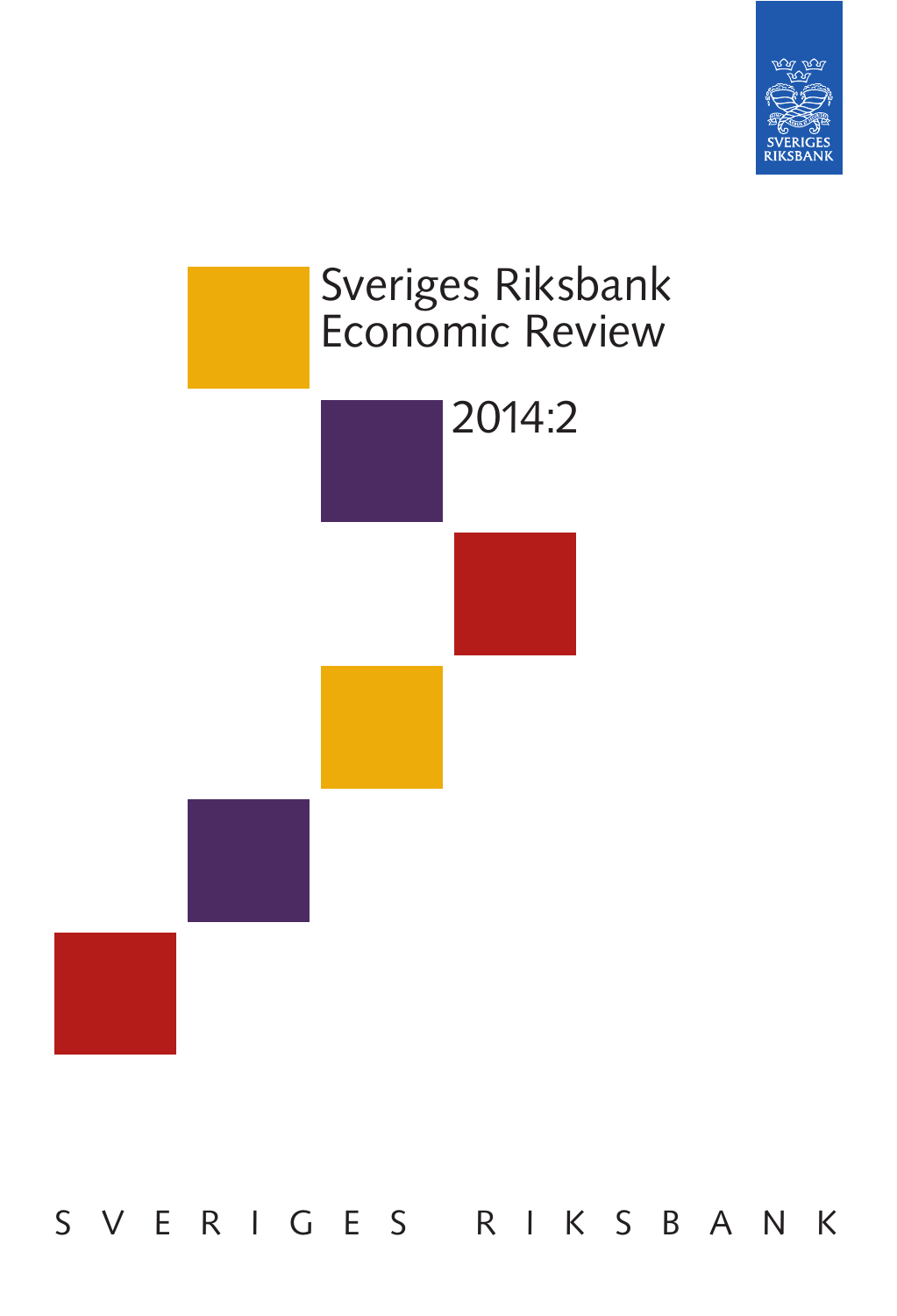# Sveriges Riksbank Economic Review

## 2014:2

SVERIGES RIKSBANK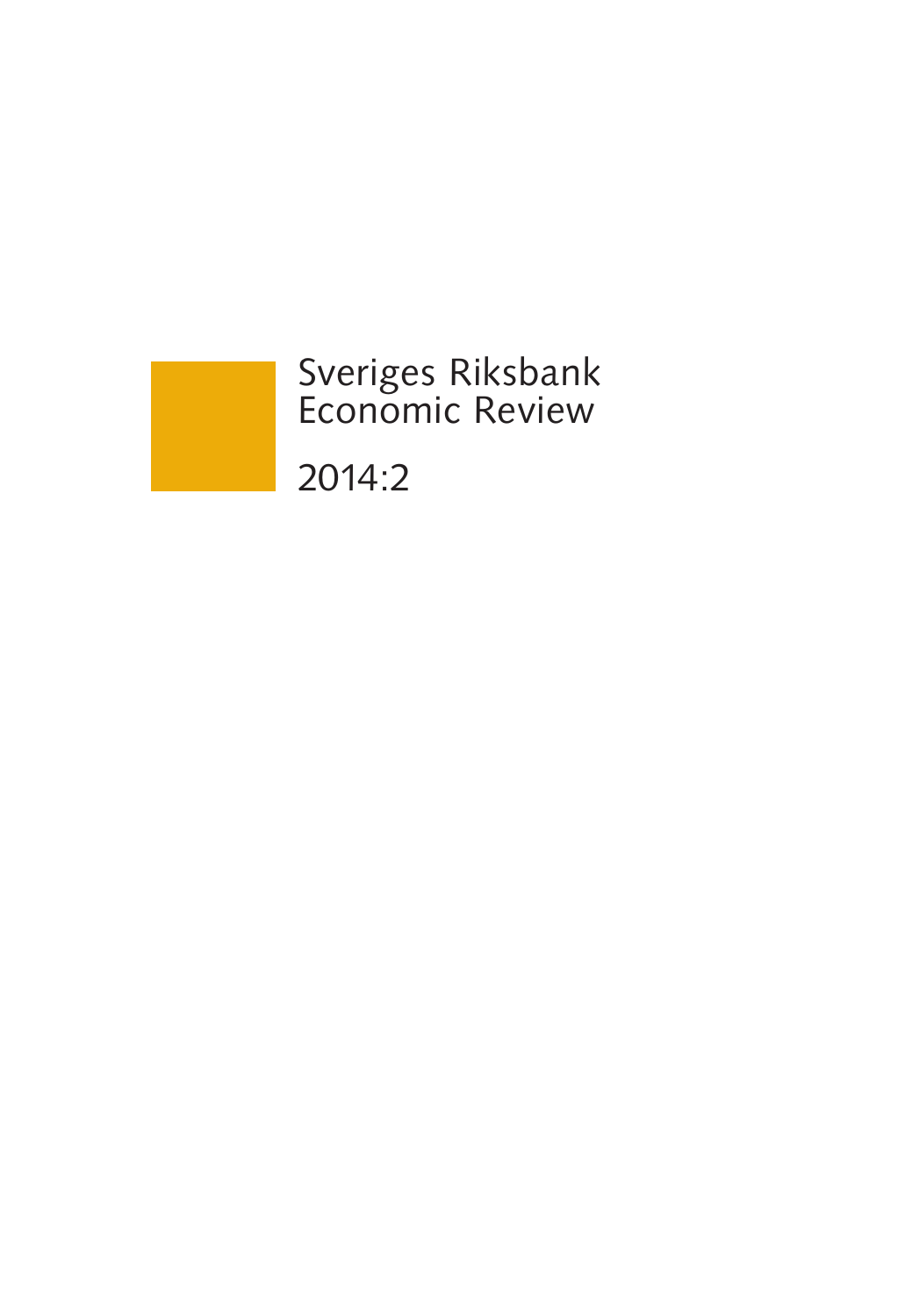# Sveriges Riksbank Economic Review

# 2014:2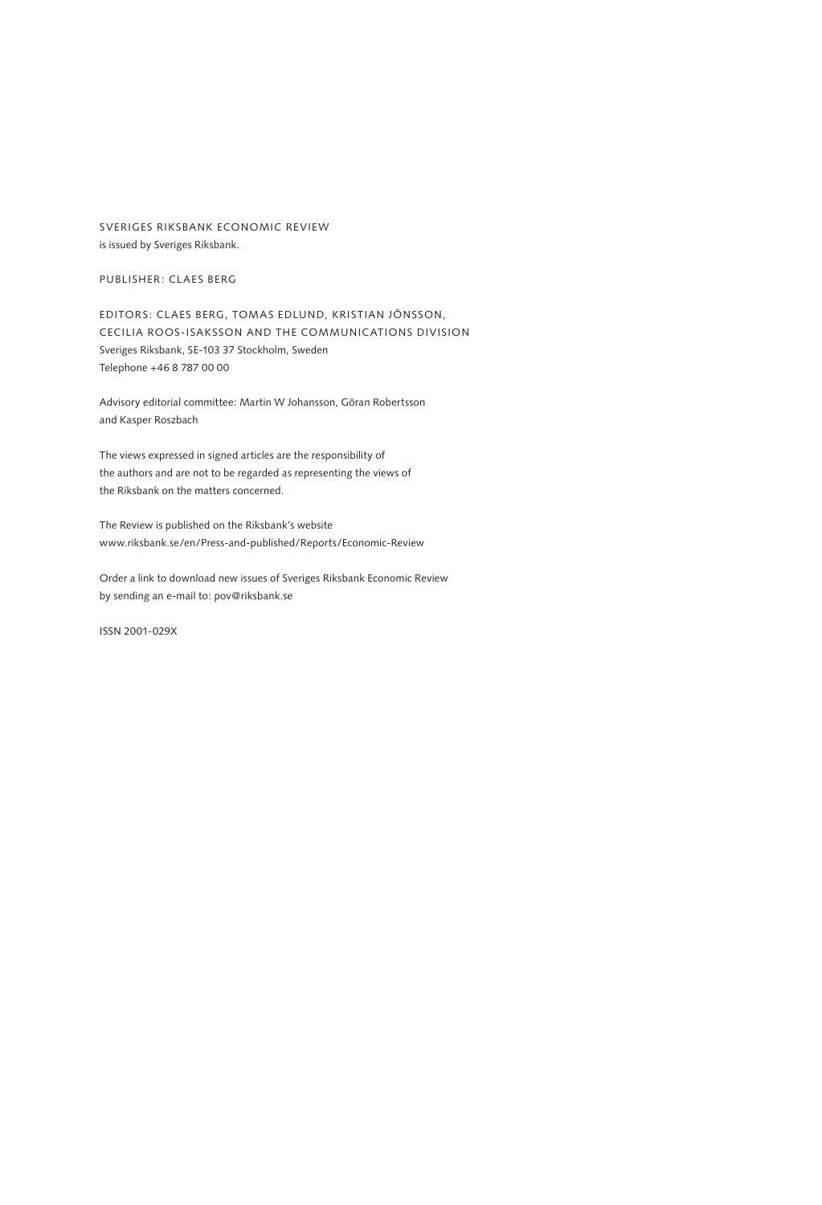SVERIGES RIKSBANK ECONOMIC REVIEW
is issued by Sveriges Riksbank.

PUBLISHER: CLAES BERG

EDITORS: CLAES BERG, TOMAS EDLUND, KRISTIAN JÖNSSON,
CECILIA ROOS-ISAKSSON AND THE COMMUNICATIONS DIVISION
Sveriges Riksbank, SE-103 37 Stockholm, Sweden
Telephone +46 8 787 00 00

Advisory editorial committee: Martin W Johansson, Göran Robertsson
and Kasper Roszbach

The views expressed in signed articles are the responsibility of
the authors and are not to be regarded as representing the views of
the Riksbank on the matters concerned.

The Review is published on the Riksbank's website
www.riksbank.se/en/Press-and-published/Reports/Economic-Review

Order a link to download new issues of Sveriges Riksbank Economic Review
by sending an e-mail to: pov@riksbank.se

ISSN 2001-029X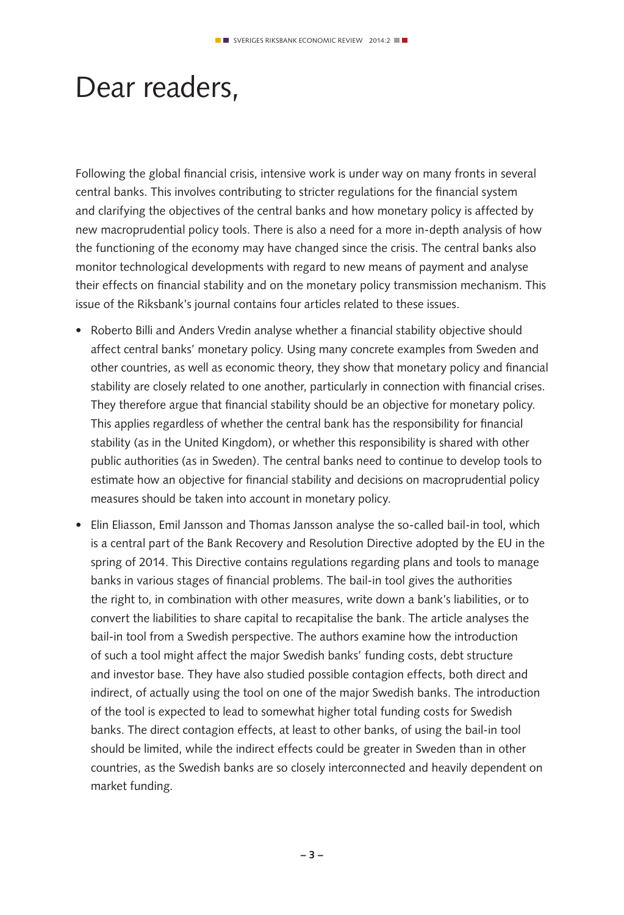# Dear readers,

Following the global financial crisis, intensive work is under way on many fronts in several central banks. This involves contributing to stricter regulations for the financial system and clarifying the objectives of the central banks and how monetary policy is affected by new macroprudential policy tools. There is also a need for a more in-depth analysis of how the functioning of the economy may have changed since the crisis. The central banks also monitor technological developments with regard to new means of payment and analyse their effects on financial stability and on the monetary policy transmission mechanism. This issue of the Riksbank's journal contains four articles related to these issues.

- Roberto Billi and Anders Vredin analyse whether a financial stability objective should affect central banks' monetary policy. Using many concrete examples from Sweden and other countries, as well as economic theory, they show that monetary policy and financial stability are closely related to one another, particularly in connection with financial crises. They therefore argue that financial stability should be an objective for monetary policy. This applies regardless of whether the central bank has the responsibility for financial stability (as in the United Kingdom), or whether this responsibility is shared with other public authorities (as in Sweden). The central banks need to continue to develop tools to estimate how an objective for financial stability and decisions on macroprudential policy measures should be taken into account in monetary policy.
- Elin Eliasson, Emil Jansson and Thomas Jansson analyse the so-called bail-in tool, which is a central part of the Bank Recovery and Resolution Directive adopted by the EU in the spring of 2014. This Directive contains regulations regarding plans and tools to manage banks in various stages of financial problems. The bail-in tool gives the authorities the right to, in combination with other measures, write down a bank's liabilities, or to convert the liabilities to share capital to recapitalise the bank. The article analyses the bail-in tool from a Swedish perspective. The authors examine how the introduction of such a tool might affect the major Swedish banks' funding costs, debt structure and investor base. They have also studied possible contagion effects, both direct and indirect, of actually using the tool on one of the major Swedish banks. The introduction of the tool is expected to lead to somewhat higher total funding costs for Swedish banks. The direct contagion effects, at least to other banks, of using the bail-in tool should be limited, while the indirect effects could be greater in Sweden than in other countries, as the Swedish banks are so closely interconnected and heavily dependent on market funding.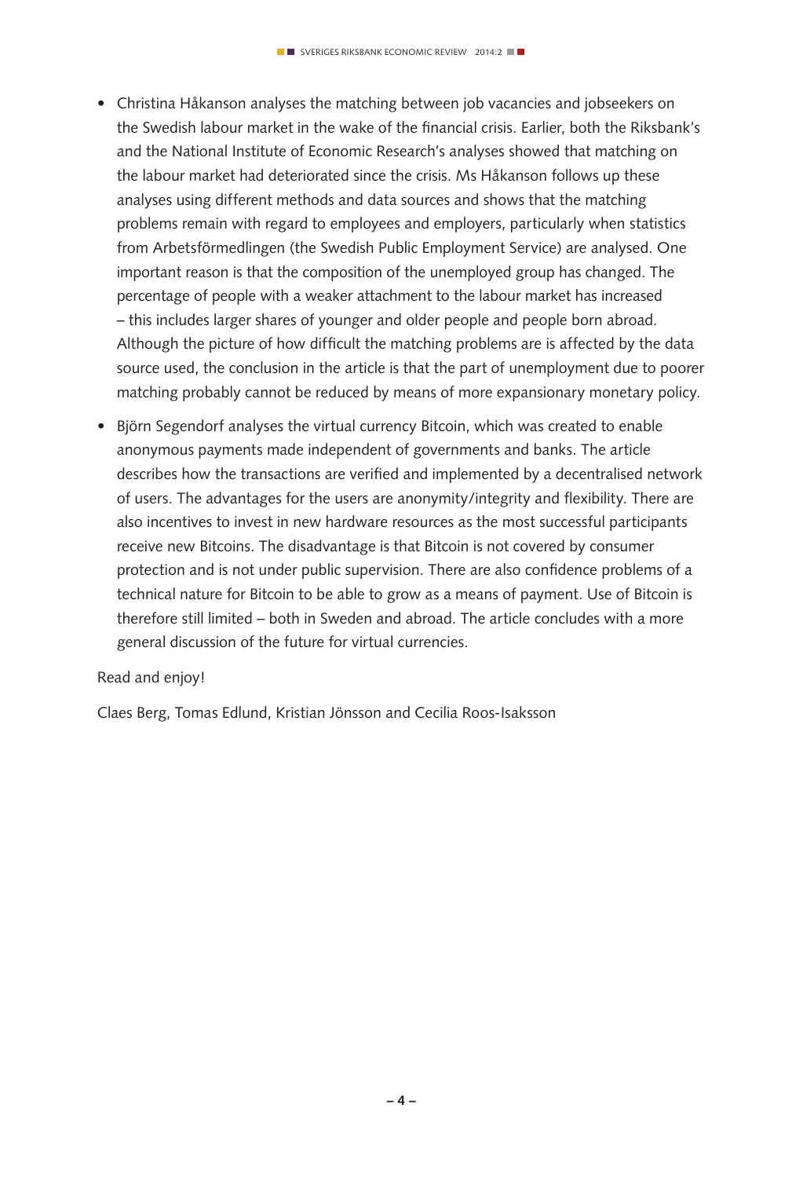- Christina Håkanson analyses the matching between job vacancies and jobseekers on the Swedish labour market in the wake of the financial crisis. Earlier, both the Riksbank's and the National Institute of Economic Research's analyses showed that matching on the labour market had deteriorated since the crisis. Ms Håkanson follows up these analyses using different methods and data sources and shows that the matching problems remain with regard to employees and employers, particularly when statistics from Arbetsförmedlingen (the Swedish Public Employment Service) are analysed. One important reason is that the composition of the unemployed group has changed. The percentage of people with a weaker attachment to the labour market has increased – this includes larger shares of younger and older people and people born abroad. Although the picture of how difficult the matching problems are is affected by the data source used, the conclusion in the article is that the part of unemployment due to poorer matching probably cannot be reduced by means of more expansionary monetary policy.

- Björn Segendorf analyses the virtual currency Bitcoin, which was created to enable anonymous payments made independent of governments and banks. The article describes how the transactions are verified and implemented by a decentralised network of users. The advantages for the users are anonymity/integrity and flexibility. There are also incentives to invest in new hardware resources as the most successful participants receive new Bitcoins. The disadvantage is that Bitcoin is not covered by consumer protection and is not under public supervision. There are also confidence problems of a technical nature for Bitcoin to be able to grow as a means of payment. Use of Bitcoin is therefore still limited – both in Sweden and abroad. The article concludes with a more general discussion of the future for virtual currencies.

Read and enjoy!

Claes Berg, Tomas Edlund, Kristian Jönsson and Cecilia Roos-Isaksson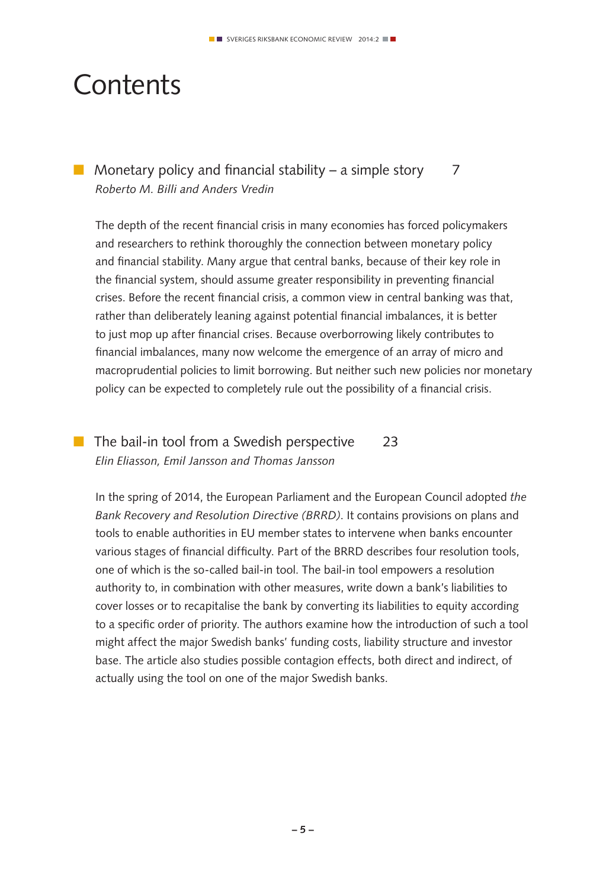# Contents

## Monetary policy and financial stability – a simple story 7

*Roberto M. Billi and Anders Vredin*

The depth of the recent financial crisis in many economies has forced policymakers and researchers to rethink thoroughly the connection between monetary policy and financial stability. Many argue that central banks, because of their key role in the financial system, should assume greater responsibility in preventing financial crises. Before the recent financial crisis, a common view in central banking was that, rather than deliberately leaning against potential financial imbalances, it is better to just mop up after financial crises. Because overborrowing likely contributes to financial imbalances, many now welcome the emergence of an array of micro and macroprudential policies to limit borrowing. But neither such new policies nor monetary policy can be expected to completely rule out the possibility of a financial crisis.

## The bail-in tool from a Swedish perspective 23

*Elin Eliasson, Emil Jansson and Thomas Jansson*

In the spring of 2014, the European Parliament and the European Council adopted *the Bank Recovery and Resolution Directive (BRRD)*. It contains provisions on plans and tools to enable authorities in EU member states to intervene when banks encounter various stages of financial difficulty. Part of the BRRD describes four resolution tools, one of which is the so-called bail-in tool. The bail-in tool empowers a resolution authority to, in combination with other measures, write down a bank's liabilities to cover losses or to recapitalise the bank by converting its liabilities to equity according to a specific order of priority. The authors examine how the introduction of such a tool might affect the major Swedish banks' funding costs, liability structure and investor base. The article also studies possible contagion effects, both direct and indirect, of actually using the tool on one of the major Swedish banks.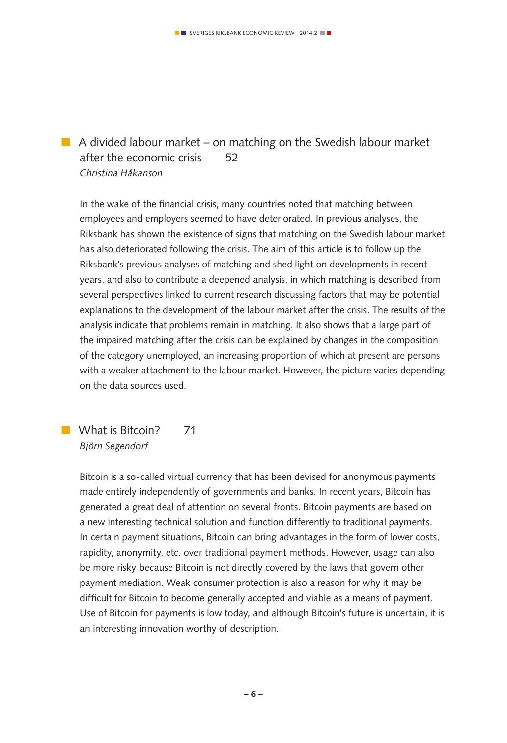## A divided labour market – on matching on the Swedish labour market after the economic crisis 52

*Christina Håkanson*

In the wake of the financial crisis, many countries noted that matching between employees and employers seemed to have deteriorated. In previous analyses, the Riksbank has shown the existence of signs that matching on the Swedish labour market has also deteriorated following the crisis. The aim of this article is to follow up the Riksbank's previous analyses of matching and shed light on developments in recent years, and also to contribute a deepened analysis, in which matching is described from several perspectives linked to current research discussing factors that may be potential explanations to the development of the labour market after the crisis. The results of the analysis indicate that problems remain in matching. It also shows that a large part of the impaired matching after the crisis can be explained by changes in the composition of the category unemployed, an increasing proportion of which at present are persons with a weaker attachment to the labour market. However, the picture varies depending on the data sources used.

## What is Bitcoin? 71

*Björn Segendorf*

Bitcoin is a so-called virtual currency that has been devised for anonymous payments made entirely independently of governments and banks. In recent years, Bitcoin has generated a great deal of attention on several fronts. Bitcoin payments are based on a new interesting technical solution and function differently to traditional payments. In certain payment situations, Bitcoin can bring advantages in the form of lower costs, rapidity, anonymity, etc. over traditional payment methods. However, usage can also be more risky because Bitcoin is not directly covered by the laws that govern other payment mediation. Weak consumer protection is also a reason for why it may be difficult for Bitcoin to become generally accepted and viable as a means of payment. Use of Bitcoin for payments is low today, and although Bitcoin's future is uncertain, it is an interesting innovation worthy of description.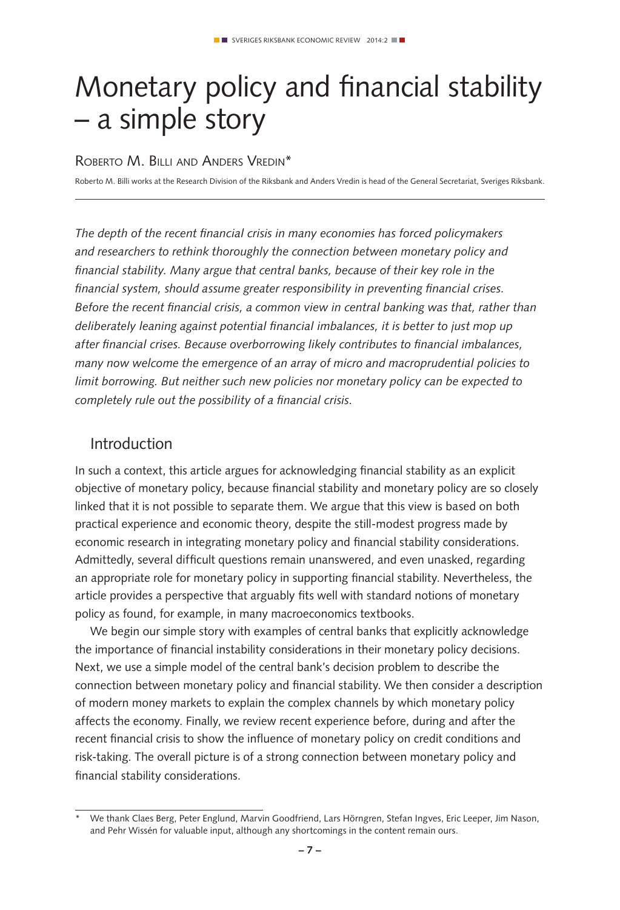# Monetary policy and financial stability – a simple story

Roberto M. Billi and Anders Vredin*

Roberto M. Billi works at the Research Division of the Riksbank and Anders Vredin is head of the General Secretariat, Sveriges Riksbank.

*The depth of the recent financial crisis in many economies has forced policymakers and researchers to rethink thoroughly the connection between monetary policy and financial stability. Many argue that central banks, because of their key role in the financial system, should assume greater responsibility in preventing financial crises. Before the recent financial crisis, a common view in central banking was that, rather than deliberately leaning against potential financial imbalances, it is better to just mop up after financial crises. Because overborrowing likely contributes to financial imbalances, many now welcome the emergence of an array of micro and macroprudential policies to limit borrowing. But neither such new policies nor monetary policy can be expected to completely rule out the possibility of a financial crisis.*

## Introduction

In such a context, this article argues for acknowledging financial stability as an explicit objective of monetary policy, because financial stability and monetary policy are so closely linked that it is not possible to separate them. We argue that this view is based on both practical experience and economic theory, despite the still-modest progress made by economic research in integrating monetary policy and financial stability considerations. Admittedly, several difficult questions remain unanswered, and even unasked, regarding an appropriate role for monetary policy in supporting financial stability. Nevertheless, the article provides a perspective that arguably fits well with standard notions of monetary policy as found, for example, in many macroeconomics textbooks.

We begin our simple story with examples of central banks that explicitly acknowledge the importance of financial instability considerations in their monetary policy decisions. Next, we use a simple model of the central bank's decision problem to describe the connection between monetary policy and financial stability. We then consider a description of modern money markets to explain the complex channels by which monetary policy affects the economy. Finally, we review recent experience before, during and after the recent financial crisis to show the influence of monetary policy on credit conditions and risk-taking. The overall picture is of a strong connection between monetary policy and financial stability considerations.

---

\* We thank Claes Berg, Peter Englund, Marvin Goodfriend, Lars Hörngren, Stefan Ingves, Eric Leeper, Jim Nason, and Pehr Wissén for valuable input, although any shortcomings in the content remain ours.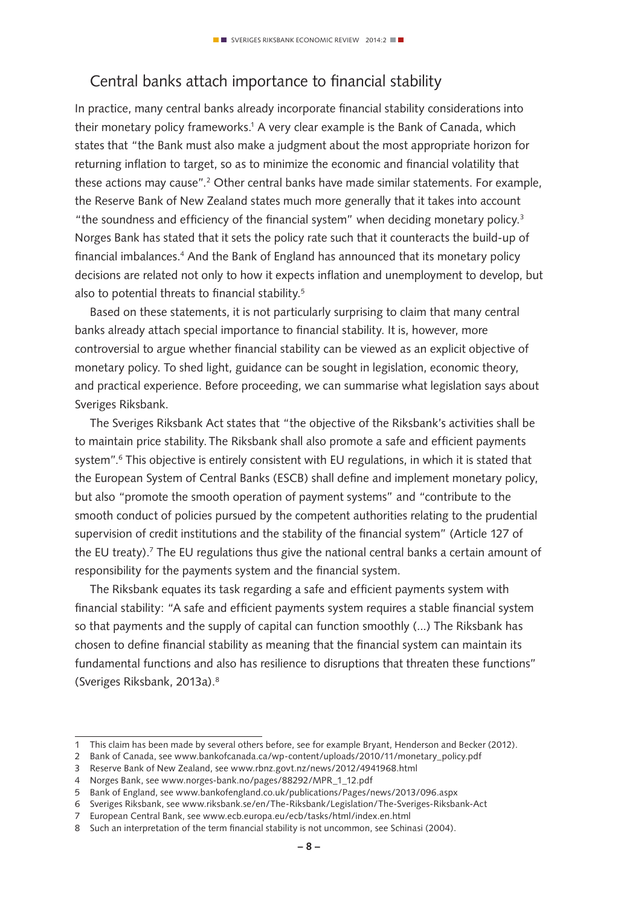## Central banks attach importance to financial stability

In practice, many central banks already incorporate financial stability considerations into their monetary policy frameworks.[1] A very clear example is the Bank of Canada, which states that "the Bank must also make a judgment about the most appropriate horizon for returning inflation to target, so as to minimize the economic and financial volatility that these actions may cause".[2] Other central banks have made similar statements. For example, the Reserve Bank of New Zealand states much more generally that it takes into account "the soundness and efficiency of the financial system" when deciding monetary policy.[3] Norges Bank has stated that it sets the policy rate such that it counteracts the build-up of financial imbalances.[4] And the Bank of England has announced that its monetary policy decisions are related not only to how it expects inflation and unemployment to develop, but also to potential threats to financial stability.[5]

Based on these statements, it is not particularly surprising to claim that many central banks already attach special importance to financial stability. It is, however, more controversial to argue whether financial stability can be viewed as an explicit objective of monetary policy. To shed light, guidance can be sought in legislation, economic theory, and practical experience. Before proceeding, we can summarise what legislation says about Sveriges Riksbank.

The Sveriges Riksbank Act states that "the objective of the Riksbank's activities shall be to maintain price stability. The Riksbank shall also promote a safe and efficient payments system".[6] This objective is entirely consistent with EU regulations, in which it is stated that the European System of Central Banks (ESCB) shall define and implement monetary policy, but also "promote the smooth operation of payment systems" and "contribute to the smooth conduct of policies pursued by the competent authorities relating to the prudential supervision of credit institutions and the stability of the financial system" (Article 127 of the EU treaty).[7] The EU regulations thus give the national central banks a certain amount of responsibility for the payments system and the financial system.

The Riksbank equates its task regarding a safe and efficient payments system with financial stability: "A safe and efficient payments system requires a stable financial system so that payments and the supply of capital can function smoothly (...) The Riksbank has chosen to define financial stability as meaning that the financial system can maintain its fundamental functions and also has resilience to disruptions that threaten these functions" (Sveriges Riksbank, 2013a).[8]

---

1 This claim has been made by several others before, see for example Bryant, Henderson and Becker (2012).
2 Bank of Canada, see www.bankofcanada.ca/wp-content/uploads/2010/11/monetary_policy.pdf
3 Reserve Bank of New Zealand, see www.rbnz.govt.nz/news/2012/4941968.html
4 Norges Bank, see www.norges-bank.no/pages/88292/MPR_1_12.pdf
5 Bank of England, see www.bankofengland.co.uk/publications/Pages/news/2013/096.aspx
6 Sveriges Riksbank, see www.riksbank.se/en/The-Riksbank/Legislation/The-Sveriges-Riksbank-Act
7 European Central Bank, see www.ecb.europa.eu/ecb/tasks/html/index.en.html
8 Such an interpretation of the term financial stability is not uncommon, see Schinasi (2004).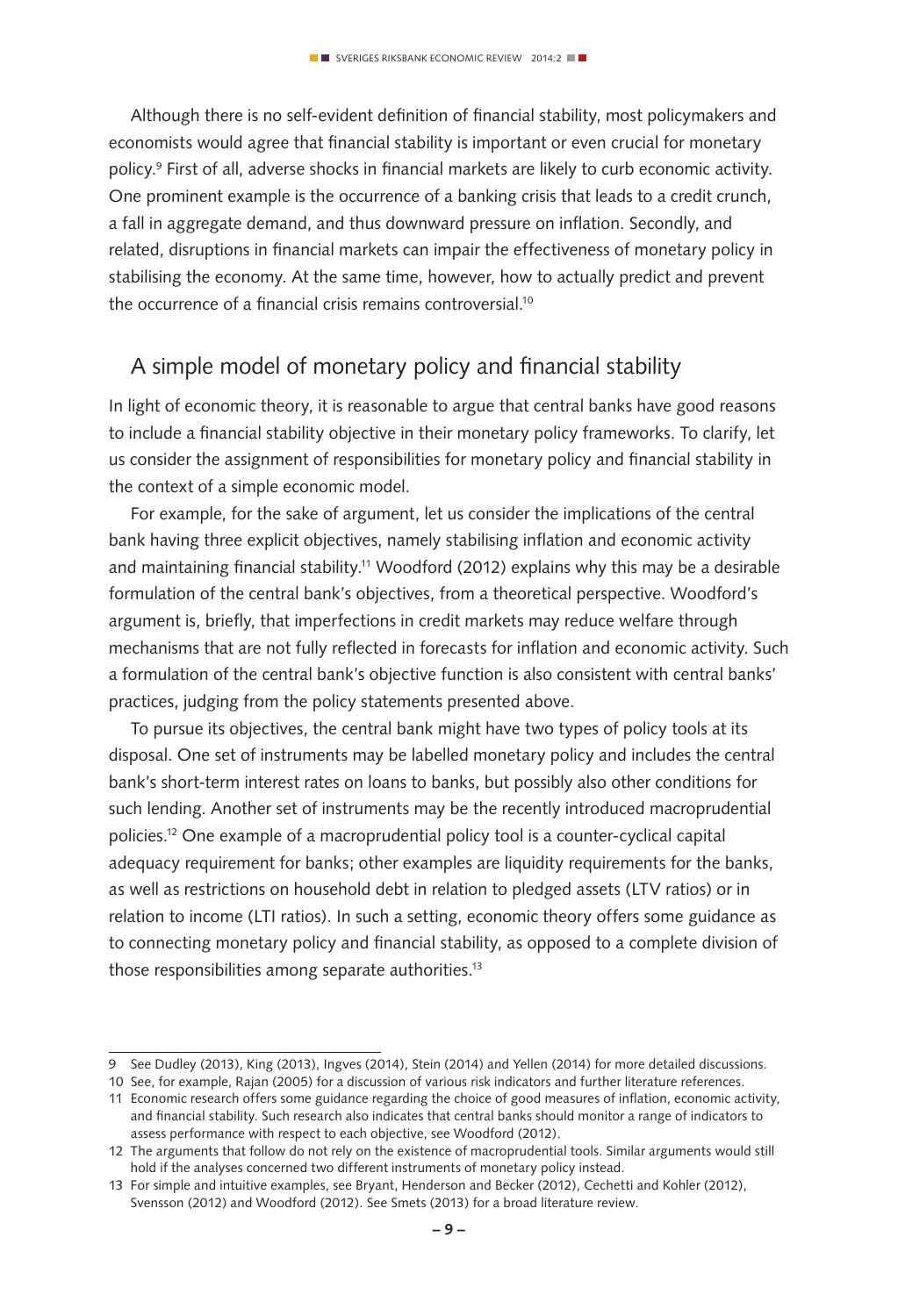Although there is no self-evident definition of financial stability, most policymakers and economists would agree that financial stability is important or even crucial for monetary policy.[9] First of all, adverse shocks in financial markets are likely to curb economic activity. One prominent example is the occurrence of a banking crisis that leads to a credit crunch, a fall in aggregate demand, and thus downward pressure on inflation. Secondly, and related, disruptions in financial markets can impair the effectiveness of monetary policy in stabilising the economy. At the same time, however, how to actually predict and prevent the occurrence of a financial crisis remains controversial.[10]

## A simple model of monetary policy and financial stability

In light of economic theory, it is reasonable to argue that central banks have good reasons to include a financial stability objective in their monetary policy frameworks. To clarify, let us consider the assignment of responsibilities for monetary policy and financial stability in the context of a simple economic model.

For example, for the sake of argument, let us consider the implications of the central bank having three explicit objectives, namely stabilising inflation and economic activity and maintaining financial stability.[11] Woodford (2012) explains why this may be a desirable formulation of the central bank's objectives, from a theoretical perspective. Woodford's argument is, briefly, that imperfections in credit markets may reduce welfare through mechanisms that are not fully reflected in forecasts for inflation and economic activity. Such a formulation of the central bank's objective function is also consistent with central banks' practices, judging from the policy statements presented above.

To pursue its objectives, the central bank might have two types of policy tools at its disposal. One set of instruments may be labelled monetary policy and includes the central bank's short-term interest rates on loans to banks, but possibly also other conditions for such lending. Another set of instruments may be the recently introduced macroprudential policies.[12] One example of a macroprudential policy tool is a counter-cyclical capital adequacy requirement for banks; other examples are liquidity requirements for the banks, as well as restrictions on household debt in relation to pledged assets (LTV ratios) or in relation to income (LTI ratios). In such a setting, economic theory offers some guidance as to connecting monetary policy and financial stability, as opposed to a complete division of those responsibilities among separate authorities.[13]

---

9 See Dudley (2013), King (2013), Ingves (2014), Stein (2014) and Yellen (2014) for more detailed discussions.

10 See, for example, Rajan (2005) for a discussion of various risk indicators and further literature references.

11 Economic research offers some guidance regarding the choice of good measures of inflation, economic activity, and financial stability. Such research also indicates that central banks should monitor a range of indicators to assess performance with respect to each objective, see Woodford (2012).

12 The arguments that follow do not rely on the existence of macroprudential tools. Similar arguments would still hold if the analyses concerned two different instruments of monetary policy instead.

13 For simple and intuitive examples, see Bryant, Henderson and Becker (2012), Cechetti and Kohler (2012), Svensson (2012) and Woodford (2012). See Smets (2013) for a broad literature review.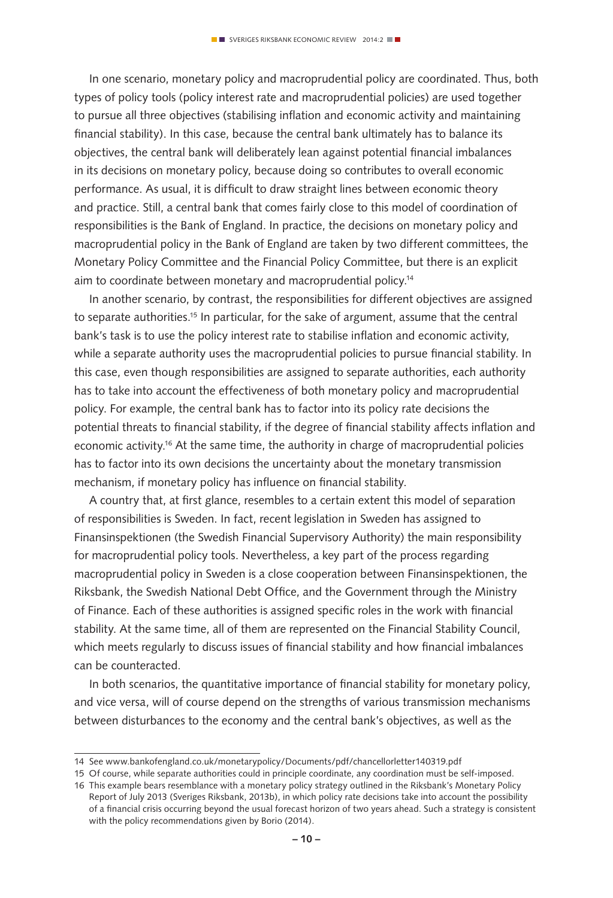In one scenario, monetary policy and macroprudential policy are coordinated. Thus, both types of policy tools (policy interest rate and macroprudential policies) are used together to pursue all three objectives (stabilising inflation and economic activity and maintaining financial stability). In this case, because the central bank ultimately has to balance its objectives, the central bank will deliberately lean against potential financial imbalances in its decisions on monetary policy, because doing so contributes to overall economic performance. As usual, it is difficult to draw straight lines between economic theory and practice. Still, a central bank that comes fairly close to this model of coordination of responsibilities is the Bank of England. In practice, the decisions on monetary policy and macroprudential policy in the Bank of England are taken by two different committees, the Monetary Policy Committee and the Financial Policy Committee, but there is an explicit aim to coordinate between monetary and macroprudential policy.[14]

In another scenario, by contrast, the responsibilities for different objectives are assigned to separate authorities.[15] In particular, for the sake of argument, assume that the central bank's task is to use the policy interest rate to stabilise inflation and economic activity, while a separate authority uses the macroprudential policies to pursue financial stability. In this case, even though responsibilities are assigned to separate authorities, each authority has to take into account the effectiveness of both monetary policy and macroprudential policy. For example, the central bank has to factor into its policy rate decisions the potential threats to financial stability, if the degree of financial stability affects inflation and economic activity.[16] At the same time, the authority in charge of macroprudential policies has to factor into its own decisions the uncertainty about the monetary transmission mechanism, if monetary policy has influence on financial stability.

A country that, at first glance, resembles to a certain extent this model of separation of responsibilities is Sweden. In fact, recent legislation in Sweden has assigned to Finansinspektionen (the Swedish Financial Supervisory Authority) the main responsibility for macroprudential policy tools. Nevertheless, a key part of the process regarding macroprudential policy in Sweden is a close cooperation between Finansinspektionen, the Riksbank, the Swedish National Debt Office, and the Government through the Ministry of Finance. Each of these authorities is assigned specific roles in the work with financial stability. At the same time, all of them are represented on the Financial Stability Council, which meets regularly to discuss issues of financial stability and how financial imbalances can be counteracted.

In both scenarios, the quantitative importance of financial stability for monetary policy, and vice versa, will of course depend on the strengths of various transmission mechanisms between disturbances to the economy and the central bank's objectives, as well as the

---

14 See www.bankofengland.co.uk/monetarypolicy/Documents/pdf/chancellorletter140319.pdf

15 Of course, while separate authorities could in principle coordinate, any coordination must be self-imposed.

16 This example bears resemblance with a monetary policy strategy outlined in the Riksbank's Monetary Policy Report of July 2013 (Sveriges Riksbank, 2013b), in which policy rate decisions take into account the possibility of a financial crisis occurring beyond the usual forecast horizon of two years ahead. Such a strategy is consistent with the policy recommendations given by Borio (2014).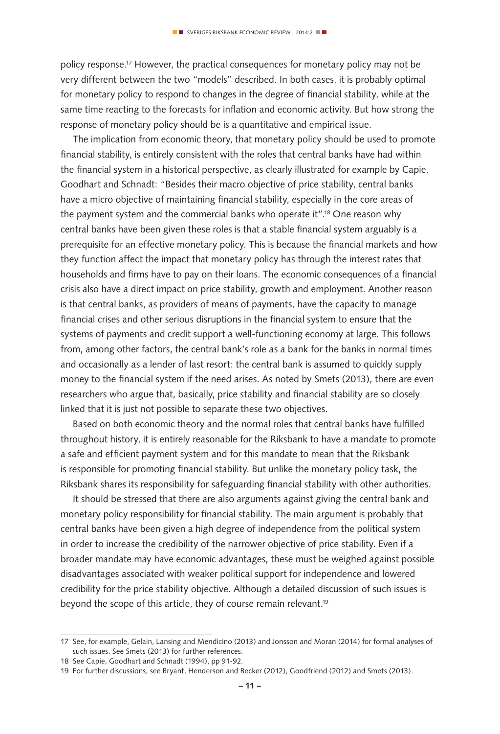policy response.[17] However, the practical consequences for monetary policy may not be very different between the two "models" described. In both cases, it is probably optimal for monetary policy to respond to changes in the degree of financial stability, while at the same time reacting to the forecasts for inflation and economic activity. But how strong the response of monetary policy should be is a quantitative and empirical issue.

The implication from economic theory, that monetary policy should be used to promote financial stability, is entirely consistent with the roles that central banks have had within the financial system in a historical perspective, as clearly illustrated for example by Capie, Goodhart and Schnadt: "Besides their macro objective of price stability, central banks have a micro objective of maintaining financial stability, especially in the core areas of the payment system and the commercial banks who operate it".[18] One reason why central banks have been given these roles is that a stable financial system arguably is a prerequisite for an effective monetary policy. This is because the financial markets and how they function affect the impact that monetary policy has through the interest rates that households and firms have to pay on their loans. The economic consequences of a financial crisis also have a direct impact on price stability, growth and employment. Another reason is that central banks, as providers of means of payments, have the capacity to manage financial crises and other serious disruptions in the financial system to ensure that the systems of payments and credit support a well-functioning economy at large. This follows from, among other factors, the central bank's role as a bank for the banks in normal times and occasionally as a lender of last resort: the central bank is assumed to quickly supply money to the financial system if the need arises. As noted by Smets (2013), there are even researchers who argue that, basically, price stability and financial stability are so closely linked that it is just not possible to separate these two objectives.

Based on both economic theory and the normal roles that central banks have fulfilled throughout history, it is entirely reasonable for the Riksbank to have a mandate to promote a safe and efficient payment system and for this mandate to mean that the Riksbank is responsible for promoting financial stability. But unlike the monetary policy task, the Riksbank shares its responsibility for safeguarding financial stability with other authorities.

It should be stressed that there are also arguments against giving the central bank and monetary policy responsibility for financial stability. The main argument is probably that central banks have been given a high degree of independence from the political system in order to increase the credibility of the narrower objective of price stability. Even if a broader mandate may have economic advantages, these must be weighed against possible disadvantages associated with weaker political support for independence and lowered credibility for the price stability objective. Although a detailed discussion of such issues is beyond the scope of this article, they of course remain relevant.[19]

---

17 See, for example, Gelain, Lansing and Mendicino (2013) and Jonsson and Moran (2014) for formal analyses of such issues. See Smets (2013) for further references.

18 See Capie, Goodhart and Schnadt (1994), pp 91-92.

19 For further discussions, see Bryant, Henderson and Becker (2012), Goodfriend (2012) and Smets (2013).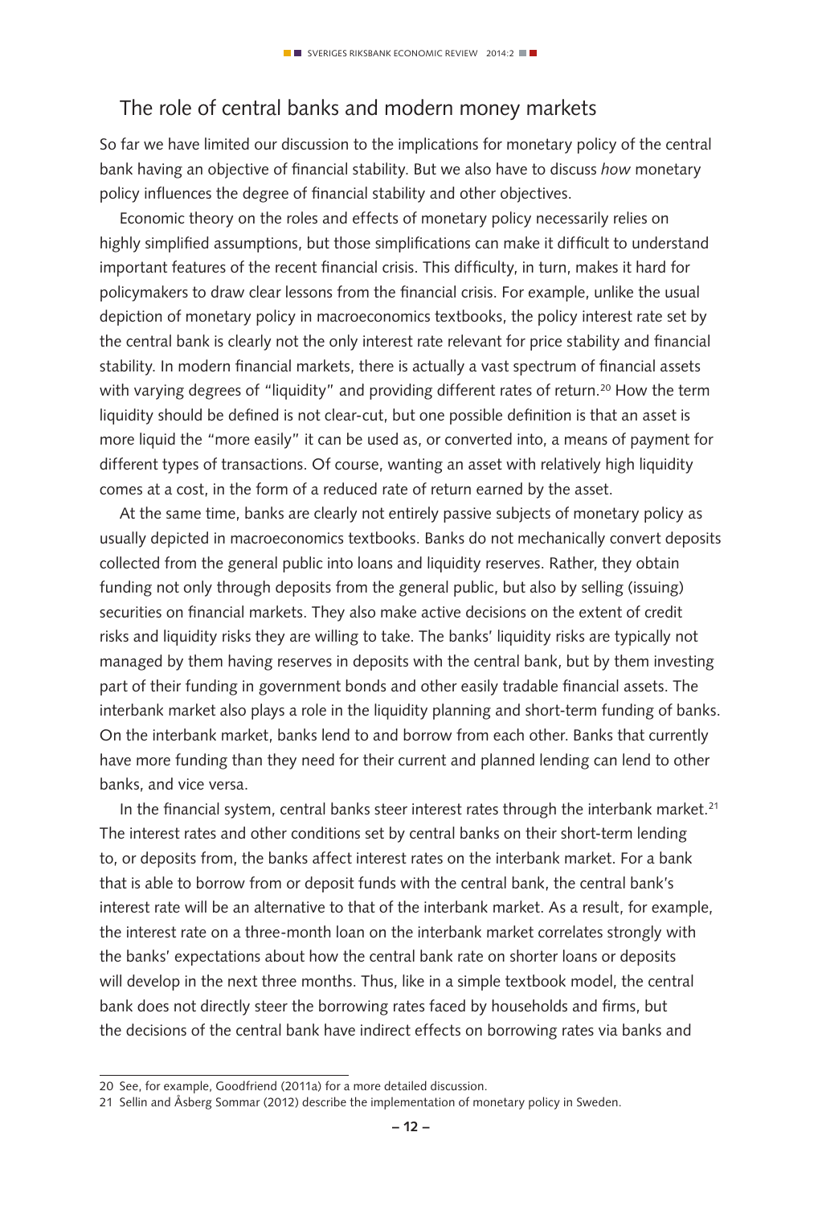## The role of central banks and modern money markets

So far we have limited our discussion to the implications for monetary policy of the central bank having an objective of financial stability. But we also have to discuss *how* monetary policy influences the degree of financial stability and other objectives.

Economic theory on the roles and effects of monetary policy necessarily relies on highly simplified assumptions, but those simplifications can make it difficult to understand important features of the recent financial crisis. This difficulty, in turn, makes it hard for policymakers to draw clear lessons from the financial crisis. For example, unlike the usual depiction of monetary policy in macroeconomics textbooks, the policy interest rate set by the central bank is clearly not the only interest rate relevant for price stability and financial stability. In modern financial markets, there is actually a vast spectrum of financial assets with varying degrees of "liquidity" and providing different rates of return.[20] How the term liquidity should be defined is not clear-cut, but one possible definition is that an asset is more liquid the "more easily" it can be used as, or converted into, a means of payment for different types of transactions. Of course, wanting an asset with relatively high liquidity comes at a cost, in the form of a reduced rate of return earned by the asset.

At the same time, banks are clearly not entirely passive subjects of monetary policy as usually depicted in macroeconomics textbooks. Banks do not mechanically convert deposits collected from the general public into loans and liquidity reserves. Rather, they obtain funding not only through deposits from the general public, but also by selling (issuing) securities on financial markets. They also make active decisions on the extent of credit risks and liquidity risks they are willing to take. The banks' liquidity risks are typically not managed by them having reserves in deposits with the central bank, but by them investing part of their funding in government bonds and other easily tradable financial assets. The interbank market also plays a role in the liquidity planning and short-term funding of banks. On the interbank market, banks lend to and borrow from each other. Banks that currently have more funding than they need for their current and planned lending can lend to other banks, and vice versa.

In the financial system, central banks steer interest rates through the interbank market.[21] The interest rates and other conditions set by central banks on their short-term lending to, or deposits from, the banks affect interest rates on the interbank market. For a bank that is able to borrow from or deposit funds with the central bank, the central bank's interest rate will be an alternative to that of the interbank market. As a result, for example, the interest rate on a three-month loan on the interbank market correlates strongly with the banks' expectations about how the central bank rate on shorter loans or deposits will develop in the next three months. Thus, like in a simple textbook model, the central bank does not directly steer the borrowing rates faced by households and firms, but the decisions of the central bank have indirect effects on borrowing rates via banks and

20 See, for example, Goodfriend (2011a) for a more detailed discussion.

21 Sellin and Åsberg Sommar (2012) describe the implementation of monetary policy in Sweden.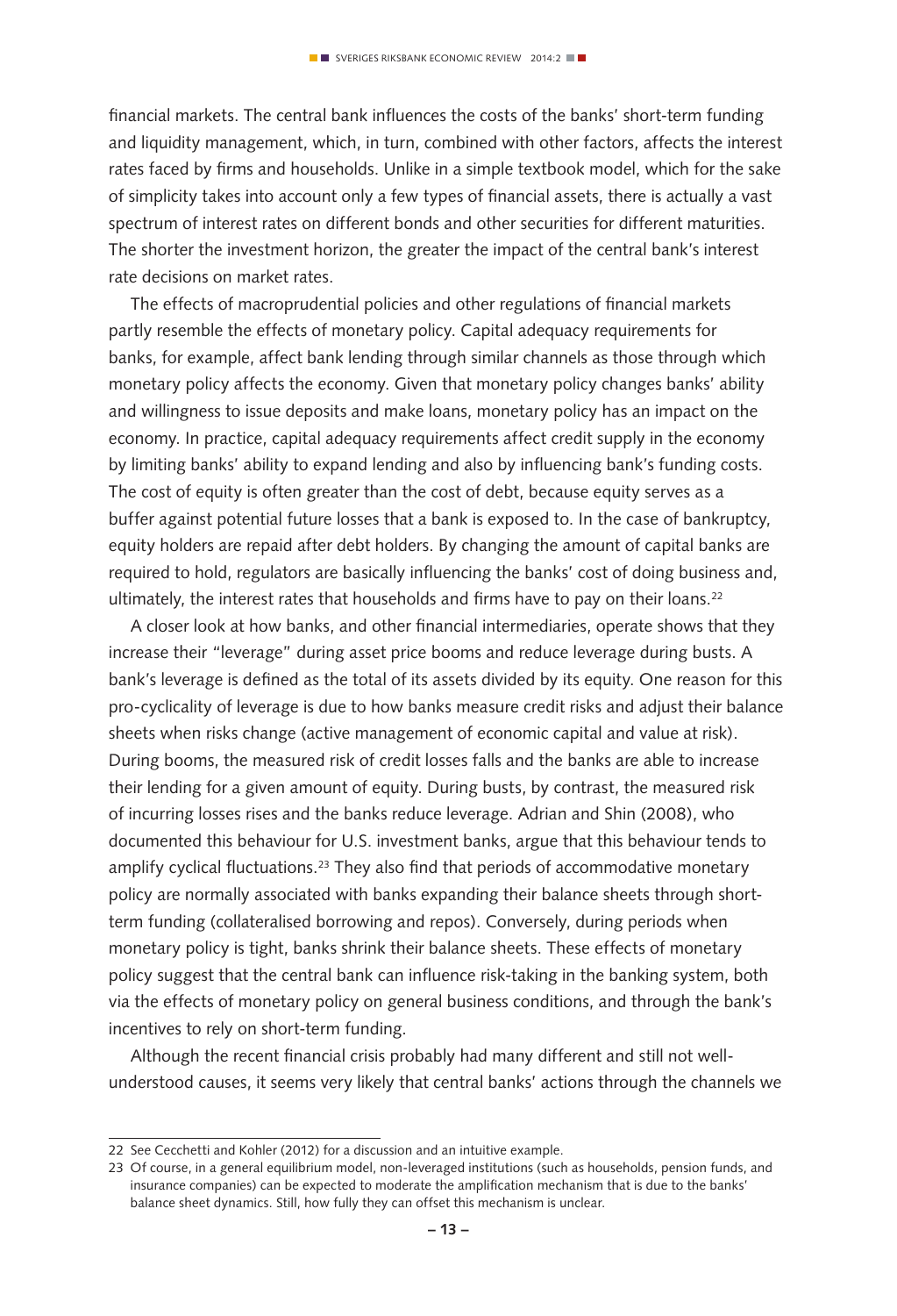financial markets. The central bank influences the costs of the banks' short-term funding and liquidity management, which, in turn, combined with other factors, affects the interest rates faced by firms and households. Unlike in a simple textbook model, which for the sake of simplicity takes into account only a few types of financial assets, there is actually a vast spectrum of interest rates on different bonds and other securities for different maturities. The shorter the investment horizon, the greater the impact of the central bank's interest rate decisions on market rates.

The effects of macroprudential policies and other regulations of financial markets partly resemble the effects of monetary policy. Capital adequacy requirements for banks, for example, affect bank lending through similar channels as those through which monetary policy affects the economy. Given that monetary policy changes banks' ability and willingness to issue deposits and make loans, monetary policy has an impact on the economy. In practice, capital adequacy requirements affect credit supply in the economy by limiting banks' ability to expand lending and also by influencing bank's funding costs. The cost of equity is often greater than the cost of debt, because equity serves as a buffer against potential future losses that a bank is exposed to. In the case of bankruptcy, equity holders are repaid after debt holders. By changing the amount of capital banks are required to hold, regulators are basically influencing the banks' cost of doing business and, ultimately, the interest rates that households and firms have to pay on their loans.[22]

A closer look at how banks, and other financial intermediaries, operate shows that they increase their "leverage" during asset price booms and reduce leverage during busts. A bank's leverage is defined as the total of its assets divided by its equity. One reason for this pro-cyclicality of leverage is due to how banks measure credit risks and adjust their balance sheets when risks change (active management of economic capital and value at risk). During booms, the measured risk of credit losses falls and the banks are able to increase their lending for a given amount of equity. During busts, by contrast, the measured risk of incurring losses rises and the banks reduce leverage. Adrian and Shin (2008), who documented this behaviour for U.S. investment banks, argue that this behaviour tends to amplify cyclical fluctuations.[23] They also find that periods of accommodative monetary policy are normally associated with banks expanding their balance sheets through short-term funding (collateralised borrowing and repos). Conversely, during periods when monetary policy is tight, banks shrink their balance sheets. These effects of monetary policy suggest that the central bank can influence risk-taking in the banking system, both via the effects of monetary policy on general business conditions, and through the bank's incentives to rely on short-term funding.

Although the recent financial crisis probably had many different and still not well-understood causes, it seems very likely that central banks' actions through the channels we

22 See Cecchetti and Kohler (2012) for a discussion and an intuitive example.

23 Of course, in a general equilibrium model, non-leveraged institutions (such as households, pension funds, and insurance companies) can be expected to moderate the amplification mechanism that is due to the banks' balance sheet dynamics. Still, how fully they can offset this mechanism is unclear.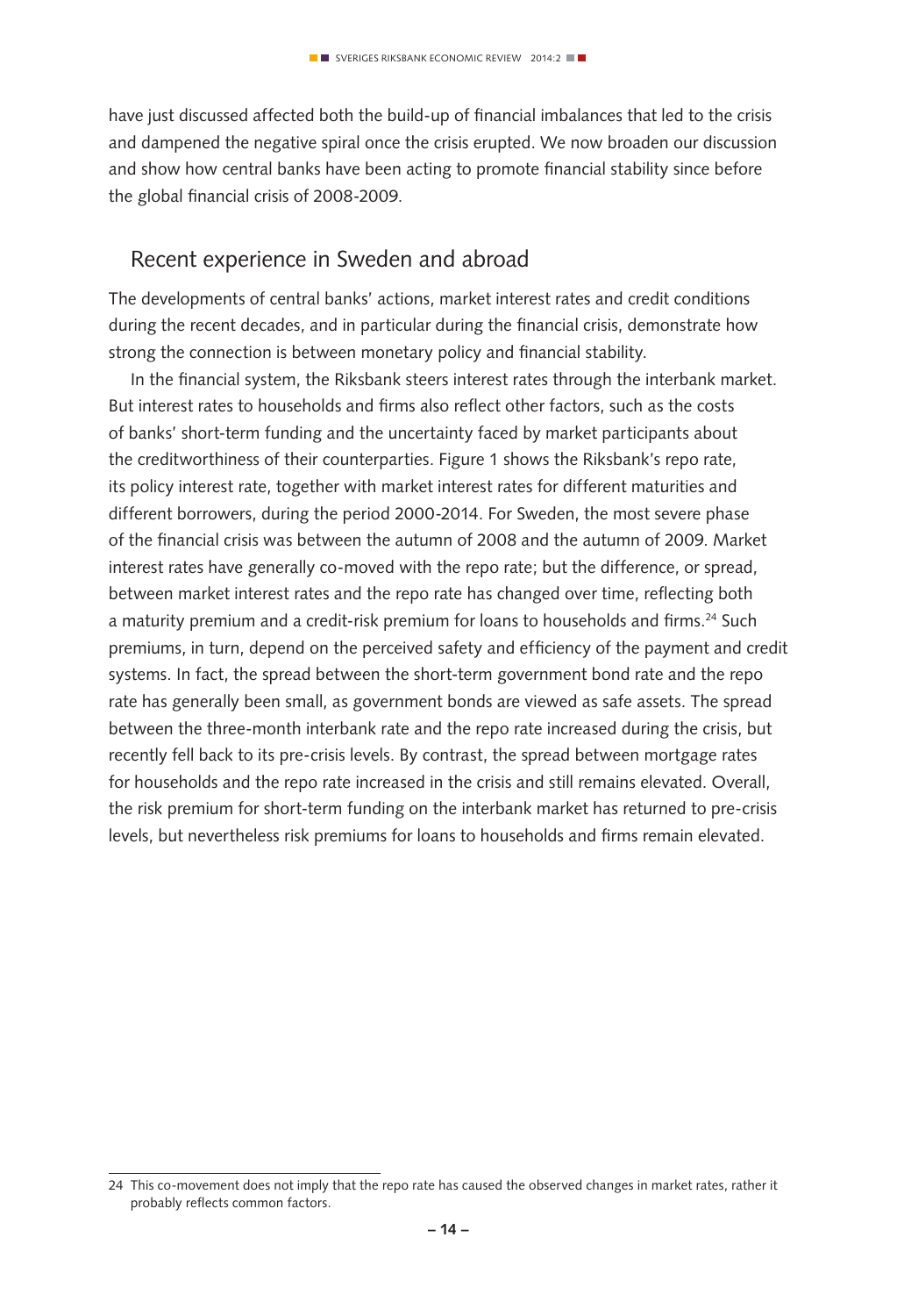have just discussed affected both the build-up of financial imbalances that led to the crisis and dampened the negative spiral once the crisis erupted. We now broaden our discussion and show how central banks have been acting to promote financial stability since before the global financial crisis of 2008-2009.

## Recent experience in Sweden and abroad

The developments of central banks' actions, market interest rates and credit conditions during the recent decades, and in particular during the financial crisis, demonstrate how strong the connection is between monetary policy and financial stability.

In the financial system, the Riksbank steers interest rates through the interbank market. But interest rates to households and firms also reflect other factors, such as the costs of banks' short-term funding and the uncertainty faced by market participants about the creditworthiness of their counterparties. Figure 1 shows the Riksbank's repo rate, its policy interest rate, together with market interest rates for different maturities and different borrowers, during the period 2000-2014. For Sweden, the most severe phase of the financial crisis was between the autumn of 2008 and the autumn of 2009. Market interest rates have generally co-moved with the repo rate; but the difference, or spread, between market interest rates and the repo rate has changed over time, reflecting both a maturity premium and a credit-risk premium for loans to households and firms.[24] Such premiums, in turn, depend on the perceived safety and efficiency of the payment and credit systems. In fact, the spread between the short-term government bond rate and the repo rate has generally been small, as government bonds are viewed as safe assets. The spread between the three-month interbank rate and the repo rate increased during the crisis, but recently fell back to its pre-crisis levels. By contrast, the spread between mortgage rates for households and the repo rate increased in the crisis and still remains elevated. Overall, the risk premium for short-term funding on the interbank market has returned to pre-crisis levels, but nevertheless risk premiums for loans to households and firms remain elevated.

---

24 This co-movement does not imply that the repo rate has caused the observed changes in market rates, rather it probably reflects common factors.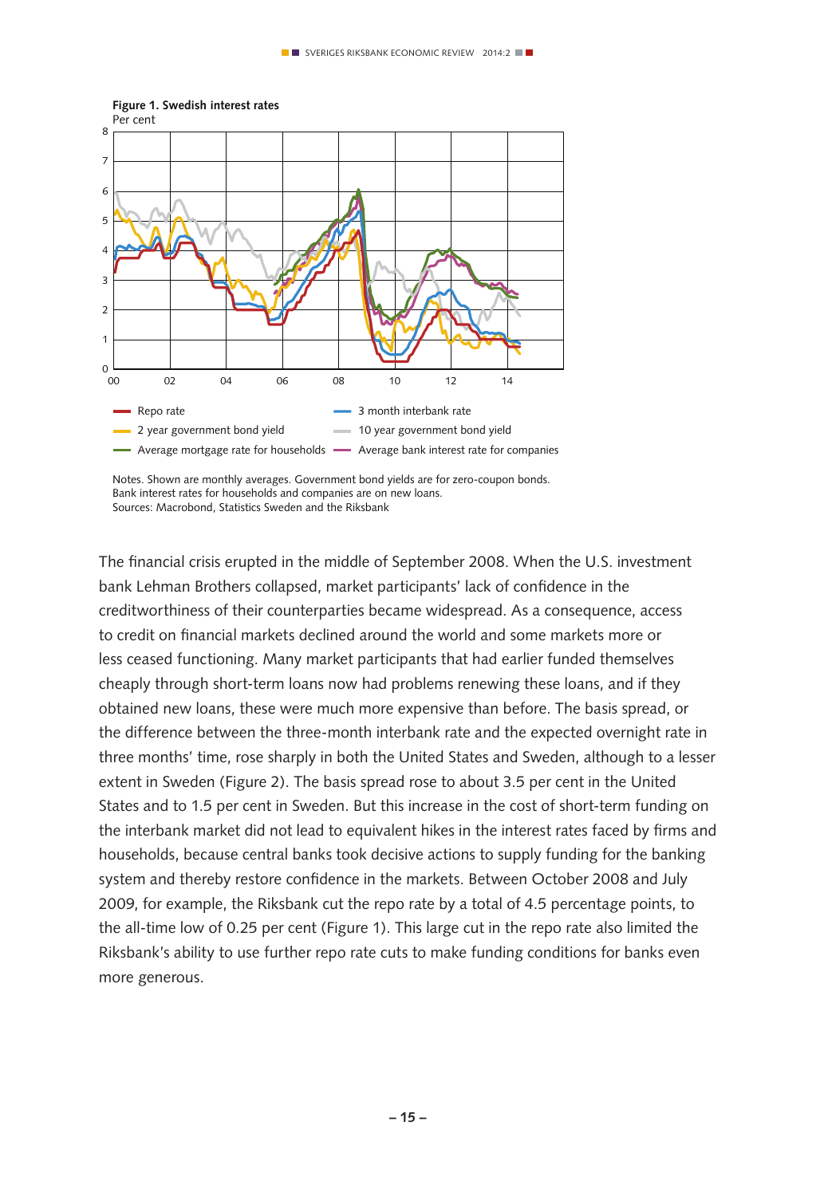**Figure 1. Swedish interest rates**
Per cent

Notes. Shown are monthly averages. Government bond yields are for zero-coupon bonds. Bank interest rates for households and companies are on new loans.
Sources: Macrobond, Statistics Sweden and the Riksbank

The financial crisis erupted in the middle of September 2008. When the U.S. investment bank Lehman Brothers collapsed, market participants' lack of confidence in the creditworthiness of their counterparties became widespread. As a consequence, access to credit on financial markets declined around the world and some markets more or less ceased functioning. Many market participants that had earlier funded themselves cheaply through short-term loans now had problems renewing these loans, and if they obtained new loans, these were much more expensive than before. The basis spread, or the difference between the three-month interbank rate and the expected overnight rate in three months' time, rose sharply in both the United States and Sweden, although to a lesser extent in Sweden (Figure 2). The basis spread rose to about 3.5 per cent in the United States and to 1.5 per cent in Sweden. But this increase in the cost of short-term funding on the interbank market did not lead to equivalent hikes in the interest rates faced by firms and households, because central banks took decisive actions to supply funding for the banking system and thereby restore confidence in the markets. Between October 2008 and July 2009, for example, the Riksbank cut the repo rate by a total of 4.5 percentage points, to the all-time low of 0.25 per cent (Figure 1). This large cut in the repo rate also limited the Riksbank's ability to use further repo rate cuts to make funding conditions for banks even more generous.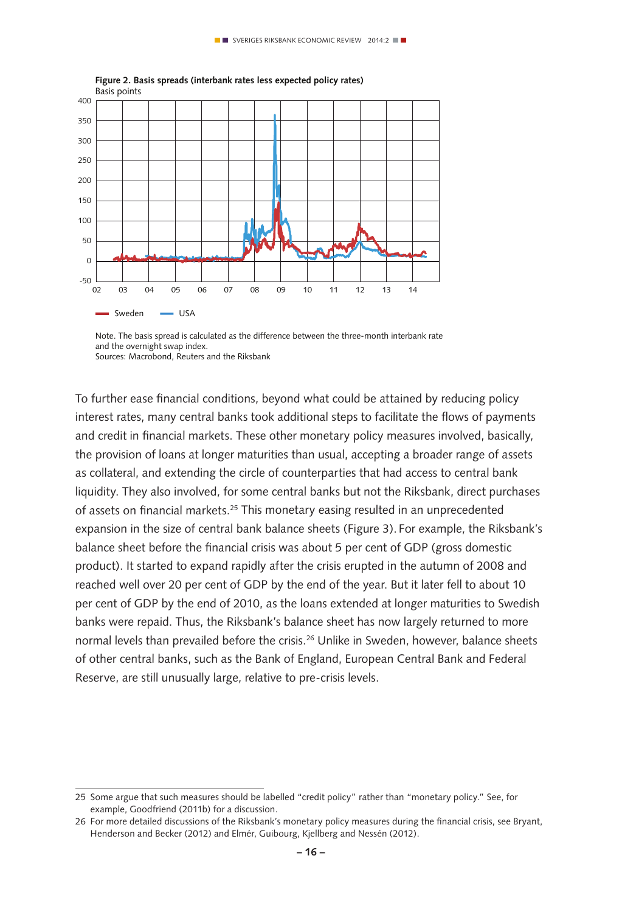**Figure 2. Basis spreads (interbank rates less expected policy rates)**
Basis points

Note. The basis spread is calculated as the difference between the three-month interbank rate and the overnight swap index.
Sources: Macrobond, Reuters and the Riksbank

To further ease financial conditions, beyond what could be attained by reducing policy interest rates, many central banks took additional steps to facilitate the flows of payments and credit in financial markets. These other monetary policy measures involved, basically, the provision of loans at longer maturities than usual, accepting a broader range of assets as collateral, and extending the circle of counterparties that had access to central bank liquidity. They also involved, for some central banks but not the Riksbank, direct purchases of assets on financial markets.[25] This monetary easing resulted in an unprecedented expansion in the size of central bank balance sheets (Figure 3). For example, the Riksbank's balance sheet before the financial crisis was about 5 per cent of GDP (gross domestic product). It started to expand rapidly after the crisis erupted in the autumn of 2008 and reached well over 20 per cent of GDP by the end of the year. But it later fell to about 10 per cent of GDP by the end of 2010, as the loans extended at longer maturities to Swedish banks were repaid. Thus, the Riksbank's balance sheet has now largely returned to more normal levels than prevailed before the crisis.[26] Unlike in Sweden, however, balance sheets of other central banks, such as the Bank of England, European Central Bank and Federal Reserve, are still unusually large, relative to pre-crisis levels.

---

25 Some argue that such measures should be labelled "credit policy" rather than "monetary policy." See, for example, Goodfriend (2011b) for a discussion.

26 For more detailed discussions of the Riksbank's monetary policy measures during the financial crisis, see Bryant, Henderson and Becker (2012) and Elmér, Guibourg, Kjellberg and Nessén (2012).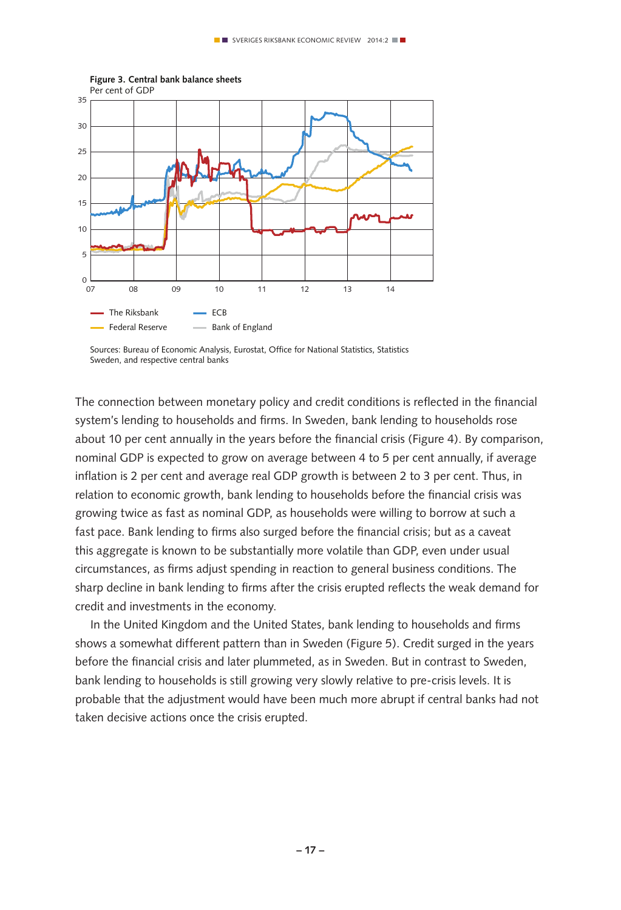**Figure 3. Central bank balance sheets**
Per cent of GDP

Sources: Bureau of Economic Analysis, Eurostat, Office for National Statistics, Statistics Sweden, and respective central banks

The connection between monetary policy and credit conditions is reflected in the financial system's lending to households and firms. In Sweden, bank lending to households rose about 10 per cent annually in the years before the financial crisis (Figure 4). By comparison, nominal GDP is expected to grow on average between 4 to 5 per cent annually, if average inflation is 2 per cent and average real GDP growth is between 2 to 3 per cent. Thus, in relation to economic growth, bank lending to households before the financial crisis was growing twice as fast as nominal GDP, as households were willing to borrow at such a fast pace. Bank lending to firms also surged before the financial crisis; but as a caveat this aggregate is known to be substantially more volatile than GDP, even under usual circumstances, as firms adjust spending in reaction to general business conditions. The sharp decline in bank lending to firms after the crisis erupted reflects the weak demand for credit and investments in the economy.

In the United Kingdom and the United States, bank lending to households and firms shows a somewhat different pattern than in Sweden (Figure 5). Credit surged in the years before the financial crisis and later plummeted, as in Sweden. But in contrast to Sweden, bank lending to households is still growing very slowly relative to pre-crisis levels. It is probable that the adjustment would have been much more abrupt if central banks had not taken decisive actions once the crisis erupted.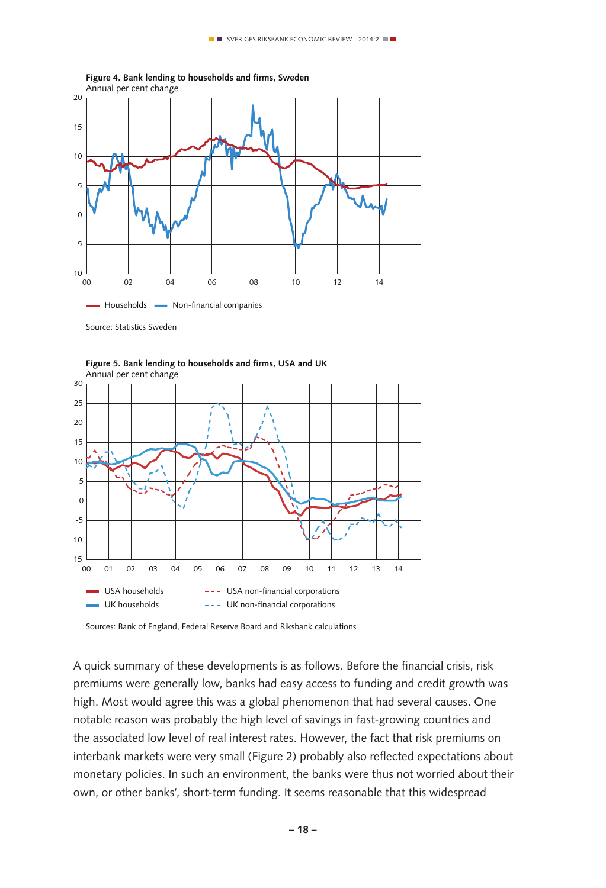**Figure 4. Bank lending to households and firms, Sweden**
Annual per cent change

Source: Statistics Sweden

**Figure 5. Bank lending to households and firms, USA and UK**
Annual per cent change

Sources: Bank of England, Federal Reserve Board and Riksbank calculations

A quick summary of these developments is as follows. Before the financial crisis, risk premiums were generally low, banks had easy access to funding and credit growth was high. Most would agree this was a global phenomenon that had several causes. One notable reason was probably the high level of savings in fast-growing countries and the associated low level of real interest rates. However, the fact that risk premiums on interbank markets were very small (Figure 2) probably also reflected expectations about monetary policies. In such an environment, the banks were thus not worried about their own, or other banks', short-term funding. It seems reasonable that this widespread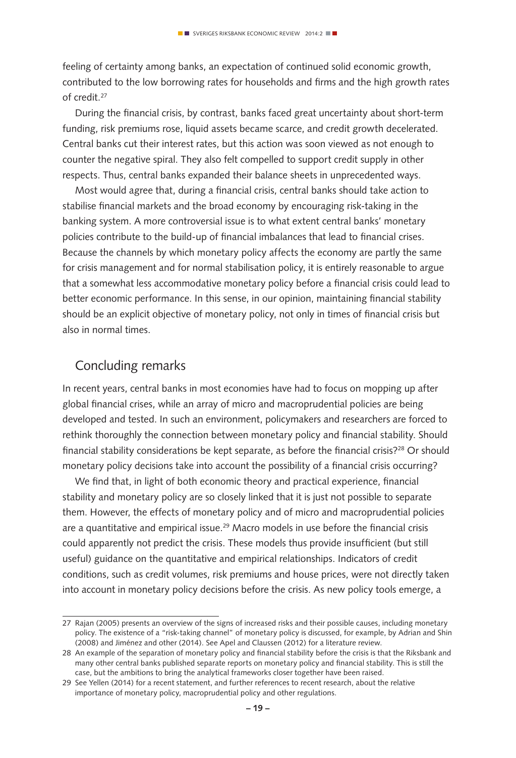feeling of certainty among banks, an expectation of continued solid economic growth, contributed to the low borrowing rates for households and firms and the high growth rates of credit.[27]

During the financial crisis, by contrast, banks faced great uncertainty about short-term funding, risk premiums rose, liquid assets became scarce, and credit growth decelerated. Central banks cut their interest rates, but this action was soon viewed as not enough to counter the negative spiral. They also felt compelled to support credit supply in other respects. Thus, central banks expanded their balance sheets in unprecedented ways.

Most would agree that, during a financial crisis, central banks should take action to stabilise financial markets and the broad economy by encouraging risk-taking in the banking system. A more controversial issue is to what extent central banks' monetary policies contribute to the build-up of financial imbalances that lead to financial crises. Because the channels by which monetary policy affects the economy are partly the same for crisis management and for normal stabilisation policy, it is entirely reasonable to argue that a somewhat less accommodative monetary policy before a financial crisis could lead to better economic performance. In this sense, in our opinion, maintaining financial stability should be an explicit objective of monetary policy, not only in times of financial crisis but also in normal times.

## Concluding remarks

In recent years, central banks in most economies have had to focus on mopping up after global financial crises, while an array of micro and macroprudential policies are being developed and tested. In such an environment, policymakers and researchers are forced to rethink thoroughly the connection between monetary policy and financial stability. Should financial stability considerations be kept separate, as before the financial crisis?[28] Or should monetary policy decisions take into account the possibility of a financial crisis occurring?

We find that, in light of both economic theory and practical experience, financial stability and monetary policy are so closely linked that it is just not possible to separate them. However, the effects of monetary policy and of micro and macroprudential policies are a quantitative and empirical issue.[29] Macro models in use before the financial crisis could apparently not predict the crisis. These models thus provide insufficient (but still useful) guidance on the quantitative and empirical relationships. Indicators of credit conditions, such as credit volumes, risk premiums and house prices, were not directly taken into account in monetary policy decisions before the crisis. As new policy tools emerge, a

---

27 Rajan (2005) presents an overview of the signs of increased risks and their possible causes, including monetary policy. The existence of a "risk-taking channel" of monetary policy is discussed, for example, by Adrian and Shin (2008) and Jiménez and other (2014). See Apel and Claussen (2012) for a literature review.

28 An example of the separation of monetary policy and financial stability before the crisis is that the Riksbank and many other central banks published separate reports on monetary policy and financial stability. This is still the case, but the ambitions to bring the analytical frameworks closer together have been raised.

29 See Yellen (2014) for a recent statement, and further references to recent research, about the relative importance of monetary policy, macroprudential policy and other regulations.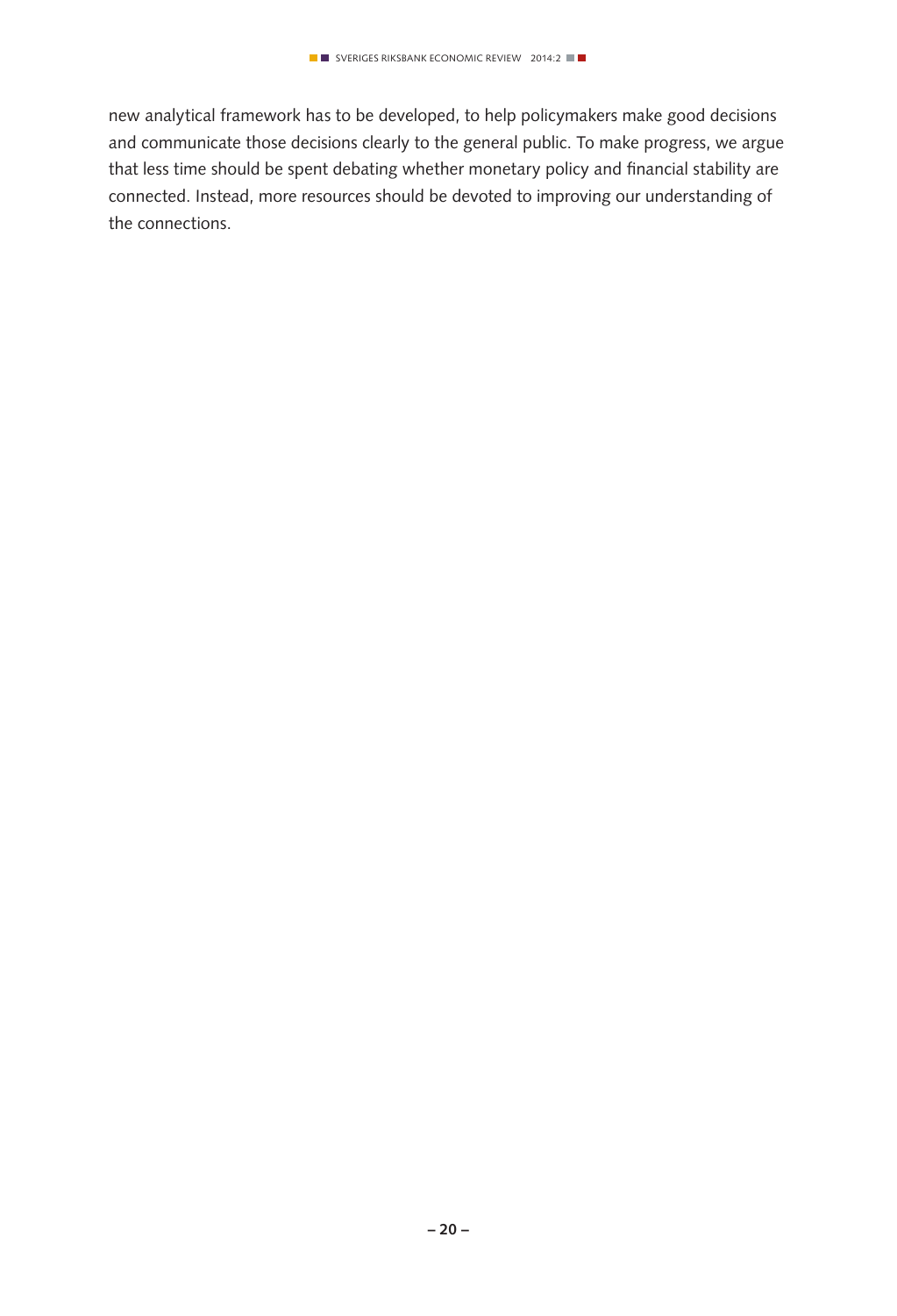new analytical framework has to be developed, to help policymakers make good decisions and communicate those decisions clearly to the general public. To make progress, we argue that less time should be spent debating whether monetary policy and financial stability are connected. Instead, more resources should be devoted to improving our understanding of the connections.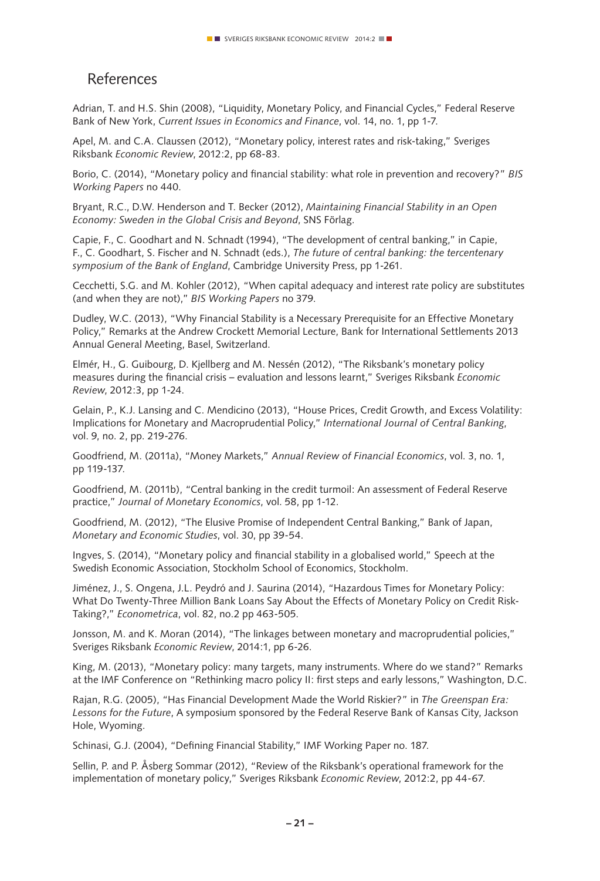## References

Adrian, T. and H.S. Shin (2008), "Liquidity, Monetary Policy, and Financial Cycles," Federal Reserve Bank of New York, *Current Issues in Economics and Finance*, vol. 14, no. 1, pp 1-7.

Apel, M. and C.A. Claussen (2012), "Monetary policy, interest rates and risk-taking," Sveriges Riksbank *Economic Review*, 2012:2, pp 68-83.

Borio, C. (2014), "Monetary policy and financial stability: what role in prevention and recovery?" *BIS Working Papers* no 440.

Bryant, R.C., D.W. Henderson and T. Becker (2012), *Maintaining Financial Stability in an Open Economy: Sweden in the Global Crisis and Beyond*, SNS Förlag.

Capie, F., C. Goodhart and N. Schnadt (1994), "The development of central banking," in Capie, F., C. Goodhart, S. Fischer and N. Schnadt (eds.), *The future of central banking: the tercentenary symposium of the Bank of England*, Cambridge University Press, pp 1-261.

Cecchetti, S.G. and M. Kohler (2012), "When capital adequacy and interest rate policy are substitutes (and when they are not)," *BIS Working Papers* no 379.

Dudley, W.C. (2013), "Why Financial Stability is a Necessary Prerequisite for an Effective Monetary Policy," Remarks at the Andrew Crockett Memorial Lecture, Bank for International Settlements 2013 Annual General Meeting, Basel, Switzerland.

Elmér, H., G. Guibourg, D. Kjellberg and M. Nessén (2012), "The Riksbank's monetary policy measures during the financial crisis – evaluation and lessons learnt," Sveriges Riksbank *Economic Review*, 2012:3, pp 1-24.

Gelain, P., K.J. Lansing and C. Mendicino (2013), "House Prices, Credit Growth, and Excess Volatility: Implications for Monetary and Macroprudential Policy," *International Journal of Central Banking*, vol. 9, no. 2, pp. 219-276.

Goodfriend, M. (2011a), "Money Markets," *Annual Review of Financial Economics*, vol. 3, no. 1, pp 119-137.

Goodfriend, M. (2011b), "Central banking in the credit turmoil: An assessment of Federal Reserve practice," *Journal of Monetary Economics*, vol. 58, pp 1-12.

Goodfriend, M. (2012), "The Elusive Promise of Independent Central Banking," Bank of Japan, *Monetary and Economic Studies*, vol. 30, pp 39-54.

Ingves, S. (2014), "Monetary policy and financial stability in a globalised world," Speech at the Swedish Economic Association, Stockholm School of Economics, Stockholm.

Jiménez, J., S. Ongena, J.L. Peydró and J. Saurina (2014), "Hazardous Times for Monetary Policy: What Do Twenty-Three Million Bank Loans Say About the Effects of Monetary Policy on Credit Risk-Taking?," *Econometrica*, vol. 82, no.2 pp 463-505.

Jonsson, M. and K. Moran (2014), "The linkages between monetary and macroprudential policies," Sveriges Riksbank *Economic Review*, 2014:1, pp 6-26.

King, M. (2013), "Monetary policy: many targets, many instruments. Where do we stand?" Remarks at the IMF Conference on "Rethinking macro policy II: first steps and early lessons," Washington, D.C.

Rajan, R.G. (2005), "Has Financial Development Made the World Riskier?" in *The Greenspan Era: Lessons for the Future*, A symposium sponsored by the Federal Reserve Bank of Kansas City, Jackson Hole, Wyoming.

Schinasi, G.J. (2004), "Defining Financial Stability," IMF Working Paper no. 187.

Sellin, P. and P. Åsberg Sommar (2012), "Review of the Riksbank's operational framework for the implementation of monetary policy," Sveriges Riksbank *Economic Review*, 2012:2, pp 44-67.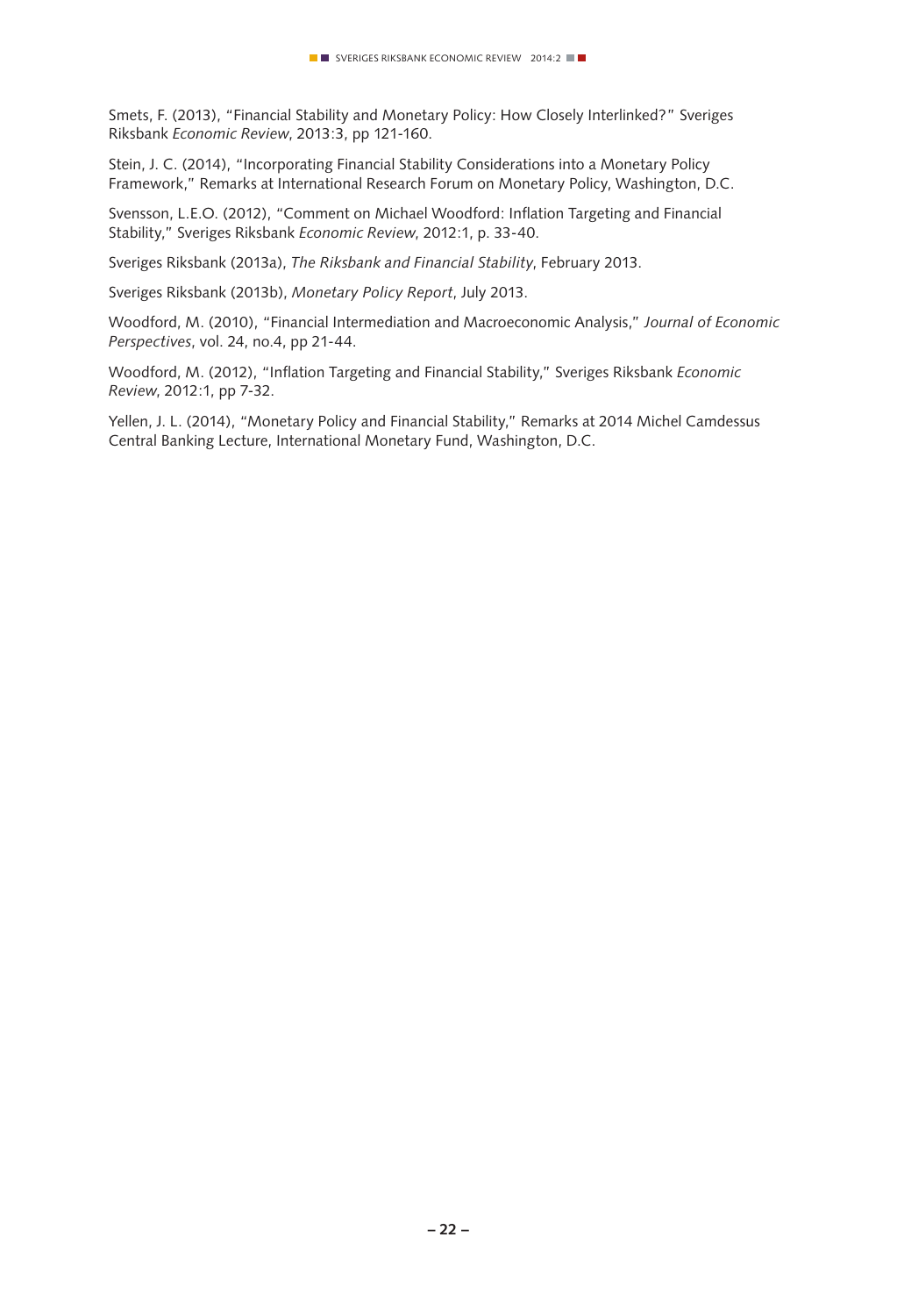Smets, F. (2013), "Financial Stability and Monetary Policy: How Closely Interlinked?" Sveriges Riksbank *Economic Review*, 2013:3, pp 121-160.

Stein, J. C. (2014), "Incorporating Financial Stability Considerations into a Monetary Policy Framework," Remarks at International Research Forum on Monetary Policy, Washington, D.C.

Svensson, L.E.O. (2012), "Comment on Michael Woodford: Inflation Targeting and Financial Stability," Sveriges Riksbank *Economic Review*, 2012:1, p. 33-40.

Sveriges Riksbank (2013a), *The Riksbank and Financial Stability*, February 2013.

Sveriges Riksbank (2013b), *Monetary Policy Report*, July 2013.

Woodford, M. (2010), "Financial Intermediation and Macroeconomic Analysis," *Journal of Economic Perspectives*, vol. 24, no.4, pp 21-44.

Woodford, M. (2012), "Inflation Targeting and Financial Stability," Sveriges Riksbank *Economic Review*, 2012:1, pp 7-32.

Yellen, J. L. (2014), "Monetary Policy and Financial Stability," Remarks at 2014 Michel Camdessus Central Banking Lecture, International Monetary Fund, Washington, D.C.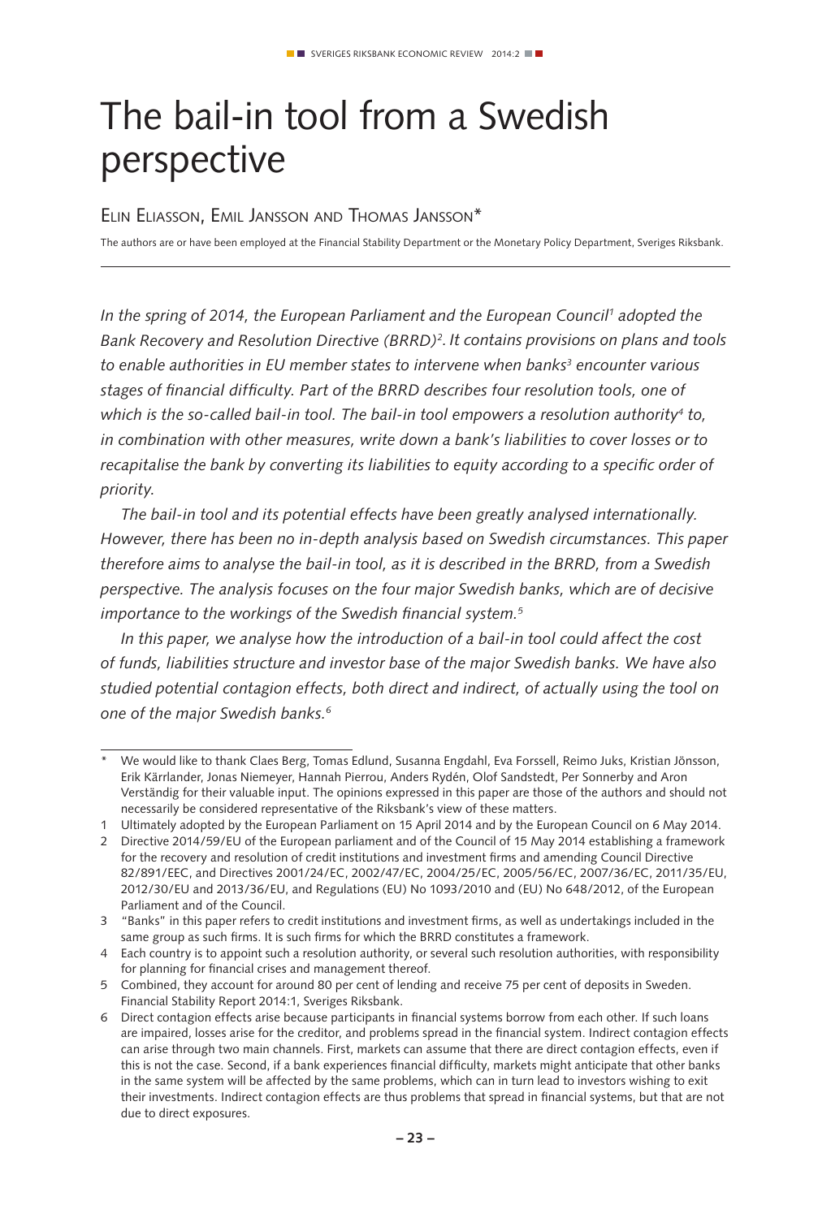# The bail-in tool from a Swedish perspective

Elin Eliasson, Emil Jansson and Thomas Jansson*

The authors are or have been employed at the Financial Stability Department or the Monetary Policy Department, Sveriges Riksbank.

*In the spring of 2014, the European Parliament and the European Council[1] adopted the Bank Recovery and Resolution Directive (BRRD)[2]. It contains provisions on plans and tools to enable authorities in EU member states to intervene when banks[3] encounter various stages of financial difficulty. Part of the BRRD describes four resolution tools, one of which is the so-called bail-in tool. The bail-in tool empowers a resolution authority[4] to, in combination with other measures, write down a bank's liabilities to cover losses or to recapitalise the bank by converting its liabilities to equity according to a specific order of priority.*

*The bail-in tool and its potential effects have been greatly analysed internationally. However, there has been no in-depth analysis based on Swedish circumstances. This paper therefore aims to analyse the bail-in tool, as it is described in the BRRD, from a Swedish perspective. The analysis focuses on the four major Swedish banks, which are of decisive importance to the workings of the Swedish financial system.[5]*

*In this paper, we analyse how the introduction of a bail-in tool could affect the cost of funds, liabilities structure and investor base of the major Swedish banks. We have also studied potential contagion effects, both direct and indirect, of actually using the tool on one of the major Swedish banks.[6]*

---

\* We would like to thank Claes Berg, Tomas Edlund, Susanna Engdahl, Eva Forssell, Reimo Juks, Kristian Jönsson, Erik Kärrlander, Jonas Niemeyer, Hannah Pierrou, Anders Rydén, Olof Sandstedt, Per Sonnerby and Aron Verständig for their valuable input. The opinions expressed in this paper are those of the authors and should not necessarily be considered representative of the Riksbank's view of these matters.

1 Ultimately adopted by the European Parliament on 15 April 2014 and by the European Council on 6 May 2014.

2 Directive 2014/59/EU of the European parliament and of the Council of 15 May 2014 establishing a framework for the recovery and resolution of credit institutions and investment firms and amending Council Directive 82/891/EEC, and Directives 2001/24/EC, 2002/47/EC, 2004/25/EC, 2005/56/EC, 2007/36/EC, 2011/35/EU, 2012/30/EU and 2013/36/EU, and Regulations (EU) No 1093/2010 and (EU) No 648/2012, of the European Parliament and of the Council.

3 "Banks" in this paper refers to credit institutions and investment firms, as well as undertakings included in the same group as such firms. It is such firms for which the BRRD constitutes a framework.

4 Each country is to appoint such a resolution authority, or several such resolution authorities, with responsibility for planning for financial crises and management thereof.

5 Combined, they account for around 80 per cent of lending and receive 75 per cent of deposits in Sweden. Financial Stability Report 2014:1, Sveriges Riksbank.

6 Direct contagion effects arise because participants in financial systems borrow from each other. If such loans are impaired, losses arise for the creditor, and problems spread in the financial system. Indirect contagion effects can arise through two main channels. First, markets can assume that there are direct contagion effects, even if this is not the case. Second, if a bank experiences financial difficulty, markets might anticipate that other banks in the same system will be affected by the same problems, which can in turn lead to investors wishing to exit their investments. Indirect contagion effects are thus problems that spread in financial systems, but that are not due to direct exposures.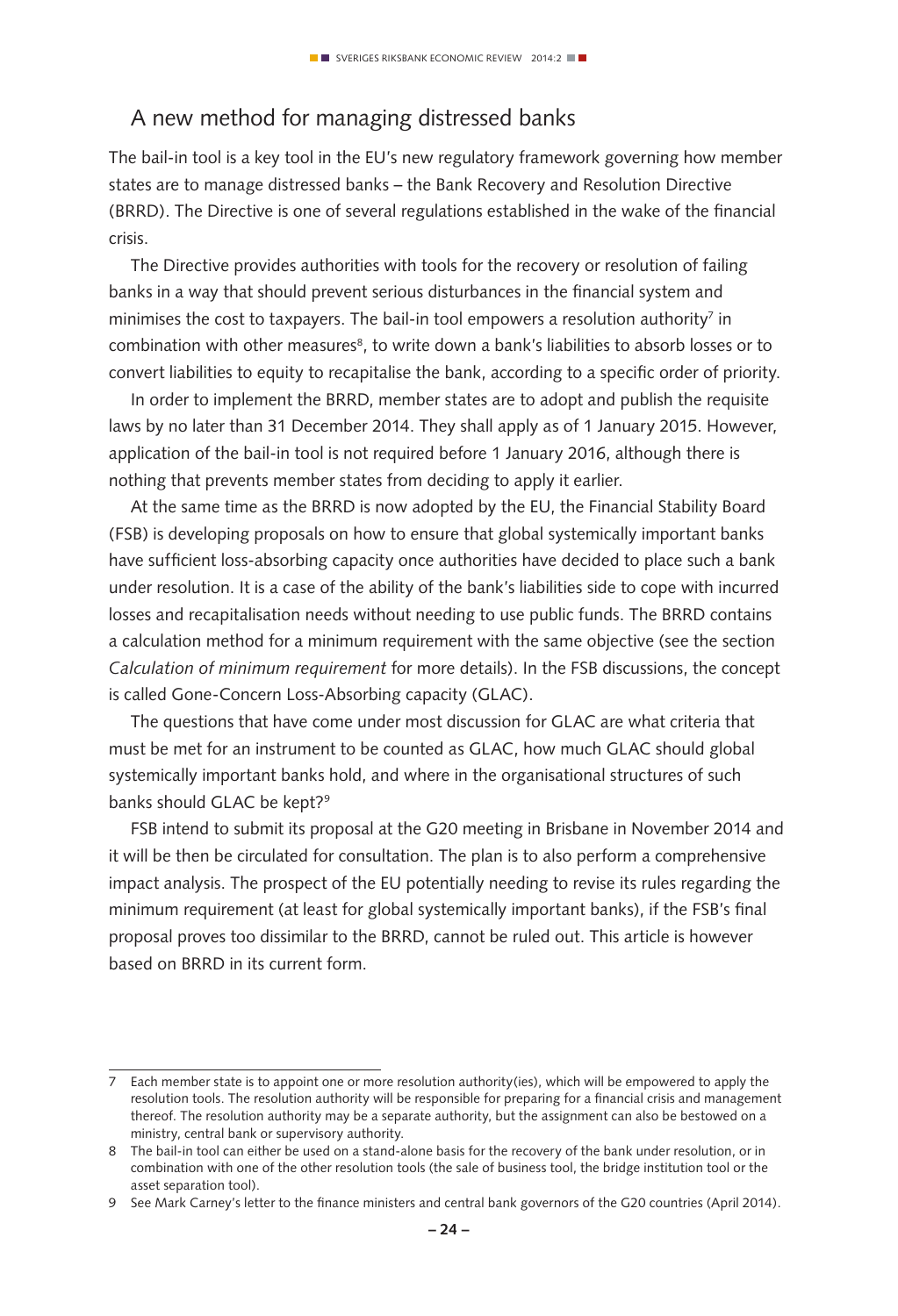## A new method for managing distressed banks

The bail-in tool is a key tool in the EU's new regulatory framework governing how member states are to manage distressed banks – the Bank Recovery and Resolution Directive (BRRD). The Directive is one of several regulations established in the wake of the financial crisis.

The Directive provides authorities with tools for the recovery or resolution of failing banks in a way that should prevent serious disturbances in the financial system and minimises the cost to taxpayers. The bail-in tool empowers a resolution authority[7] in combination with other measures[8], to write down a bank's liabilities to absorb losses or to convert liabilities to equity to recapitalise the bank, according to a specific order of priority.

In order to implement the BRRD, member states are to adopt and publish the requisite laws by no later than 31 December 2014. They shall apply as of 1 January 2015. However, application of the bail-in tool is not required before 1 January 2016, although there is nothing that prevents member states from deciding to apply it earlier.

At the same time as the BRRD is now adopted by the EU, the Financial Stability Board (FSB) is developing proposals on how to ensure that global systemically important banks have sufficient loss-absorbing capacity once authorities have decided to place such a bank under resolution. It is a case of the ability of the bank's liabilities side to cope with incurred losses and recapitalisation needs without needing to use public funds. The BRRD contains a calculation method for a minimum requirement with the same objective (see the section *Calculation of minimum requirement* for more details). In the FSB discussions, the concept is called Gone-Concern Loss-Absorbing capacity (GLAC).

The questions that have come under most discussion for GLAC are what criteria that must be met for an instrument to be counted as GLAC, how much GLAC should global systemically important banks hold, and where in the organisational structures of such banks should GLAC be kept?[9]

FSB intend to submit its proposal at the G20 meeting in Brisbane in November 2014 and it will be then be circulated for consultation. The plan is to also perform a comprehensive impact analysis. The prospect of the EU potentially needing to revise its rules regarding the minimum requirement (at least for global systemically important banks), if the FSB's final proposal proves too dissimilar to the BRRD, cannot be ruled out. This article is however based on BRRD in its current form.

---

7 Each member state is to appoint one or more resolution authority(ies), which will be empowered to apply the resolution tools. The resolution authority will be responsible for preparing for a financial crisis and management thereof. The resolution authority may be a separate authority, but the assignment can also be bestowed on a ministry, central bank or supervisory authority.

8 The bail-in tool can either be used on a stand-alone basis for the recovery of the bank under resolution, or in combination with one of the other resolution tools (the sale of business tool, the bridge institution tool or the asset separation tool).

9 See Mark Carney's letter to the finance ministers and central bank governors of the G20 countries (April 2014).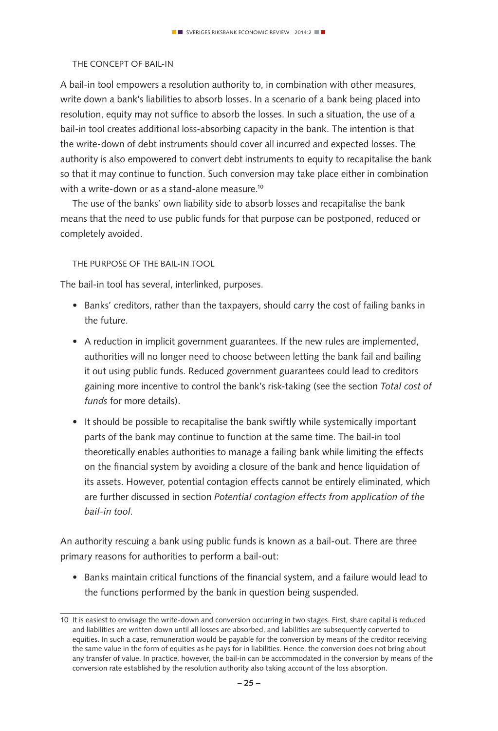### THE CONCEPT OF BAIL-IN

A bail-in tool empowers a resolution authority to, in combination with other measures, write down a bank's liabilities to absorb losses. In a scenario of a bank being placed into resolution, equity may not suffice to absorb the losses. In such a situation, the use of a bail-in tool creates additional loss-absorbing capacity in the bank. The intention is that the write-down of debt instruments should cover all incurred and expected losses. The authority is also empowered to convert debt instruments to equity to recapitalise the bank so that it may continue to function. Such conversion may take place either in combination with a write-down or as a stand-alone measure.[10]

The use of the banks' own liability side to absorb losses and recapitalise the bank means that the need to use public funds for that purpose can be postponed, reduced or completely avoided.

### THE PURPOSE OF THE BAIL-IN TOOL

The bail-in tool has several, interlinked, purposes.

- Banks' creditors, rather than the taxpayers, should carry the cost of failing banks in the future.
- A reduction in implicit government guarantees. If the new rules are implemented, authorities will no longer need to choose between letting the bank fail and bailing it out using public funds. Reduced government guarantees could lead to creditors gaining more incentive to control the bank's risk-taking (see the section *Total cost of funds* for more details).
- It should be possible to recapitalise the bank swiftly while systemically important parts of the bank may continue to function at the same time. The bail-in tool theoretically enables authorities to manage a failing bank while limiting the effects on the financial system by avoiding a closure of the bank and hence liquidation of its assets. However, potential contagion effects cannot be entirely eliminated, which are further discussed in section *Potential contagion effects from application of the bail-in tool*.

An authority rescuing a bank using public funds is known as a bail-out. There are three primary reasons for authorities to perform a bail-out:

- Banks maintain critical functions of the financial system, and a failure would lead to the functions performed by the bank in question being suspended.

---

10 It is easiest to envisage the write-down and conversion occurring in two stages. First, share capital is reduced and liabilities are written down until all losses are absorbed, and liabilities are subsequently converted to equities. In such a case, remuneration would be payable for the conversion by means of the creditor receiving the same value in the form of equities as he pays for in liabilities. Hence, the conversion does not bring about any transfer of value. In practice, however, the bail-in can be accommodated in the conversion by means of the conversion rate established by the resolution authority also taking account of the loss absorption.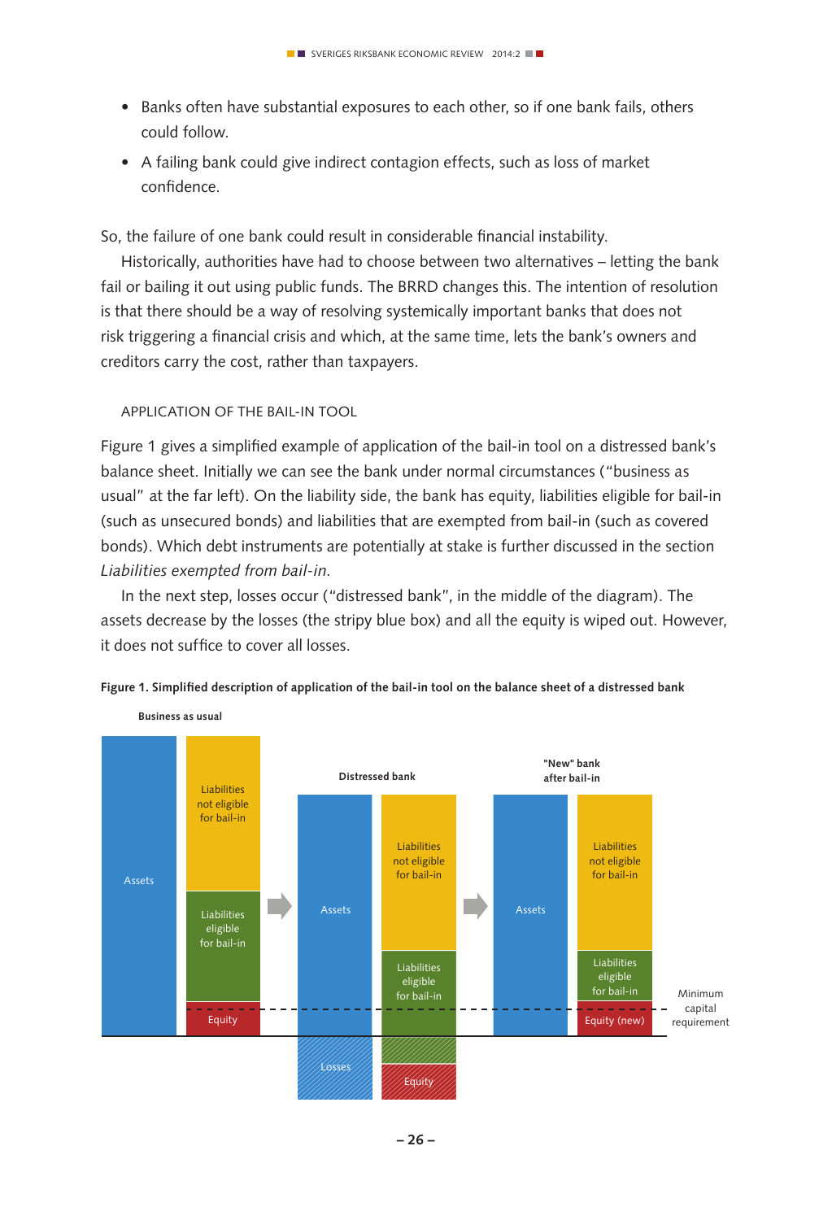- Banks often have substantial exposures to each other, so if one bank fails, others could follow.
- A failing bank could give indirect contagion effects, such as loss of market confidence.

So, the failure of one bank could result in considerable financial instability.

Historically, authorities have had to choose between two alternatives – letting the bank fail or bailing it out using public funds. The BRRD changes this. The intention of resolution is that there should be a way of resolving systemically important banks that does not risk triggering a financial crisis and which, at the same time, lets the bank's owners and creditors carry the cost, rather than taxpayers.

### APPLICATION OF THE BAIL-IN TOOL

Figure 1 gives a simplified example of application of the bail-in tool on a distressed bank's balance sheet. Initially we can see the bank under normal circumstances ("business as usual" at the far left). On the liability side, the bank has equity, liabilities eligible for bail-in (such as unsecured bonds) and liabilities that are exempted from bail-in (such as covered bonds). Which debt instruments are potentially at stake is further discussed in the section *Liabilities exempted from bail-in*.

In the next step, losses occur ("distressed bank", in the middle of the diagram). The assets decrease by the losses (the stripy blue box) and all the equity is wiped out. However, it does not suffice to cover all losses.

**Figure 1. Simplified description of application of the bail-in tool on the balance sheet of a distressed bank**

Business as usual: Assets | Liabilities not eligible for bail-in, Liabilities eligible for bail-in, Equity

Distressed bank: Assets, Losses | Liabilities not eligible for bail-in, Liabilities eligible for bail-in, Equity

"New" bank after bail-in: Assets | Liabilities not eligible for bail-in, Liabilities eligible for bail-in, Equity (new)

Minimum capital requirement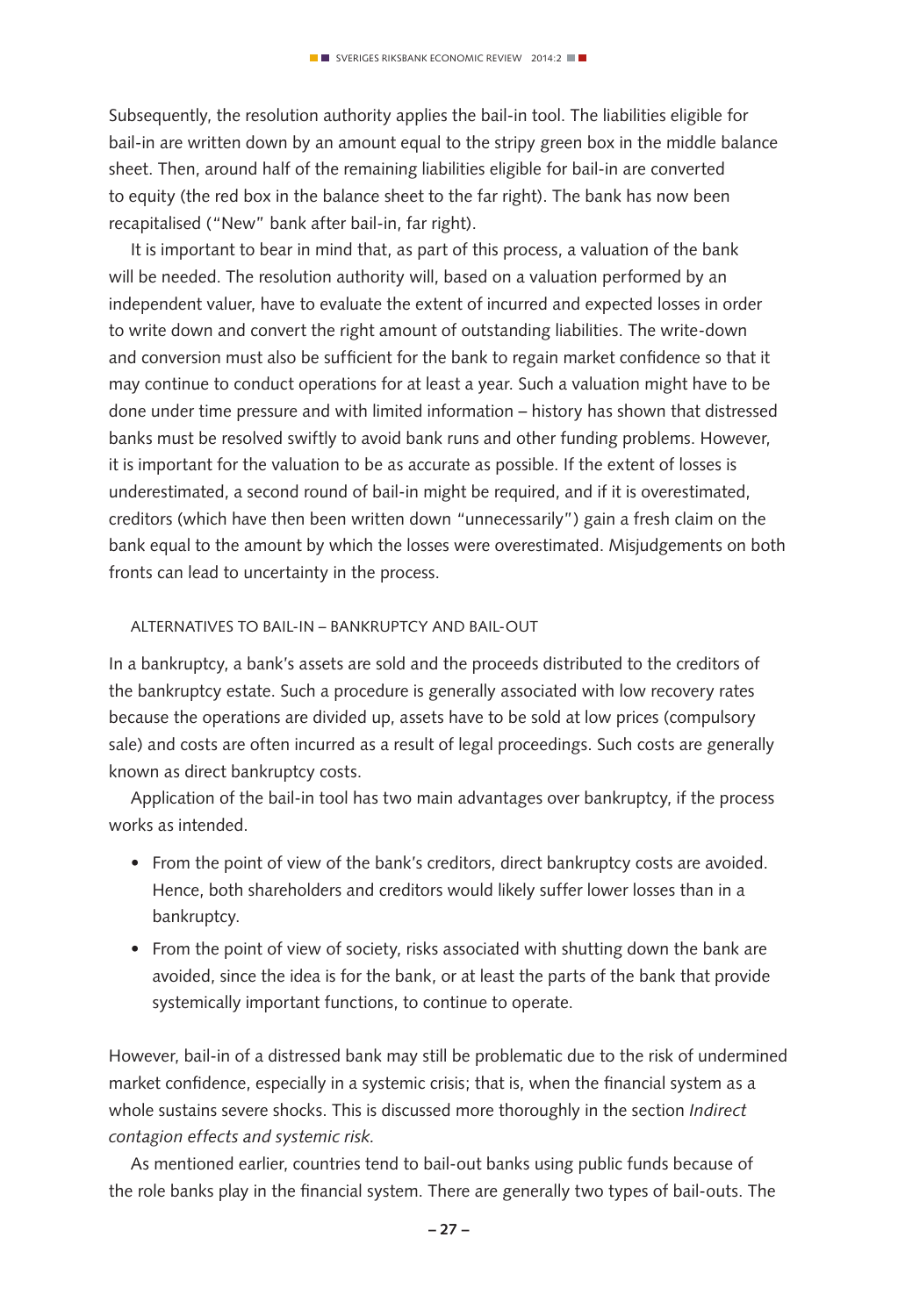Subsequently, the resolution authority applies the bail-in tool. The liabilities eligible for bail-in are written down by an amount equal to the stripy green box in the middle balance sheet. Then, around half of the remaining liabilities eligible for bail-in are converted to equity (the red box in the balance sheet to the far right). The bank has now been recapitalised ("New" bank after bail-in, far right).

It is important to bear in mind that, as part of this process, a valuation of the bank will be needed. The resolution authority will, based on a valuation performed by an independent valuer, have to evaluate the extent of incurred and expected losses in order to write down and convert the right amount of outstanding liabilities. The write-down and conversion must also be sufficient for the bank to regain market confidence so that it may continue to conduct operations for at least a year. Such a valuation might have to be done under time pressure and with limited information – history has shown that distressed banks must be resolved swiftly to avoid bank runs and other funding problems. However, it is important for the valuation to be as accurate as possible. If the extent of losses is underestimated, a second round of bail-in might be required, and if it is overestimated, creditors (which have then been written down "unnecessarily") gain a fresh claim on the bank equal to the amount by which the losses were overestimated. Misjudgements on both fronts can lead to uncertainty in the process.

### ALTERNATIVES TO BAIL-IN – BANKRUPTCY AND BAIL-OUT

In a bankruptcy, a bank's assets are sold and the proceeds distributed to the creditors of the bankruptcy estate. Such a procedure is generally associated with low recovery rates because the operations are divided up, assets have to be sold at low prices (compulsory sale) and costs are often incurred as a result of legal proceedings. Such costs are generally known as direct bankruptcy costs.

Application of the bail-in tool has two main advantages over bankruptcy, if the process works as intended.

- From the point of view of the bank's creditors, direct bankruptcy costs are avoided. Hence, both shareholders and creditors would likely suffer lower losses than in a bankruptcy.
- From the point of view of society, risks associated with shutting down the bank are avoided, since the idea is for the bank, or at least the parts of the bank that provide systemically important functions, to continue to operate.

However, bail-in of a distressed bank may still be problematic due to the risk of undermined market confidence, especially in a systemic crisis; that is, when the financial system as a whole sustains severe shocks. This is discussed more thoroughly in the section *Indirect contagion effects and systemic risk.*

As mentioned earlier, countries tend to bail-out banks using public funds because of the role banks play in the financial system. There are generally two types of bail-outs. The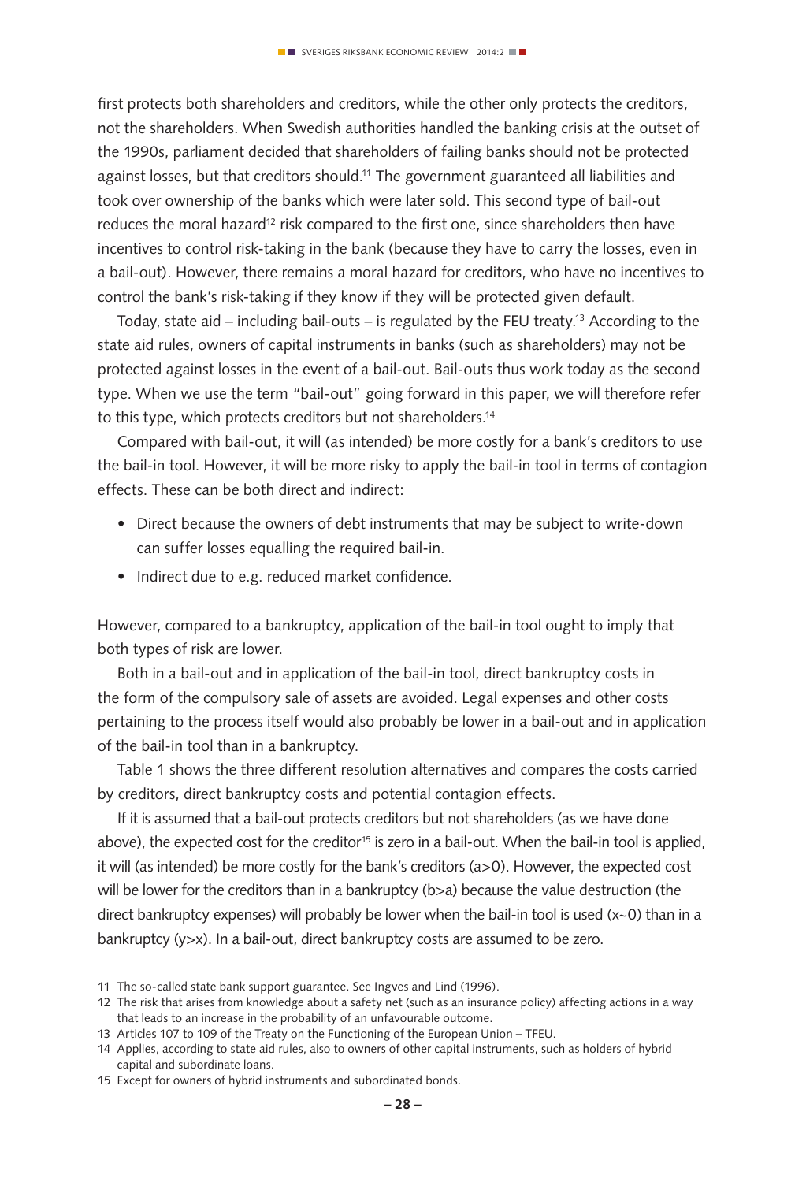first protects both shareholders and creditors, while the other only protects the creditors, not the shareholders. When Swedish authorities handled the banking crisis at the outset of the 1990s, parliament decided that shareholders of failing banks should not be protected against losses, but that creditors should.[11] The government guaranteed all liabilities and took over ownership of the banks which were later sold. This second type of bail-out reduces the moral hazard[12] risk compared to the first one, since shareholders then have incentives to control risk-taking in the bank (because they have to carry the losses, even in a bail-out). However, there remains a moral hazard for creditors, who have no incentives to control the bank's risk-taking if they know if they will be protected given default.

Today, state aid – including bail-outs – is regulated by the FEU treaty.[13] According to the state aid rules, owners of capital instruments in banks (such as shareholders) may not be protected against losses in the event of a bail-out. Bail-outs thus work today as the second type. When we use the term "bail-out" going forward in this paper, we will therefore refer to this type, which protects creditors but not shareholders.[14]

Compared with bail-out, it will (as intended) be more costly for a bank's creditors to use the bail-in tool. However, it will be more risky to apply the bail-in tool in terms of contagion effects. These can be both direct and indirect:

- Direct because the owners of debt instruments that may be subject to write-down can suffer losses equalling the required bail-in.
- Indirect due to e.g. reduced market confidence.

However, compared to a bankruptcy, application of the bail-in tool ought to imply that both types of risk are lower.

Both in a bail-out and in application of the bail-in tool, direct bankruptcy costs in the form of the compulsory sale of assets are avoided. Legal expenses and other costs pertaining to the process itself would also probably be lower in a bail-out and in application of the bail-in tool than in a bankruptcy.

Table 1 shows the three different resolution alternatives and compares the costs carried by creditors, direct bankruptcy costs and potential contagion effects.

If it is assumed that a bail-out protects creditors but not shareholders (as we have done above), the expected cost for the creditor[15] is zero in a bail-out. When the bail-in tool is applied, it will (as intended) be more costly for the bank's creditors ($a>0$). However, the expected cost will be lower for the creditors than in a bankruptcy ($b>a$) because the value destruction (the direct bankruptcy expenses) will probably be lower when the bail-in tool is used ($x \sim 0$) than in a bankruptcy ($y>x$). In a bail-out, direct bankruptcy costs are assumed to be zero.

---

11 The so-called state bank support guarantee. See Ingves and Lind (1996).

12 The risk that arises from knowledge about a safety net (such as an insurance policy) affecting actions in a way that leads to an increase in the probability of an unfavourable outcome.

13 Articles 107 to 109 of the Treaty on the Functioning of the European Union – TFEU.

14 Applies, according to state aid rules, also to owners of other capital instruments, such as holders of hybrid capital and subordinate loans.

15 Except for owners of hybrid instruments and subordinated bonds.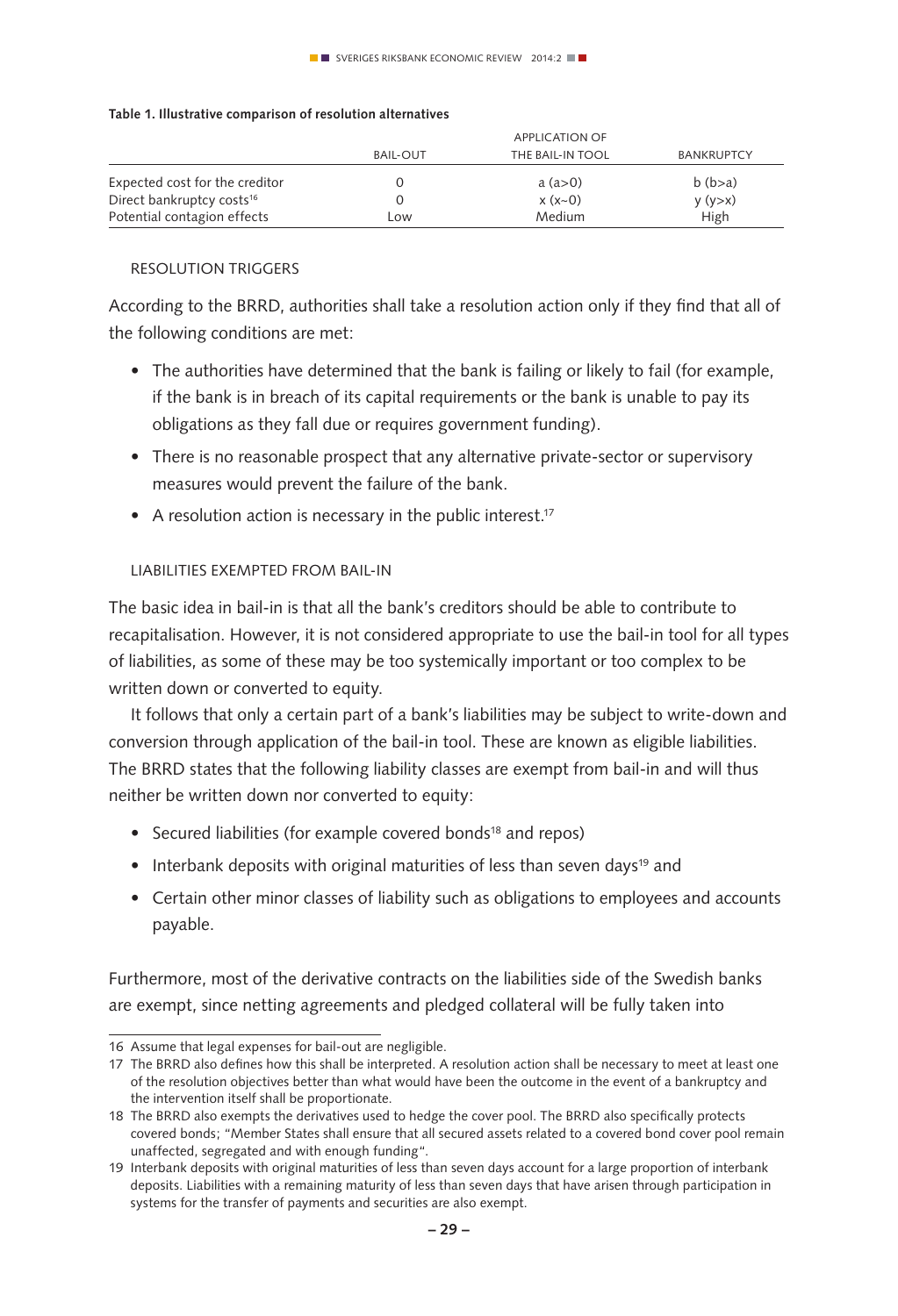**Table 1. Illustrative comparison of resolution alternatives**

| | BAIL-OUT | APPLICATION OF THE BAIL-IN TOOL | BANKRUPTCY |
|---|---|---|---|
| Expected cost for the creditor | 0 | a (a>0) | b (b>a) |
| Direct bankruptcy costs[16] | 0 | x (x~0) | y (y>x) |
| Potential contagion effects | Low | Medium | High |

### RESOLUTION TRIGGERS

According to the BRRD, authorities shall take a resolution action only if they find that all of the following conditions are met:

- The authorities have determined that the bank is failing or likely to fail (for example, if the bank is in breach of its capital requirements or the bank is unable to pay its obligations as they fall due or requires government funding).
- There is no reasonable prospect that any alternative private-sector or supervisory measures would prevent the failure of the bank.
- A resolution action is necessary in the public interest.[17]

### LIABILITIES EXEMPTED FROM BAIL-IN

The basic idea in bail-in is that all the bank's creditors should be able to contribute to recapitalisation. However, it is not considered appropriate to use the bail-in tool for all types of liabilities, as some of these may be too systemically important or too complex to be written down or converted to equity.

It follows that only a certain part of a bank's liabilities may be subject to write-down and conversion through application of the bail-in tool. These are known as eligible liabilities. The BRRD states that the following liability classes are exempt from bail-in and will thus neither be written down nor converted to equity:

- Secured liabilities (for example covered bonds[18] and repos)
- Interbank deposits with original maturities of less than seven days[19] and
- Certain other minor classes of liability such as obligations to employees and accounts payable.

Furthermore, most of the derivative contracts on the liabilities side of the Swedish banks are exempt, since netting agreements and pledged collateral will be fully taken into

---

16 Assume that legal expenses for bail-out are negligible.

17 The BRRD also defines how this shall be interpreted. A resolution action shall be necessary to meet at least one of the resolution objectives better than what would have been the outcome in the event of a bankruptcy and the intervention itself shall be proportionate.

18 The BRRD also exempts the derivatives used to hedge the cover pool. The BRRD also specifically protects covered bonds; "Member States shall ensure that all secured assets related to a covered bond cover pool remain unaffected, segregated and with enough funding".

19 Interbank deposits with original maturities of less than seven days account for a large proportion of interbank deposits. Liabilities with a remaining maturity of less than seven days that have arisen through participation in systems for the transfer of payments and securities are also exempt.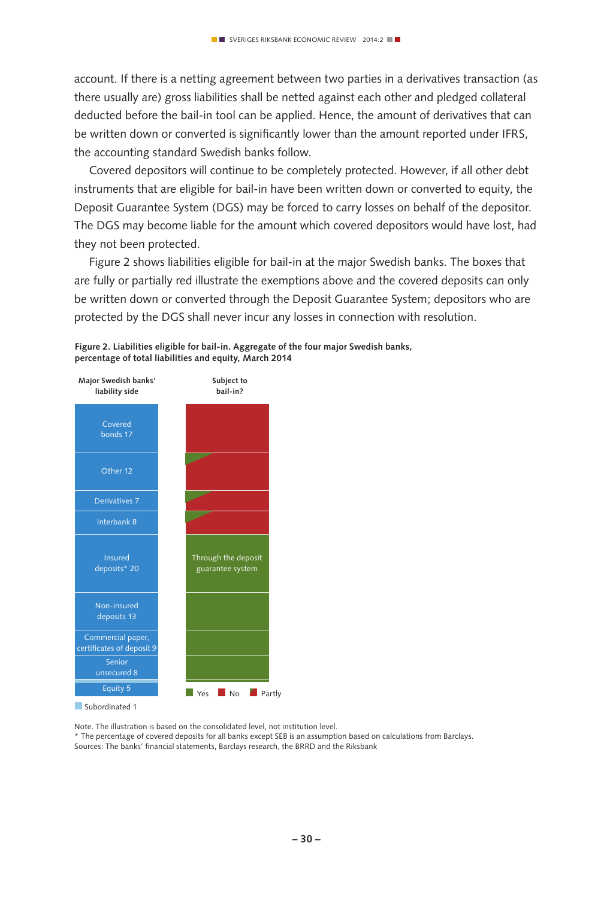account. If there is a netting agreement between two parties in a derivatives transaction (as there usually are) gross liabilities shall be netted against each other and pledged collateral deducted before the bail-in tool can be applied. Hence, the amount of derivatives that can be written down or converted is significantly lower than the amount reported under IFRS, the accounting standard Swedish banks follow.

Covered depositors will continue to be completely protected. However, if all other debt instruments that are eligible for bail-in have been written down or converted to equity, the Deposit Guarantee System (DGS) may be forced to carry losses on behalf of the depositor. The DGS may become liable for the amount which covered depositors would have lost, had they not been protected.

Figure 2 shows liabilities eligible for bail-in at the major Swedish banks. The boxes that are fully or partially red illustrate the exemptions above and the covered deposits can only be written down or converted through the Deposit Guarantee System; depositors who are protected by the DGS shall never incur any losses in connection with resolution.

**Figure 2. Liabilities eligible for bail-in. Aggregate of the four major Swedish banks, percentage of total liabilities and equity, March 2014**

| Major Swedish banks' liability side | Subject to bail-in? |
|---|---|
| Covered bonds 17 | No |
| Other 12 | Partly |
| Derivatives 7 | Partly |
| Interbank 8 | Partly |
| Insured deposits* 20 | Through the deposit guarantee system |
| Non-insured deposits 13 | Yes |
| Commercial paper, certificates of deposit 9 | Yes |
| Senior unsecured 8 | Yes |
| Subordinated 1 | Yes |
| Equity 5 | Yes |

Note. The illustration is based on the consolidated level, not institution level.
* The percentage of covered deposits for all banks except SEB is an assumption based on calculations from Barclays.
Sources: The banks' financial statements, Barclays research, the BRRD and the Riksbank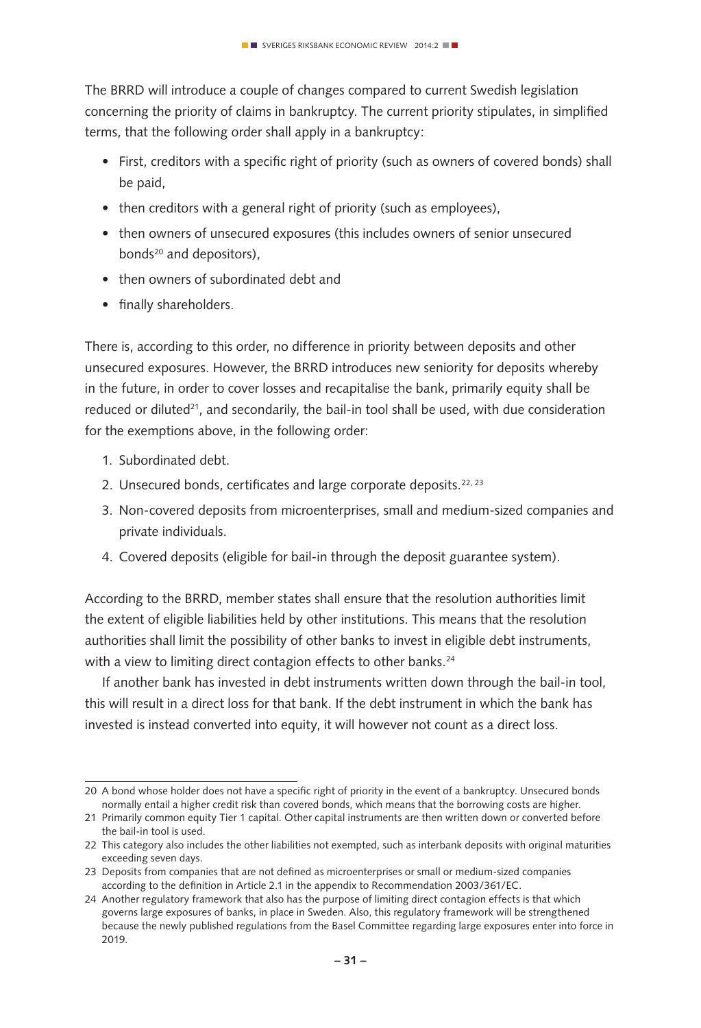The BRRD will introduce a couple of changes compared to current Swedish legislation concerning the priority of claims in bankruptcy. The current priority stipulates, in simplified terms, that the following order shall apply in a bankruptcy:

- First, creditors with a specific right of priority (such as owners of covered bonds) shall be paid,
- then creditors with a general right of priority (such as employees),
- then owners of unsecured exposures (this includes owners of senior unsecured bonds[20] and depositors),
- then owners of subordinated debt and
- finally shareholders.

There is, according to this order, no difference in priority between deposits and other unsecured exposures. However, the BRRD introduces new seniority for deposits whereby in the future, in order to cover losses and recapitalise the bank, primarily equity shall be reduced or diluted[21], and secondarily, the bail-in tool shall be used, with due consideration for the exemptions above, in the following order:

1. Subordinated debt.
2. Unsecured bonds, certificates and large corporate deposits.[22, 23]
3. Non-covered deposits from microenterprises, small and medium-sized companies and private individuals.
4. Covered deposits (eligible for bail-in through the deposit guarantee system).

According to the BRRD, member states shall ensure that the resolution authorities limit the extent of eligible liabilities held by other institutions. This means that the resolution authorities shall limit the possibility of other banks to invest in eligible debt instruments, with a view to limiting direct contagion effects to other banks.[24]

If another bank has invested in debt instruments written down through the bail-in tool, this will result in a direct loss for that bank. If the debt instrument in which the bank has invested is instead converted into equity, it will however not count as a direct loss.

---

20 A bond whose holder does not have a specific right of priority in the event of a bankruptcy. Unsecured bonds normally entail a higher credit risk than covered bonds, which means that the borrowing costs are higher.

21 Primarily common equity Tier 1 capital. Other capital instruments are then written down or converted before the bail-in tool is used.

22 This category also includes the other liabilities not exempted, such as interbank deposits with original maturities exceeding seven days.

23 Deposits from companies that are not defined as microenterprises or small or medium-sized companies according to the definition in Article 2.1 in the appendix to Recommendation 2003/361/EC.

24 Another regulatory framework that also has the purpose of limiting direct contagion effects is that which governs large exposures of banks, in place in Sweden. Also, this regulatory framework will be strengthened because the newly published regulations from the Basel Committee regarding large exposures enter into force in 2019.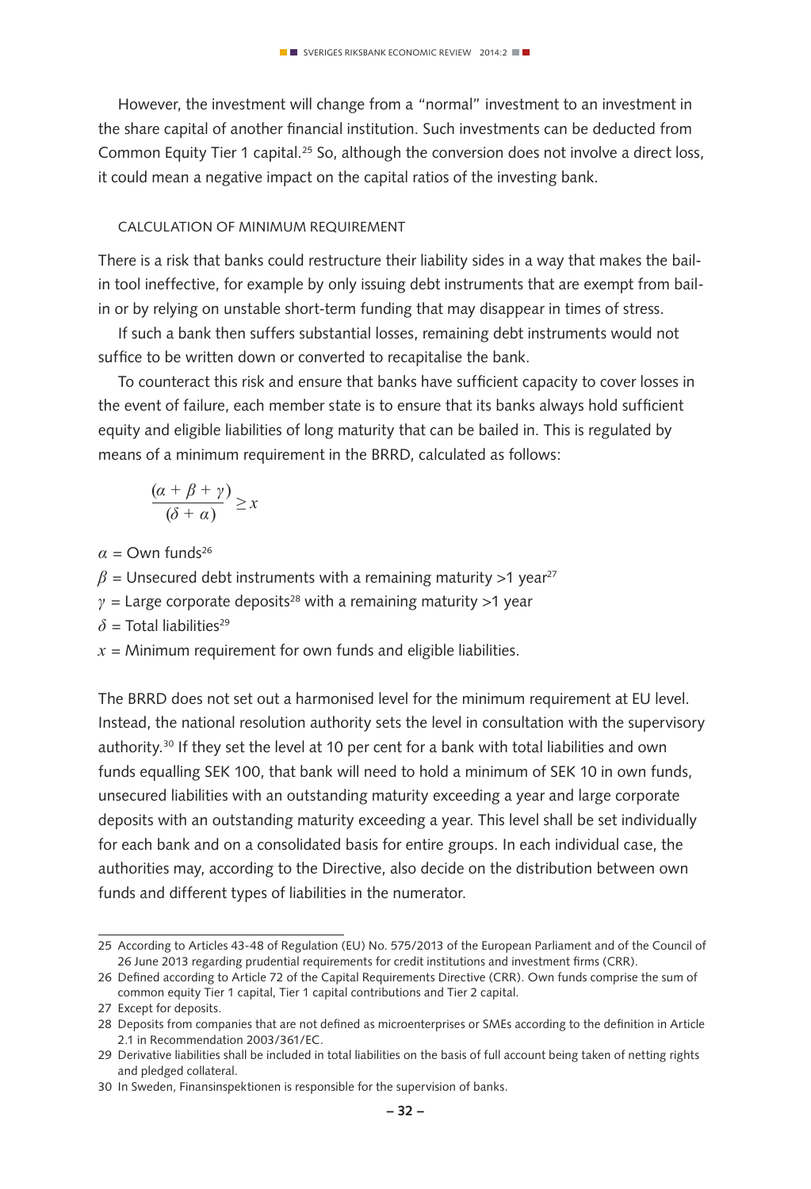However, the investment will change from a "normal" investment to an investment in the share capital of another financial institution. Such investments can be deducted from Common Equity Tier 1 capital.[25] So, although the conversion does not involve a direct loss, it could mean a negative impact on the capital ratios of the investing bank.

### CALCULATION OF MINIMUM REQUIREMENT

There is a risk that banks could restructure their liability sides in a way that makes the bail-in tool ineffective, for example by only issuing debt instruments that are exempt from bail-in or by relying on unstable short-term funding that may disappear in times of stress.

If such a bank then suffers substantial losses, remaining debt instruments would not suffice to be written down or converted to recapitalise the bank.

To counteract this risk and ensure that banks have sufficient capacity to cover losses in the event of failure, each member state is to ensure that its banks always hold sufficient equity and eligible liabilities of long maturity that can be bailed in. This is regulated by means of a minimum requirement in the BRRD, calculated as follows:

$$\frac{(\alpha + \beta + \gamma)}{(\delta + \alpha)} \geq x$$

$\alpha$ = Own funds[26]
$\beta$ = Unsecured debt instruments with a remaining maturity >1 year[27]
$\gamma$ = Large corporate deposits[28] with a remaining maturity >1 year
$\delta$ = Total liabilities[29]
$x$ = Minimum requirement for own funds and eligible liabilities.

The BRRD does not set out a harmonised level for the minimum requirement at EU level. Instead, the national resolution authority sets the level in consultation with the supervisory authority.[30] If they set the level at 10 per cent for a bank with total liabilities and own funds equalling SEK 100, that bank will need to hold a minimum of SEK 10 in own funds, unsecured liabilities with an outstanding maturity exceeding a year and large corporate deposits with an outstanding maturity exceeding a year. This level shall be set individually for each bank and on a consolidated basis for entire groups. In each individual case, the authorities may, according to the Directive, also decide on the distribution between own funds and different types of liabilities in the numerator.

---

25 According to Articles 43-48 of Regulation (EU) No. 575/2013 of the European Parliament and of the Council of 26 June 2013 regarding prudential requirements for credit institutions and investment firms (CRR).

26 Defined according to Article 72 of the Capital Requirements Directive (CRR). Own funds comprise the sum of common equity Tier 1 capital, Tier 1 capital contributions and Tier 2 capital.

27 Except for deposits.

28 Deposits from companies that are not defined as microenterprises or SMEs according to the definition in Article 2.1 in Recommendation 2003/361/EC.

29 Derivative liabilities shall be included in total liabilities on the basis of full account being taken of netting rights and pledged collateral.

30 In Sweden, Finansinspektionen is responsible for the supervision of banks.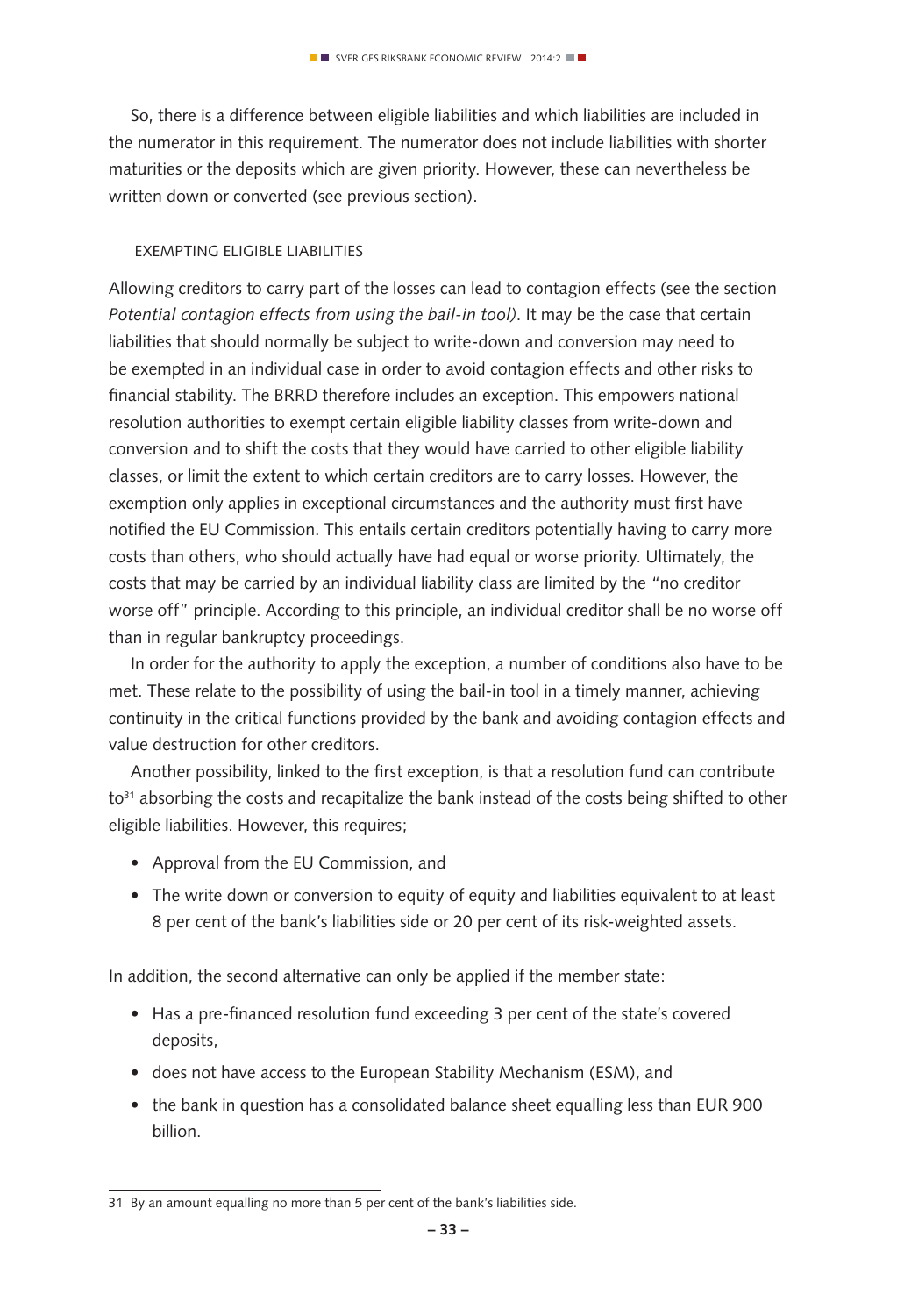So, there is a difference between eligible liabilities and which liabilities are included in the numerator in this requirement. The numerator does not include liabilities with shorter maturities or the deposits which are given priority. However, these can nevertheless be written down or converted (see previous section).

### EXEMPTING ELIGIBLE LIABILITIES

Allowing creditors to carry part of the losses can lead to contagion effects (see the section *Potential contagion effects from using the bail-in tool)*. It may be the case that certain liabilities that should normally be subject to write-down and conversion may need to be exempted in an individual case in order to avoid contagion effects and other risks to financial stability. The BRRD therefore includes an exception. This empowers national resolution authorities to exempt certain eligible liability classes from write-down and conversion and to shift the costs that they would have carried to other eligible liability classes, or limit the extent to which certain creditors are to carry losses. However, the exemption only applies in exceptional circumstances and the authority must first have notified the EU Commission. This entails certain creditors potentially having to carry more costs than others, who should actually have had equal or worse priority. Ultimately, the costs that may be carried by an individual liability class are limited by the "no creditor worse off" principle. According to this principle, an individual creditor shall be no worse off than in regular bankruptcy proceedings.

In order for the authority to apply the exception, a number of conditions also have to be met. These relate to the possibility of using the bail-in tool in a timely manner, achieving continuity in the critical functions provided by the bank and avoiding contagion effects and value destruction for other creditors.

Another possibility, linked to the first exception, is that a resolution fund can contribute to[31] absorbing the costs and recapitalize the bank instead of the costs being shifted to other eligible liabilities. However, this requires;

- Approval from the EU Commission, and
- The write down or conversion to equity of equity and liabilities equivalent to at least 8 per cent of the bank's liabilities side or 20 per cent of its risk-weighted assets.

In addition, the second alternative can only be applied if the member state:

- Has a pre-financed resolution fund exceeding 3 per cent of the state's covered deposits,
- does not have access to the European Stability Mechanism (ESM), and
- the bank in question has a consolidated balance sheet equalling less than EUR 900 billion.

---

31 By an amount equalling no more than 5 per cent of the bank's liabilities side.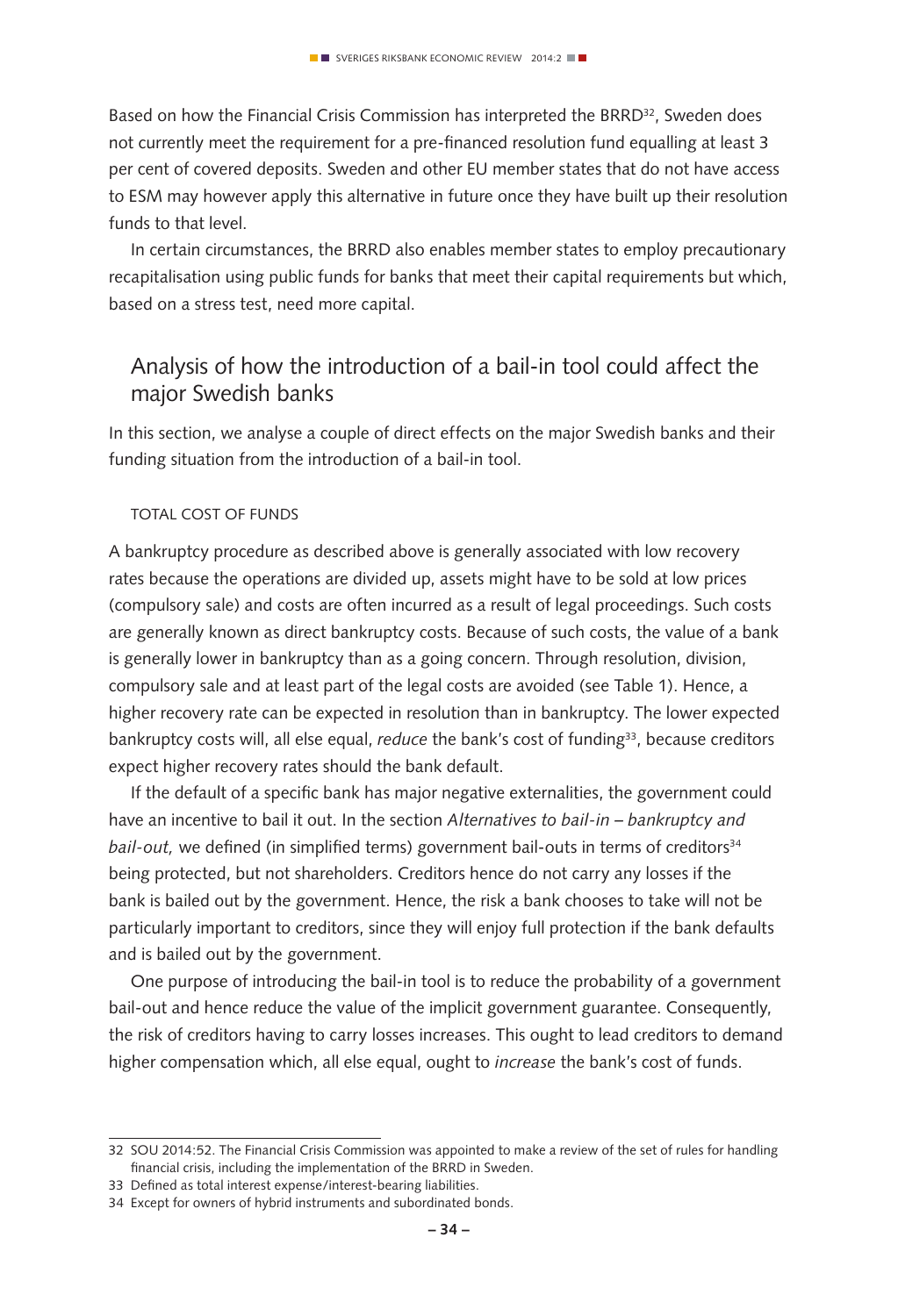Based on how the Financial Crisis Commission has interpreted the BRRD[32], Sweden does not currently meet the requirement for a pre-financed resolution fund equalling at least 3 per cent of covered deposits. Sweden and other EU member states that do not have access to ESM may however apply this alternative in future once they have built up their resolution funds to that level.

In certain circumstances, the BRRD also enables member states to employ precautionary recapitalisation using public funds for banks that meet their capital requirements but which, based on a stress test, need more capital.

## Analysis of how the introduction of a bail-in tool could affect the major Swedish banks

In this section, we analyse a couple of direct effects on the major Swedish banks and their funding situation from the introduction of a bail-in tool.

### TOTAL COST OF FUNDS

A bankruptcy procedure as described above is generally associated with low recovery rates because the operations are divided up, assets might have to be sold at low prices (compulsory sale) and costs are often incurred as a result of legal proceedings. Such costs are generally known as direct bankruptcy costs. Because of such costs, the value of a bank is generally lower in bankruptcy than as a going concern. Through resolution, division, compulsory sale and at least part of the legal costs are avoided (see Table 1). Hence, a higher recovery rate can be expected in resolution than in bankruptcy. The lower expected bankruptcy costs will, all else equal, *reduce* the bank's cost of funding[33], because creditors expect higher recovery rates should the bank default.

If the default of a specific bank has major negative externalities, the government could have an incentive to bail it out. In the section *Alternatives to bail-in – bankruptcy and bail-out,* we defined (in simplified terms) government bail-outs in terms of creditors[34] being protected, but not shareholders. Creditors hence do not carry any losses if the bank is bailed out by the government. Hence, the risk a bank chooses to take will not be particularly important to creditors, since they will enjoy full protection if the bank defaults and is bailed out by the government.

One purpose of introducing the bail-in tool is to reduce the probability of a government bail-out and hence reduce the value of the implicit government guarantee. Consequently, the risk of creditors having to carry losses increases. This ought to lead creditors to demand higher compensation which, all else equal, ought to *increase* the bank's cost of funds.

---

32 SOU 2014:52. The Financial Crisis Commission was appointed to make a review of the set of rules for handling financial crisis, including the implementation of the BRRD in Sweden.

33 Defined as total interest expense/interest-bearing liabilities.

34 Except for owners of hybrid instruments and subordinated bonds.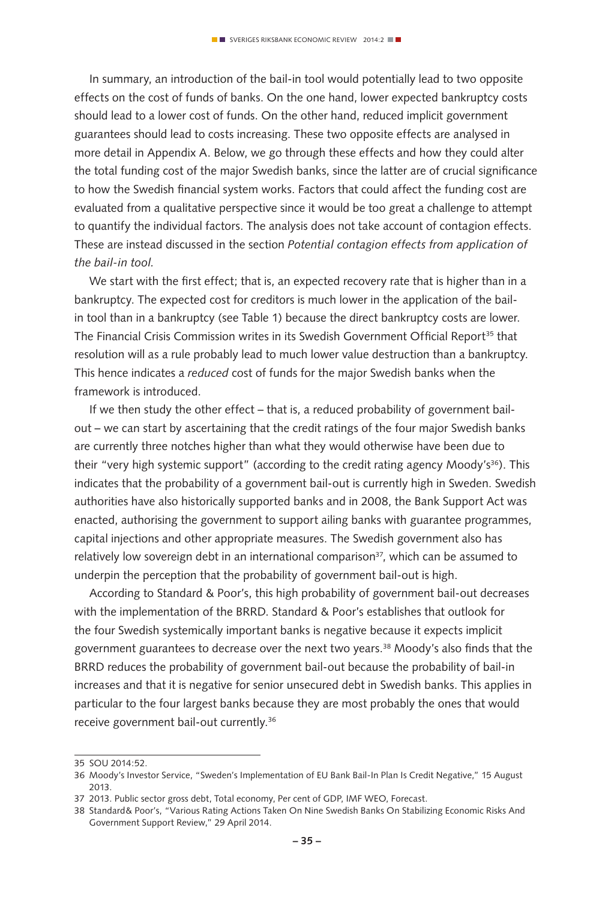In summary, an introduction of the bail-in tool would potentially lead to two opposite effects on the cost of funds of banks. On the one hand, lower expected bankruptcy costs should lead to a lower cost of funds. On the other hand, reduced implicit government guarantees should lead to costs increasing. These two opposite effects are analysed in more detail in Appendix A. Below, we go through these effects and how they could alter the total funding cost of the major Swedish banks, since the latter are of crucial significance to how the Swedish financial system works. Factors that could affect the funding cost are evaluated from a qualitative perspective since it would be too great a challenge to attempt to quantify the individual factors. The analysis does not take account of contagion effects. These are instead discussed in the section *Potential contagion effects from application of the bail-in tool*.

We start with the first effect; that is, an expected recovery rate that is higher than in a bankruptcy. The expected cost for creditors is much lower in the application of the bail-in tool than in a bankruptcy (see Table 1) because the direct bankruptcy costs are lower. The Financial Crisis Commission writes in its Swedish Government Official Report[35] that resolution will as a rule probably lead to much lower value destruction than a bankruptcy. This hence indicates a *reduced* cost of funds for the major Swedish banks when the framework is introduced.

If we then study the other effect – that is, a reduced probability of government bail-out – we can start by ascertaining that the credit ratings of the four major Swedish banks are currently three notches higher than what they would otherwise have been due to their "very high systemic support" (according to the credit rating agency Moody's[36]). This indicates that the probability of a government bail-out is currently high in Sweden. Swedish authorities have also historically supported banks and in 2008, the Bank Support Act was enacted, authorising the government to support ailing banks with guarantee programmes, capital injections and other appropriate measures. The Swedish government also has relatively low sovereign debt in an international comparison[37], which can be assumed to underpin the perception that the probability of government bail-out is high.

According to Standard & Poor's, this high probability of government bail-out decreases with the implementation of the BRRD. Standard & Poor's establishes that outlook for the four Swedish systemically important banks is negative because it expects implicit government guarantees to decrease over the next two years.[38] Moody's also finds that the BRRD reduces the probability of government bail-out because the probability of bail-in increases and that it is negative for senior unsecured debt in Swedish banks. This applies in particular to the four largest banks because they are most probably the ones that would receive government bail-out currently.[36]

---

35 SOU 2014:52.

36 Moody's Investor Service, "Sweden's Implementation of EU Bank Bail-In Plan Is Credit Negative," 15 August 2013.

37 2013. Public sector gross debt, Total economy, Per cent of GDP, IMF WEO, Forecast.

38 Standard& Poor's, "Various Rating Actions Taken On Nine Swedish Banks On Stabilizing Economic Risks And Government Support Review," 29 April 2014.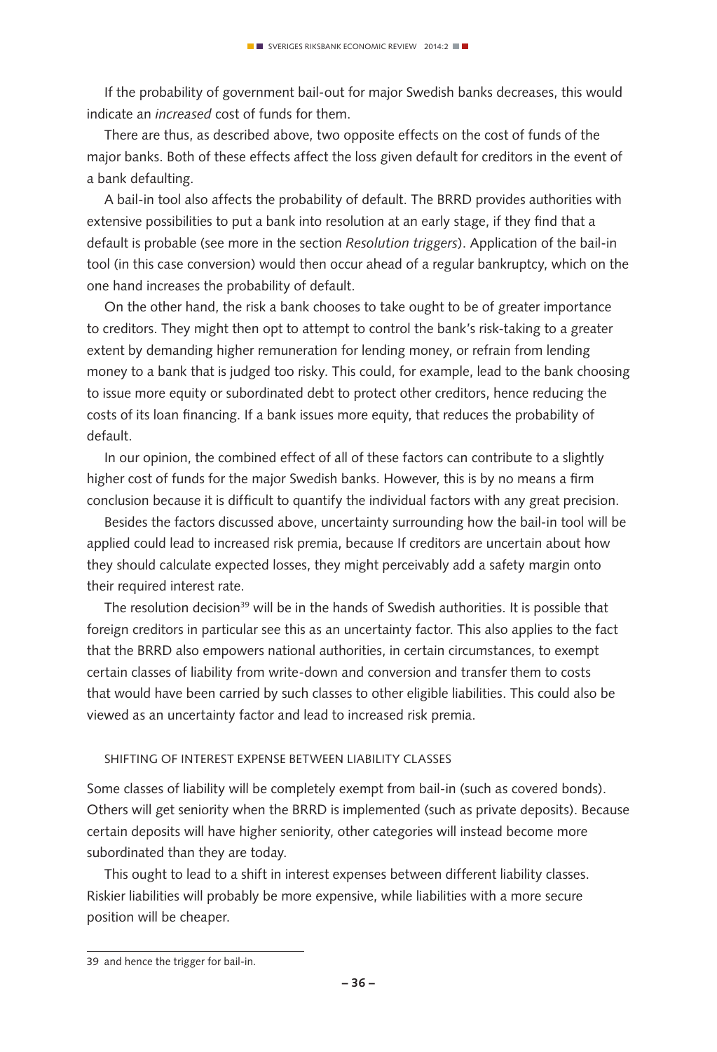If the probability of government bail-out for major Swedish banks decreases, this would indicate an *increased* cost of funds for them.

There are thus, as described above, two opposite effects on the cost of funds of the major banks. Both of these effects affect the loss given default for creditors in the event of a bank defaulting.

A bail-in tool also affects the probability of default. The BRRD provides authorities with extensive possibilities to put a bank into resolution at an early stage, if they find that a default is probable (see more in the section *Resolution triggers*). Application of the bail-in tool (in this case conversion) would then occur ahead of a regular bankruptcy, which on the one hand increases the probability of default.

On the other hand, the risk a bank chooses to take ought to be of greater importance to creditors. They might then opt to attempt to control the bank's risk-taking to a greater extent by demanding higher remuneration for lending money, or refrain from lending money to a bank that is judged too risky. This could, for example, lead to the bank choosing to issue more equity or subordinated debt to protect other creditors, hence reducing the costs of its loan financing. If a bank issues more equity, that reduces the probability of default.

In our opinion, the combined effect of all of these factors can contribute to a slightly higher cost of funds for the major Swedish banks. However, this is by no means a firm conclusion because it is difficult to quantify the individual factors with any great precision.

Besides the factors discussed above, uncertainty surrounding how the bail-in tool will be applied could lead to increased risk premia, because If creditors are uncertain about how they should calculate expected losses, they might perceivably add a safety margin onto their required interest rate.

The resolution decision[39] will be in the hands of Swedish authorities. It is possible that foreign creditors in particular see this as an uncertainty factor. This also applies to the fact that the BRRD also empowers national authorities, in certain circumstances, to exempt certain classes of liability from write-down and conversion and transfer them to costs that would have been carried by such classes to other eligible liabilities. This could also be viewed as an uncertainty factor and lead to increased risk premia.

### SHIFTING OF INTEREST EXPENSE BETWEEN LIABILITY CLASSES

Some classes of liability will be completely exempt from bail-in (such as covered bonds). Others will get seniority when the BRRD is implemented (such as private deposits). Because certain deposits will have higher seniority, other categories will instead become more subordinated than they are today.

This ought to lead to a shift in interest expenses between different liability classes. Riskier liabilities will probably be more expensive, while liabilities with a more secure position will be cheaper.

---

39 and hence the trigger for bail-in.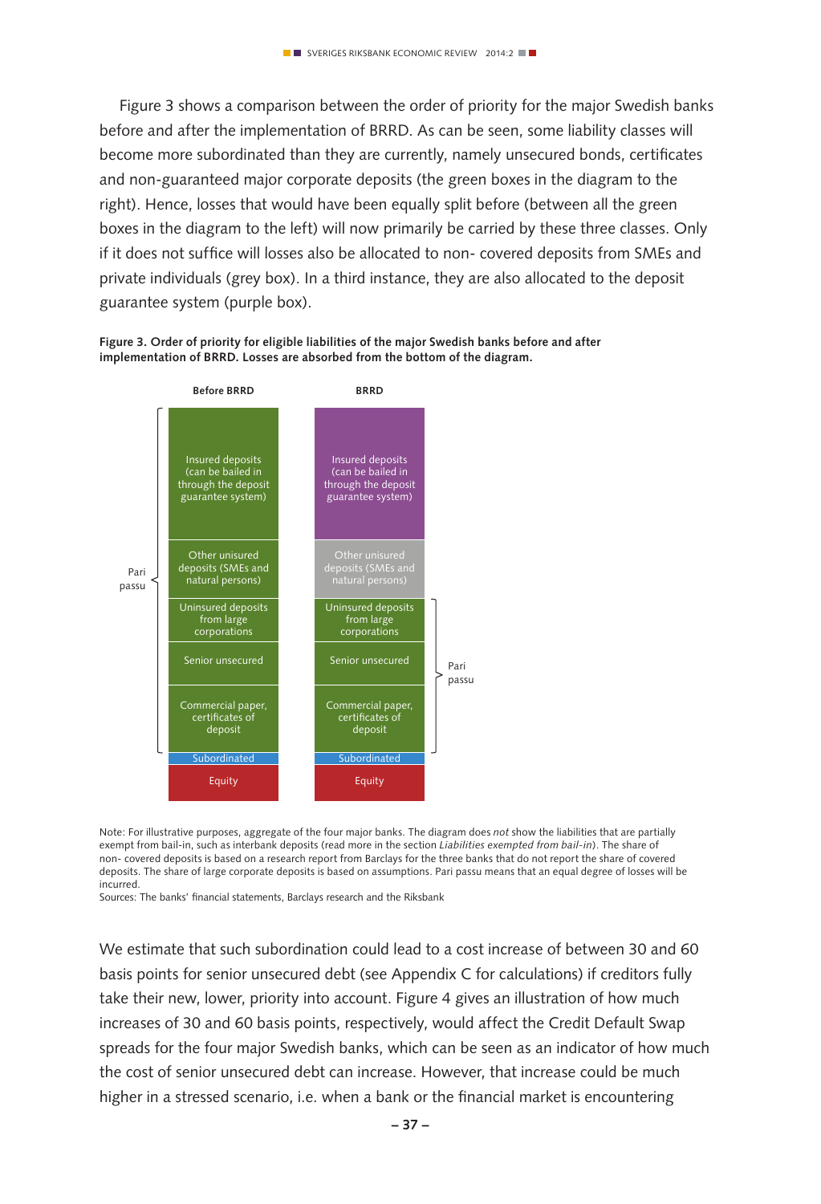Figure 3 shows a comparison between the order of priority for the major Swedish banks before and after the implementation of BRRD. As can be seen, some liability classes will become more subordinated than they are currently, namely unsecured bonds, certificates and non-guaranteed major corporate deposits (the green boxes in the diagram to the right). Hence, losses that would have been equally split before (between all the green boxes in the diagram to the left) will now primarily be carried by these three classes. Only if it does not suffice will losses also be allocated to non- covered deposits from SMEs and private individuals (grey box). In a third instance, they are also allocated to the deposit guarantee system (purple box).

**Figure 3. Order of priority for eligible liabilities of the major Swedish banks before and after implementation of BRRD. Losses are absorbed from the bottom of the diagram.**

| Before BRRD | BRRD |
|---|---|
| Insured deposits (can be bailed in through the deposit guarantee system) — Pari passu | Insured deposits (can be bailed in through the deposit guarantee system) |
| Other unisured deposits (SMEs and natural persons) — Pari passu | Other unisured deposits (SMEs and natural persons) |
| Uninsured deposits from large corporations — Pari passu | Uninsured deposits from large corporations — Pari passu |
| Senior unsecured — Pari passu | Senior unsecured — Pari passu |
| Commercial paper, certificates of deposit — Pari passu | Commercial paper, certificates of deposit — Pari passu |
| Subordinated | Subordinated |
| Equity | Equity |

Note: For illustrative purposes, aggregate of the four major banks. The diagram does *not* show the liabilities that are partially exempt from bail-in, such as interbank deposits (read more in the section *Liabilities exempted from bail-in*). The share of non- covered deposits is based on a research report from Barclays for the three banks that do not report the share of covered deposits. The share of large corporate deposits is based on assumptions. Pari passu means that an equal degree of losses will be incurred.

Sources: The banks' financial statements, Barclays research and the Riksbank

We estimate that such subordination could lead to a cost increase of between 30 and 60 basis points for senior unsecured debt (see Appendix C for calculations) if creditors fully take their new, lower, priority into account. Figure 4 gives an illustration of how much increases of 30 and 60 basis points, respectively, would affect the Credit Default Swap spreads for the four major Swedish banks, which can be seen as an indicator of how much the cost of senior unsecured debt can increase. However, that increase could be much higher in a stressed scenario, i.e. when a bank or the financial market is encountering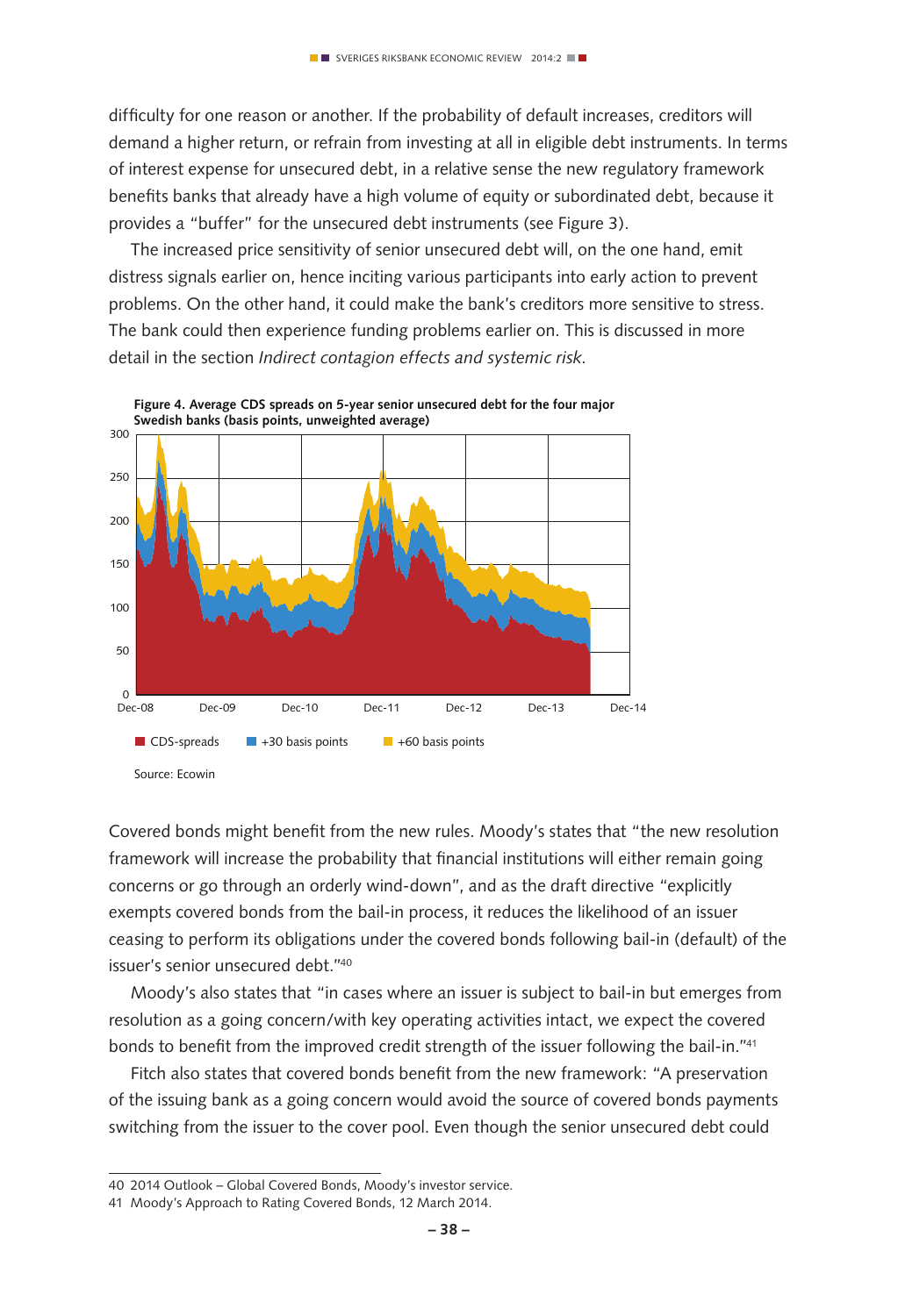difficulty for one reason or another. If the probability of default increases, creditors will demand a higher return, or refrain from investing at all in eligible debt instruments. In terms of interest expense for unsecured debt, in a relative sense the new regulatory framework benefits banks that already have a high volume of equity or subordinated debt, because it provides a "buffer" for the unsecured debt instruments (see Figure 3).

The increased price sensitivity of senior unsecured debt will, on the one hand, emit distress signals earlier on, hence inciting various participants into early action to prevent problems. On the other hand, it could make the bank's creditors more sensitive to stress. The bank could then experience funding problems earlier on. This is discussed in more detail in the section *Indirect contagion effects and systemic risk*.

**Figure 4. Average CDS spreads on 5-year senior unsecured debt for the four major Swedish banks (basis points, unweighted average)**

Source: Ecowin

Covered bonds might benefit from the new rules. Moody's states that "the new resolution framework will increase the probability that financial institutions will either remain going concerns or go through an orderly wind-down", and as the draft directive "explicitly exempts covered bonds from the bail-in process, it reduces the likelihood of an issuer ceasing to perform its obligations under the covered bonds following bail-in (default) of the issuer's senior unsecured debt."[40]

Moody's also states that "in cases where an issuer is subject to bail-in but emerges from resolution as a going concern/with key operating activities intact, we expect the covered bonds to benefit from the improved credit strength of the issuer following the bail-in."[41]

Fitch also states that covered bonds benefit from the new framework: "A preservation of the issuing bank as a going concern would avoid the source of covered bonds payments switching from the issuer to the cover pool. Even though the senior unsecured debt could

40 2014 Outlook – Global Covered Bonds, Moody's investor service.

41 Moody's Approach to Rating Covered Bonds, 12 March 2014.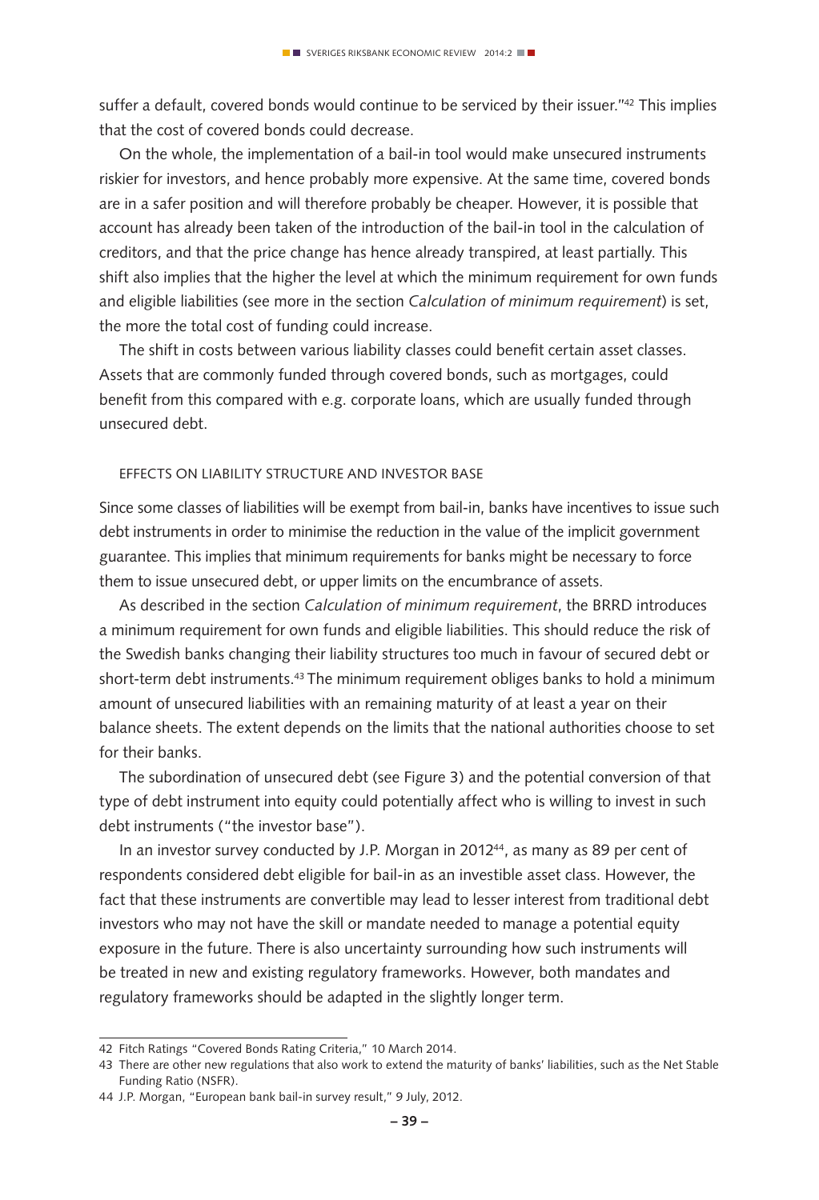suffer a default, covered bonds would continue to be serviced by their issuer."[42] This implies that the cost of covered bonds could decrease.

On the whole, the implementation of a bail-in tool would make unsecured instruments riskier for investors, and hence probably more expensive. At the same time, covered bonds are in a safer position and will therefore probably be cheaper. However, it is possible that account has already been taken of the introduction of the bail-in tool in the calculation of creditors, and that the price change has hence already transpired, at least partially. This shift also implies that the higher the level at which the minimum requirement for own funds and eligible liabilities (see more in the section *Calculation of minimum requirement*) is set, the more the total cost of funding could increase.

The shift in costs between various liability classes could benefit certain asset classes. Assets that are commonly funded through covered bonds, such as mortgages, could benefit from this compared with e.g. corporate loans, which are usually funded through unsecured debt.

### EFFECTS ON LIABILITY STRUCTURE AND INVESTOR BASE

Since some classes of liabilities will be exempt from bail-in, banks have incentives to issue such debt instruments in order to minimise the reduction in the value of the implicit government guarantee. This implies that minimum requirements for banks might be necessary to force them to issue unsecured debt, or upper limits on the encumbrance of assets.

As described in the section *Calculation of minimum requirement*, the BRRD introduces a minimum requirement for own funds and eligible liabilities. This should reduce the risk of the Swedish banks changing their liability structures too much in favour of secured debt or short-term debt instruments.[43] The minimum requirement obliges banks to hold a minimum amount of unsecured liabilities with an remaining maturity of at least a year on their balance sheets. The extent depends on the limits that the national authorities choose to set for their banks.

The subordination of unsecured debt (see Figure 3) and the potential conversion of that type of debt instrument into equity could potentially affect who is willing to invest in such debt instruments ("the investor base").

In an investor survey conducted by J.P. Morgan in 2012[44], as many as 89 per cent of respondents considered debt eligible for bail-in as an investible asset class. However, the fact that these instruments are convertible may lead to lesser interest from traditional debt investors who may not have the skill or mandate needed to manage a potential equity exposure in the future. There is also uncertainty surrounding how such instruments will be treated in new and existing regulatory frameworks. However, both mandates and regulatory frameworks should be adapted in the slightly longer term.

---

42 Fitch Ratings "Covered Bonds Rating Criteria," 10 March 2014.

43 There are other new regulations that also work to extend the maturity of banks' liabilities, such as the Net Stable Funding Ratio (NSFR).

44 J.P. Morgan, "European bank bail-in survey result," 9 July, 2012.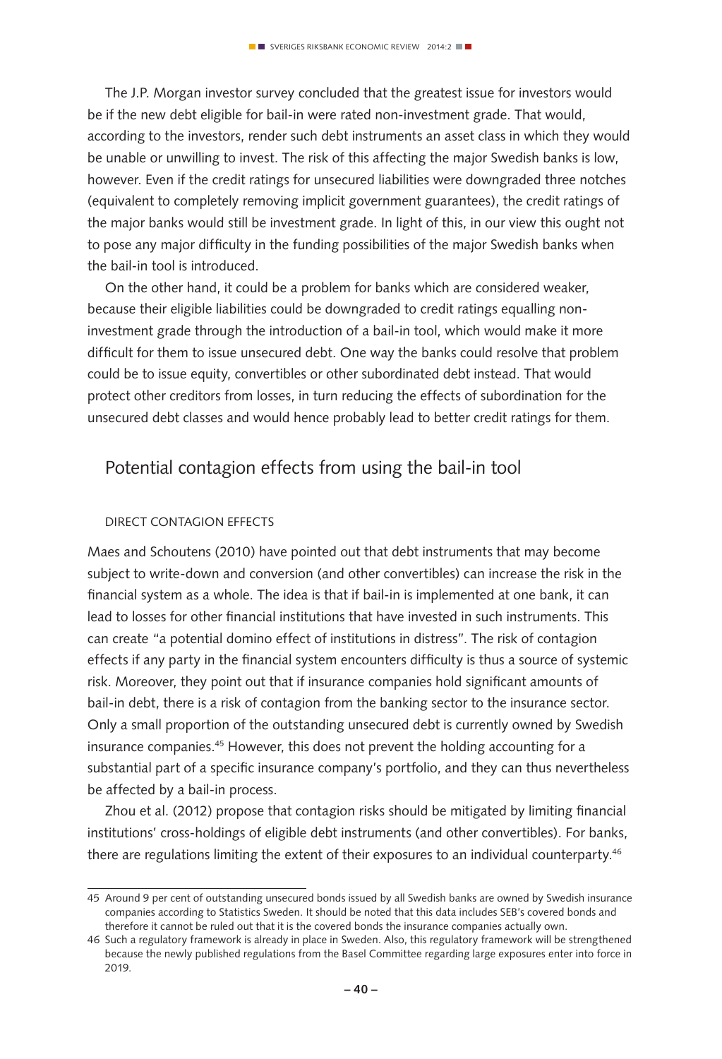The J.P. Morgan investor survey concluded that the greatest issue for investors would be if the new debt eligible for bail-in were rated non-investment grade. That would, according to the investors, render such debt instruments an asset class in which they would be unable or unwilling to invest. The risk of this affecting the major Swedish banks is low, however. Even if the credit ratings for unsecured liabilities were downgraded three notches (equivalent to completely removing implicit government guarantees), the credit ratings of the major banks would still be investment grade. In light of this, in our view this ought not to pose any major difficulty in the funding possibilities of the major Swedish banks when the bail-in tool is introduced.

On the other hand, it could be a problem for banks which are considered weaker, because their eligible liabilities could be downgraded to credit ratings equalling non-investment grade through the introduction of a bail-in tool, which would make it more difficult for them to issue unsecured debt. One way the banks could resolve that problem could be to issue equity, convertibles or other subordinated debt instead. That would protect other creditors from losses, in turn reducing the effects of subordination for the unsecured debt classes and would hence probably lead to better credit ratings for them.

## Potential contagion effects from using the bail-in tool

### DIRECT CONTAGION EFFECTS

Maes and Schoutens (2010) have pointed out that debt instruments that may become subject to write-down and conversion (and other convertibles) can increase the risk in the financial system as a whole. The idea is that if bail-in is implemented at one bank, it can lead to losses for other financial institutions that have invested in such instruments. This can create "a potential domino effect of institutions in distress". The risk of contagion effects if any party in the financial system encounters difficulty is thus a source of systemic risk. Moreover, they point out that if insurance companies hold significant amounts of bail-in debt, there is a risk of contagion from the banking sector to the insurance sector. Only a small proportion of the outstanding unsecured debt is currently owned by Swedish insurance companies.[45] However, this does not prevent the holding accounting for a substantial part of a specific insurance company's portfolio, and they can thus nevertheless be affected by a bail-in process.

Zhou et al. (2012) propose that contagion risks should be mitigated by limiting financial institutions' cross-holdings of eligible debt instruments (and other convertibles). For banks, there are regulations limiting the extent of their exposures to an individual counterparty.[46]

---

45 Around 9 per cent of outstanding unsecured bonds issued by all Swedish banks are owned by Swedish insurance companies according to Statistics Sweden. It should be noted that this data includes SEB's covered bonds and therefore it cannot be ruled out that it is the covered bonds the insurance companies actually own.

46 Such a regulatory framework is already in place in Sweden. Also, this regulatory framework will be strengthened because the newly published regulations from the Basel Committee regarding large exposures enter into force in 2019.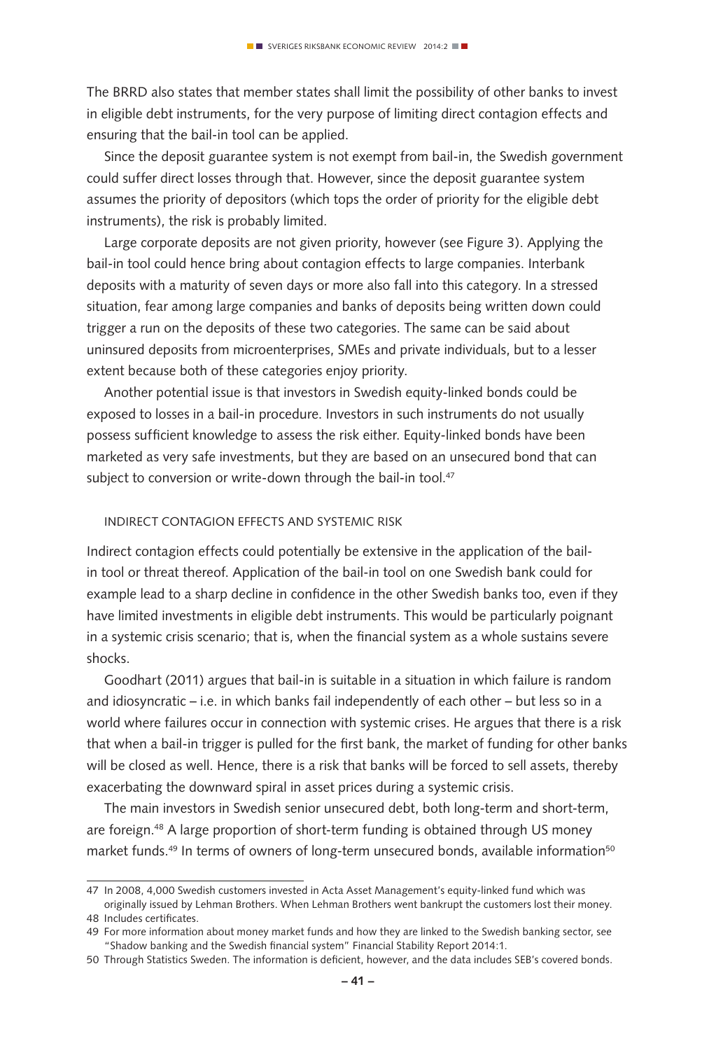The BRRD also states that member states shall limit the possibility of other banks to invest in eligible debt instruments, for the very purpose of limiting direct contagion effects and ensuring that the bail-in tool can be applied.

Since the deposit guarantee system is not exempt from bail-in, the Swedish government could suffer direct losses through that. However, since the deposit guarantee system assumes the priority of depositors (which tops the order of priority for the eligible debt instruments), the risk is probably limited.

Large corporate deposits are not given priority, however (see Figure 3). Applying the bail-in tool could hence bring about contagion effects to large companies. Interbank deposits with a maturity of seven days or more also fall into this category. In a stressed situation, fear among large companies and banks of deposits being written down could trigger a run on the deposits of these two categories. The same can be said about uninsured deposits from microenterprises, SMEs and private individuals, but to a lesser extent because both of these categories enjoy priority.

Another potential issue is that investors in Swedish equity-linked bonds could be exposed to losses in a bail-in procedure. Investors in such instruments do not usually possess sufficient knowledge to assess the risk either. Equity-linked bonds have been marketed as very safe investments, but they are based on an unsecured bond that can subject to conversion or write-down through the bail-in tool.[47]

### INDIRECT CONTAGION EFFECTS AND SYSTEMIC RISK

Indirect contagion effects could potentially be extensive in the application of the bail-in tool or threat thereof. Application of the bail-in tool on one Swedish bank could for example lead to a sharp decline in confidence in the other Swedish banks too, even if they have limited investments in eligible debt instruments. This would be particularly poignant in a systemic crisis scenario; that is, when the financial system as a whole sustains severe shocks.

Goodhart (2011) argues that bail-in is suitable in a situation in which failure is random and idiosyncratic – i.e. in which banks fail independently of each other – but less so in a world where failures occur in connection with systemic crises. He argues that there is a risk that when a bail-in trigger is pulled for the first bank, the market of funding for other banks will be closed as well. Hence, there is a risk that banks will be forced to sell assets, thereby exacerbating the downward spiral in asset prices during a systemic crisis.

The main investors in Swedish senior unsecured debt, both long-term and short-term, are foreign.[48] A large proportion of short-term funding is obtained through US money market funds.[49] In terms of owners of long-term unsecured bonds, available information[50]

---

47 In 2008, 4,000 Swedish customers invested in Acta Asset Management's equity-linked fund which was originally issued by Lehman Brothers. When Lehman Brothers went bankrupt the customers lost their money.

48 Includes certificates.

49 For more information about money market funds and how they are linked to the Swedish banking sector, see "Shadow banking and the Swedish financial system" Financial Stability Report 2014:1.

50 Through Statistics Sweden. The information is deficient, however, and the data includes SEB's covered bonds.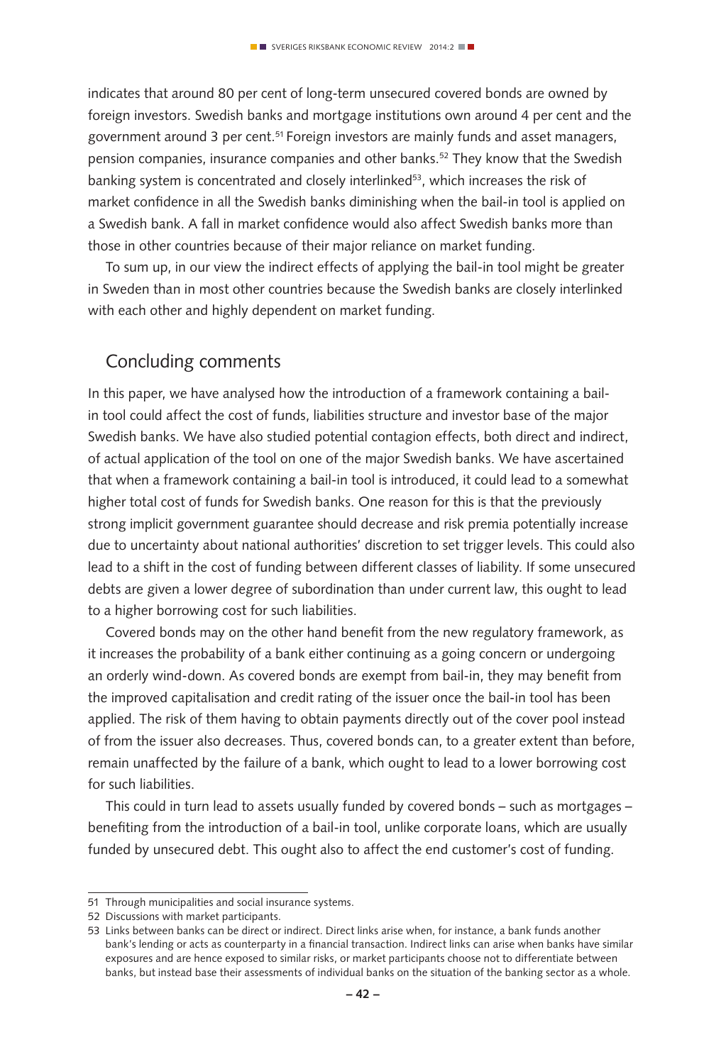indicates that around 80 per cent of long-term unsecured covered bonds are owned by foreign investors. Swedish banks and mortgage institutions own around 4 per cent and the government around 3 per cent.[51] Foreign investors are mainly funds and asset managers, pension companies, insurance companies and other banks.[52] They know that the Swedish banking system is concentrated and closely interlinked[53], which increases the risk of market confidence in all the Swedish banks diminishing when the bail-in tool is applied on a Swedish bank. A fall in market confidence would also affect Swedish banks more than those in other countries because of their major reliance on market funding.

To sum up, in our view the indirect effects of applying the bail-in tool might be greater in Sweden than in most other countries because the Swedish banks are closely interlinked with each other and highly dependent on market funding.

## Concluding comments

In this paper, we have analysed how the introduction of a framework containing a bail-in tool could affect the cost of funds, liabilities structure and investor base of the major Swedish banks. We have also studied potential contagion effects, both direct and indirect, of actual application of the tool on one of the major Swedish banks. We have ascertained that when a framework containing a bail-in tool is introduced, it could lead to a somewhat higher total cost of funds for Swedish banks. One reason for this is that the previously strong implicit government guarantee should decrease and risk premia potentially increase due to uncertainty about national authorities' discretion to set trigger levels. This could also lead to a shift in the cost of funding between different classes of liability. If some unsecured debts are given a lower degree of subordination than under current law, this ought to lead to a higher borrowing cost for such liabilities.

Covered bonds may on the other hand benefit from the new regulatory framework, as it increases the probability of a bank either continuing as a going concern or undergoing an orderly wind-down. As covered bonds are exempt from bail-in, they may benefit from the improved capitalisation and credit rating of the issuer once the bail-in tool has been applied. The risk of them having to obtain payments directly out of the cover pool instead of from the issuer also decreases. Thus, covered bonds can, to a greater extent than before, remain unaffected by the failure of a bank, which ought to lead to a lower borrowing cost for such liabilities.

This could in turn lead to assets usually funded by covered bonds – such as mortgages – benefiting from the introduction of a bail-in tool, unlike corporate loans, which are usually funded by unsecured debt. This ought also to affect the end customer's cost of funding.

---

51 Through municipalities and social insurance systems.

52 Discussions with market participants.

53 Links between banks can be direct or indirect. Direct links arise when, for instance, a bank funds another bank's lending or acts as counterparty in a financial transaction. Indirect links can arise when banks have similar exposures and are hence exposed to similar risks, or market participants choose not to differentiate between banks, but instead base their assessments of individual banks on the situation of the banking sector as a whole.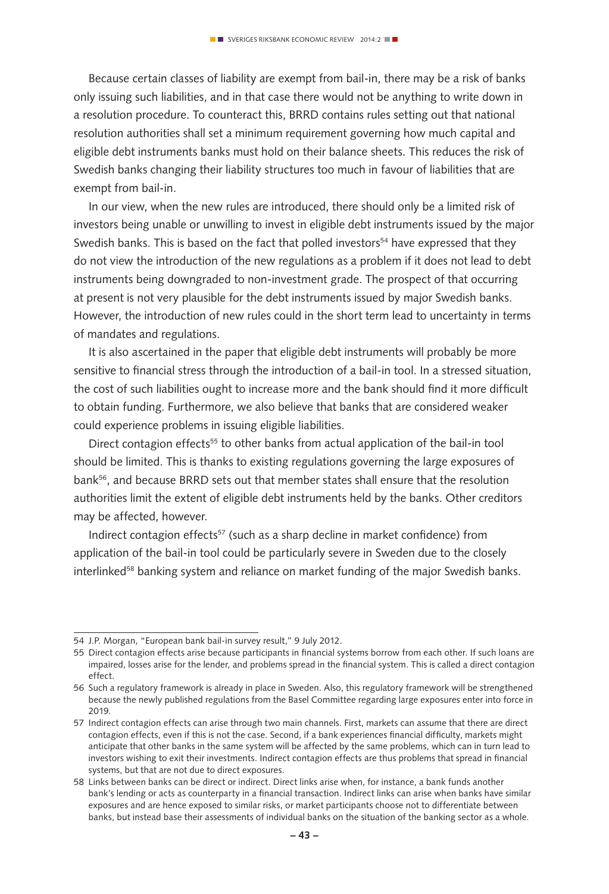Because certain classes of liability are exempt from bail-in, there may be a risk of banks only issuing such liabilities, and in that case there would not be anything to write down in a resolution procedure. To counteract this, BRRD contains rules setting out that national resolution authorities shall set a minimum requirement governing how much capital and eligible debt instruments banks must hold on their balance sheets. This reduces the risk of Swedish banks changing their liability structures too much in favour of liabilities that are exempt from bail-in.

In our view, when the new rules are introduced, there should only be a limited risk of investors being unable or unwilling to invest in eligible debt instruments issued by the major Swedish banks. This is based on the fact that polled investors[54] have expressed that they do not view the introduction of the new regulations as a problem if it does not lead to debt instruments being downgraded to non-investment grade. The prospect of that occurring at present is not very plausible for the debt instruments issued by major Swedish banks. However, the introduction of new rules could in the short term lead to uncertainty in terms of mandates and regulations.

It is also ascertained in the paper that eligible debt instruments will probably be more sensitive to financial stress through the introduction of a bail-in tool. In a stressed situation, the cost of such liabilities ought to increase more and the bank should find it more difficult to obtain funding. Furthermore, we also believe that banks that are considered weaker could experience problems in issuing eligible liabilities.

Direct contagion effects[55] to other banks from actual application of the bail-in tool should be limited. This is thanks to existing regulations governing the large exposures of bank[56], and because BRRD sets out that member states shall ensure that the resolution authorities limit the extent of eligible debt instruments held by the banks. Other creditors may be affected, however.

Indirect contagion effects[57] (such as a sharp decline in market confidence) from application of the bail-in tool could be particularly severe in Sweden due to the closely interlinked[58] banking system and reliance on market funding of the major Swedish banks.

---

54 J.P. Morgan, "European bank bail-in survey result," 9 July 2012.

55 Direct contagion effects arise because participants in financial systems borrow from each other. If such loans are impaired, losses arise for the lender, and problems spread in the financial system. This is called a direct contagion effect.

56 Such a regulatory framework is already in place in Sweden. Also, this regulatory framework will be strengthened because the newly published regulations from the Basel Committee regarding large exposures enter into force in 2019.

57 Indirect contagion effects can arise through two main channels. First, markets can assume that there are direct contagion effects, even if this is not the case. Second, if a bank experiences financial difficulty, markets might anticipate that other banks in the same system will be affected by the same problems, which can in turn lead to investors wishing to exit their investments. Indirect contagion effects are thus problems that spread in financial systems, but that are not due to direct exposures.

58 Links between banks can be direct or indirect. Direct links arise when, for instance, a bank funds another bank's lending or acts as counterparty in a financial transaction. Indirect links can arise when banks have similar exposures and are hence exposed to similar risks, or market participants choose not to differentiate between banks, but instead base their assessments of individual banks on the situation of the banking sector as a whole.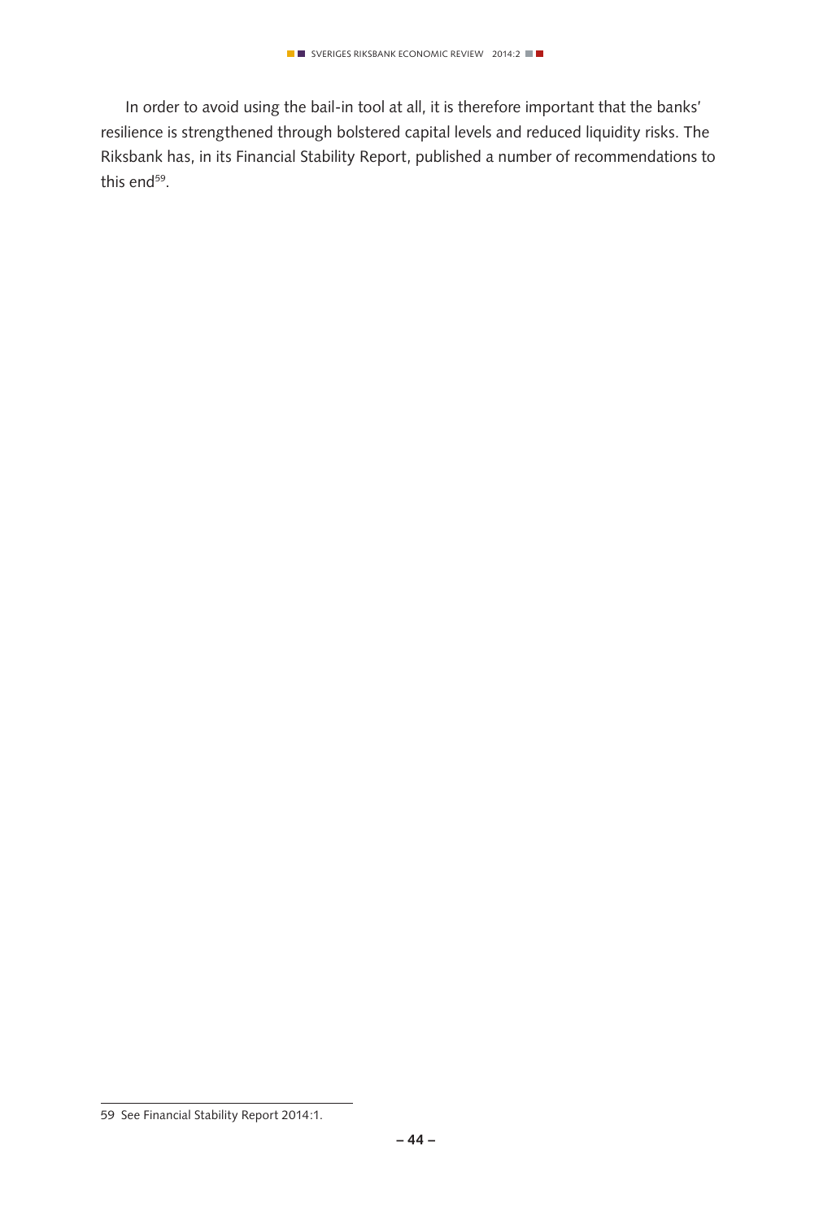In order to avoid using the bail-in tool at all, it is therefore important that the banks' resilience is strengthened through bolstered capital levels and reduced liquidity risks. The Riksbank has, in its Financial Stability Report, published a number of recommendations to this end[59].

59 See Financial Stability Report 2014:1.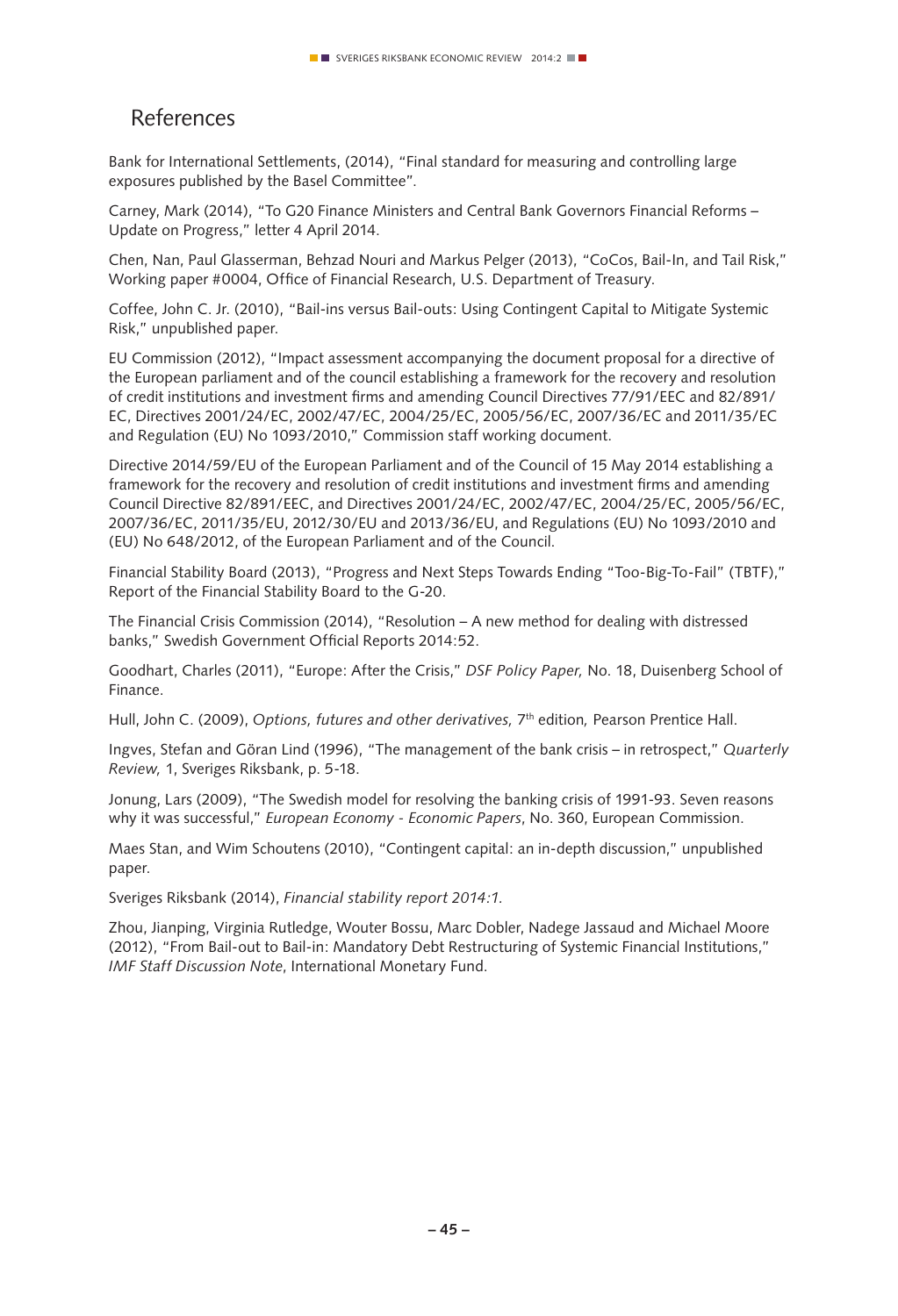## References

Bank for International Settlements, (2014), "Final standard for measuring and controlling large exposures published by the Basel Committee".

Carney, Mark (2014), "To G20 Finance Ministers and Central Bank Governors Financial Reforms – Update on Progress," letter 4 April 2014.

Chen, Nan, Paul Glasserman, Behzad Nouri and Markus Pelger (2013), "CoCos, Bail-In, and Tail Risk," Working paper #0004, Office of Financial Research, U.S. Department of Treasury.

Coffee, John C. Jr. (2010), "Bail-ins versus Bail-outs: Using Contingent Capital to Mitigate Systemic Risk," unpublished paper.

EU Commission (2012), "Impact assessment accompanying the document proposal for a directive of the European parliament and of the council establishing a framework for the recovery and resolution of credit institutions and investment firms and amending Council Directives 77/91/EEC and 82/891/EC, Directives 2001/24/EC, 2002/47/EC, 2004/25/EC, 2005/56/EC, 2007/36/EC and 2011/35/EC and Regulation (EU) No 1093/2010," Commission staff working document.

Directive 2014/59/EU of the European Parliament and of the Council of 15 May 2014 establishing a framework for the recovery and resolution of credit institutions and investment firms and amending Council Directive 82/891/EEC, and Directives 2001/24/EC, 2002/47/EC, 2004/25/EC, 2005/56/EC, 2007/36/EC, 2011/35/EU, 2012/30/EU and 2013/36/EU, and Regulations (EU) No 1093/2010 and (EU) No 648/2012, of the European Parliament and of the Council.

Financial Stability Board (2013), "Progress and Next Steps Towards Ending "Too-Big-To-Fail" (TBTF)," Report of the Financial Stability Board to the G-20.

The Financial Crisis Commission (2014), "Resolution – A new method for dealing with distressed banks," Swedish Government Official Reports 2014:52.

Goodhart, Charles (2011), "Europe: After the Crisis," *DSF Policy Paper,* No. 18, Duisenberg School of Finance.

Hull, John C. (2009), *Options, futures and other derivatives,* 7th edition*,* Pearson Prentice Hall.

Ingves, Stefan and Göran Lind (1996), "The management of the bank crisis – in retrospect," *Quarterly Review,* 1, Sveriges Riksbank, p. 5-18.

Jonung, Lars (2009), "The Swedish model for resolving the banking crisis of 1991-93. Seven reasons why it was successful," *European Economy - Economic Papers*, No. 360, European Commission.

Maes Stan, and Wim Schoutens (2010), "Contingent capital: an in-depth discussion," unpublished paper.

Sveriges Riksbank (2014), *Financial stability report 2014:1*.

Zhou, Jianping, Virginia Rutledge, Wouter Bossu, Marc Dobler, Nadege Jassaud and Michael Moore (2012), "From Bail-out to Bail-in: Mandatory Debt Restructuring of Systemic Financial Institutions," *IMF Staff Discussion Note*, International Monetary Fund.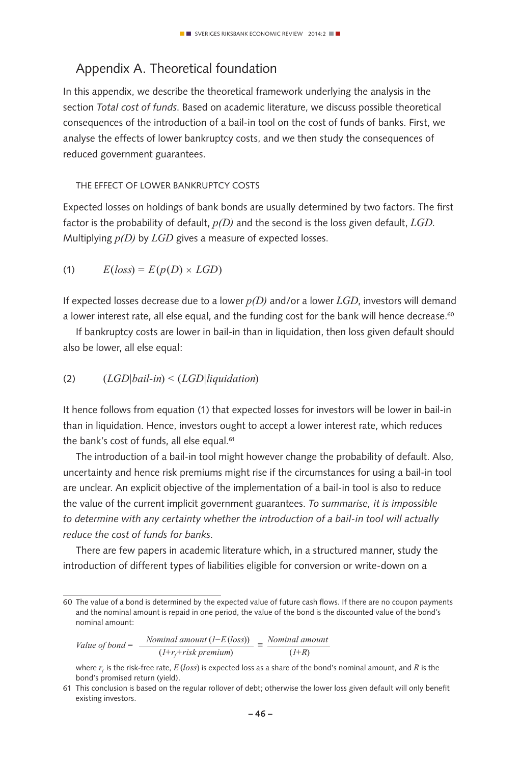## Appendix A. Theoretical foundation

In this appendix, we describe the theoretical framework underlying the analysis in the section *Total cost of funds*. Based on academic literature, we discuss possible theoretical consequences of the introduction of a bail-in tool on the cost of funds of banks. First, we analyse the effects of lower bankruptcy costs, and we then study the consequences of reduced government guarantees.

### THE EFFECT OF LOWER BANKRUPTCY COSTS

Expected losses on holdings of bank bonds are usually determined by two factors. The first factor is the probability of default, $p(D)$ and the second is the loss given default, $LGD$. Multiplying $p(D)$ by $LGD$ gives a measure of expected losses.

$$(1) \qquad E(loss) = E(p(D) \times LGD)$$

If expected losses decrease due to a lower $p(D)$ and/or a lower $LGD$, investors will demand a lower interest rate, all else equal, and the funding cost for the bank will hence decrease.[60]

If bankruptcy costs are lower in bail-in than in liquidation, then loss given default should also be lower, all else equal:

$$(2) \qquad (LGD|bail\text{-}in) < (LGD|liquidation)$$

It hence follows from equation (1) that expected losses for investors will be lower in bail-in than in liquidation. Hence, investors ought to accept a lower interest rate, which reduces the bank's cost of funds, all else equal.[61]

The introduction of a bail-in tool might however change the probability of default. Also, uncertainty and hence risk premiums might rise if the circumstances for using a bail-in tool are unclear. An explicit objective of the implementation of a bail-in tool is also to reduce the value of the current implicit government guarantees. *To summarise, it is impossible to determine with any certainty whether the introduction of a bail-in tool will actually reduce the cost of funds for banks.*

There are few papers in academic literature which, in a structured manner, study the introduction of different types of liabilities eligible for conversion or write-down on a

---

60 The value of a bond is determined by the expected value of future cash flows. If there are no coupon payments and the nominal amount is repaid in one period, the value of the bond is the discounted value of the bond's nominal amount:

$$Value\ of\ bond = \frac{Nominal\ amount\ (1 - E(loss))}{(1 + r_f + risk\ premium)} \equiv \frac{Nominal\ amount}{(1+R)}$$

where $r_f$ is the risk-free rate, $E(loss)$ is expected loss as a share of the bond's nominal amount, and $R$ is the bond's promised return (yield).

61 This conclusion is based on the regular rollover of debt; otherwise the lower loss given default will only benefit existing investors.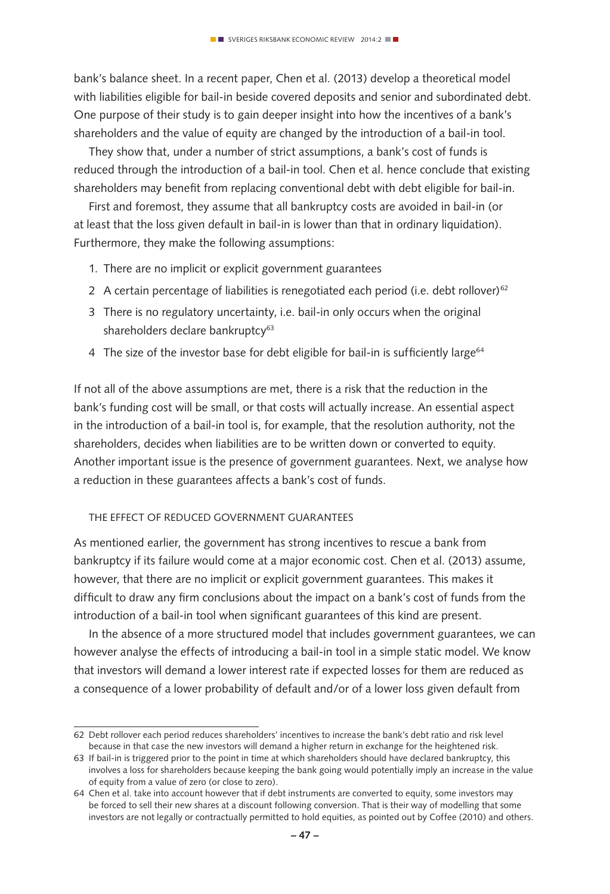bank's balance sheet. In a recent paper, Chen et al. (2013) develop a theoretical model with liabilities eligible for bail-in beside covered deposits and senior and subordinated debt. One purpose of their study is to gain deeper insight into how the incentives of a bank's shareholders and the value of equity are changed by the introduction of a bail-in tool.

They show that, under a number of strict assumptions, a bank's cost of funds is reduced through the introduction of a bail-in tool. Chen et al. hence conclude that existing shareholders may benefit from replacing conventional debt with debt eligible for bail-in.

First and foremost, they assume that all bankruptcy costs are avoided in bail-in (or at least that the loss given default in bail-in is lower than that in ordinary liquidation). Furthermore, they make the following assumptions:

1. There are no implicit or explicit government guarantees
2. A certain percentage of liabilities is renegotiated each period (i.e. debt rollover)[62]
3. There is no regulatory uncertainty, i.e. bail-in only occurs when the original shareholders declare bankruptcy[63]
4. The size of the investor base for debt eligible for bail-in is sufficiently large[64]

If not all of the above assumptions are met, there is a risk that the reduction in the bank's funding cost will be small, or that costs will actually increase. An essential aspect in the introduction of a bail-in tool is, for example, that the resolution authority, not the shareholders, decides when liabilities are to be written down or converted to equity. Another important issue is the presence of government guarantees. Next, we analyse how a reduction in these guarantees affects a bank's cost of funds.

### THE EFFECT OF REDUCED GOVERNMENT GUARANTEES

As mentioned earlier, the government has strong incentives to rescue a bank from bankruptcy if its failure would come at a major economic cost. Chen et al. (2013) assume, however, that there are no implicit or explicit government guarantees. This makes it difficult to draw any firm conclusions about the impact on a bank's cost of funds from the introduction of a bail-in tool when significant guarantees of this kind are present.

In the absence of a more structured model that includes government guarantees, we can however analyse the effects of introducing a bail-in tool in a simple static model. We know that investors will demand a lower interest rate if expected losses for them are reduced as a consequence of a lower probability of default and/or of a lower loss given default from

---

62 Debt rollover each period reduces shareholders' incentives to increase the bank's debt ratio and risk level because in that case the new investors will demand a higher return in exchange for the heightened risk.

63 If bail-in is triggered prior to the point in time at which shareholders should have declared bankruptcy, this involves a loss for shareholders because keeping the bank going would potentially imply an increase in the value of equity from a value of zero (or close to zero).

64 Chen et al. take into account however that if debt instruments are converted to equity, some investors may be forced to sell their new shares at a discount following conversion. That is their way of modelling that some investors are not legally or contractually permitted to hold equities, as pointed out by Coffee (2010) and others.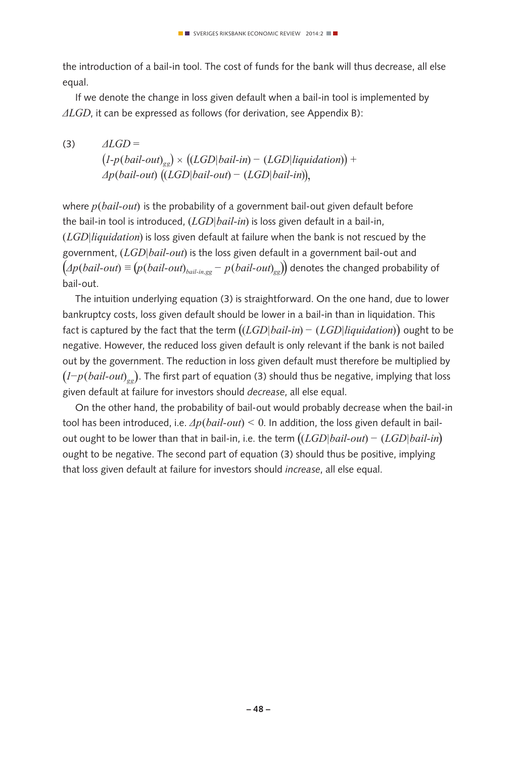the introduction of a bail-in tool. The cost of funds for the bank will thus decrease, all else equal.

If we denote the change in loss given default when a bail-in tool is implemented by $\Delta LGD$, it can be expressed as follows (for derivation, see Appendix B):

$$(3) \qquad \Delta LGD = \big(1\text{-}p(bail\text{-}out)_{gg}\big) \times \big((LGD|bail\text{-}in) - (LGD|liquidation)\big) + \Delta p(bail\text{-}out)\,\big((LGD|bail\text{-}out) - (LGD|bail\text{-}in)\big),$$

where $p(bail\text{-}out)$ is the probability of a government bail-out given default before the bail-in tool is introduced, $(LGD|bail\text{-}in)$ is loss given default in a bail-in, $(LGD|liquidation)$ is loss given default at failure when the bank is not rescued by the government, $(LGD|bail\text{-}out)$ is the loss given default in a government bail-out and $\big(\Delta p(bail\text{-}out) \equiv \big(p(bail\text{-}out)_{bail\text{-}in,gg} - p(bail\text{-}out)_{gg}\big)\big)$ denotes the changed probability of bail-out.

The intuition underlying equation (3) is straightforward. On the one hand, due to lower bankruptcy costs, loss given default should be lower in a bail-in than in liquidation. This fact is captured by the fact that the term $\big((LGD|bail\text{-}in) - (LGD|liquidation)\big)$ ought to be negative. However, the reduced loss given default is only relevant if the bank is not bailed out by the government. The reduction in loss given default must therefore be multiplied by $\big(1 - p(bail\text{-}out)_{gg}\big)$. The first part of equation (3) should thus be negative, implying that loss given default at failure for investors should *decrease*, all else equal.

On the other hand, the probability of bail-out would probably decrease when the bail-in tool has been introduced, i.e. $\Delta p(bail\text{-}out) < 0$. In addition, the loss given default in bail-out ought to be lower than that in bail-in, i.e. the term $\big((LGD|bail\text{-}out) - (LGD|bail\text{-}in)\big)$ ought to be negative. The second part of equation (3) should thus be positive, implying that loss given default at failure for investors should *increase*, all else equal.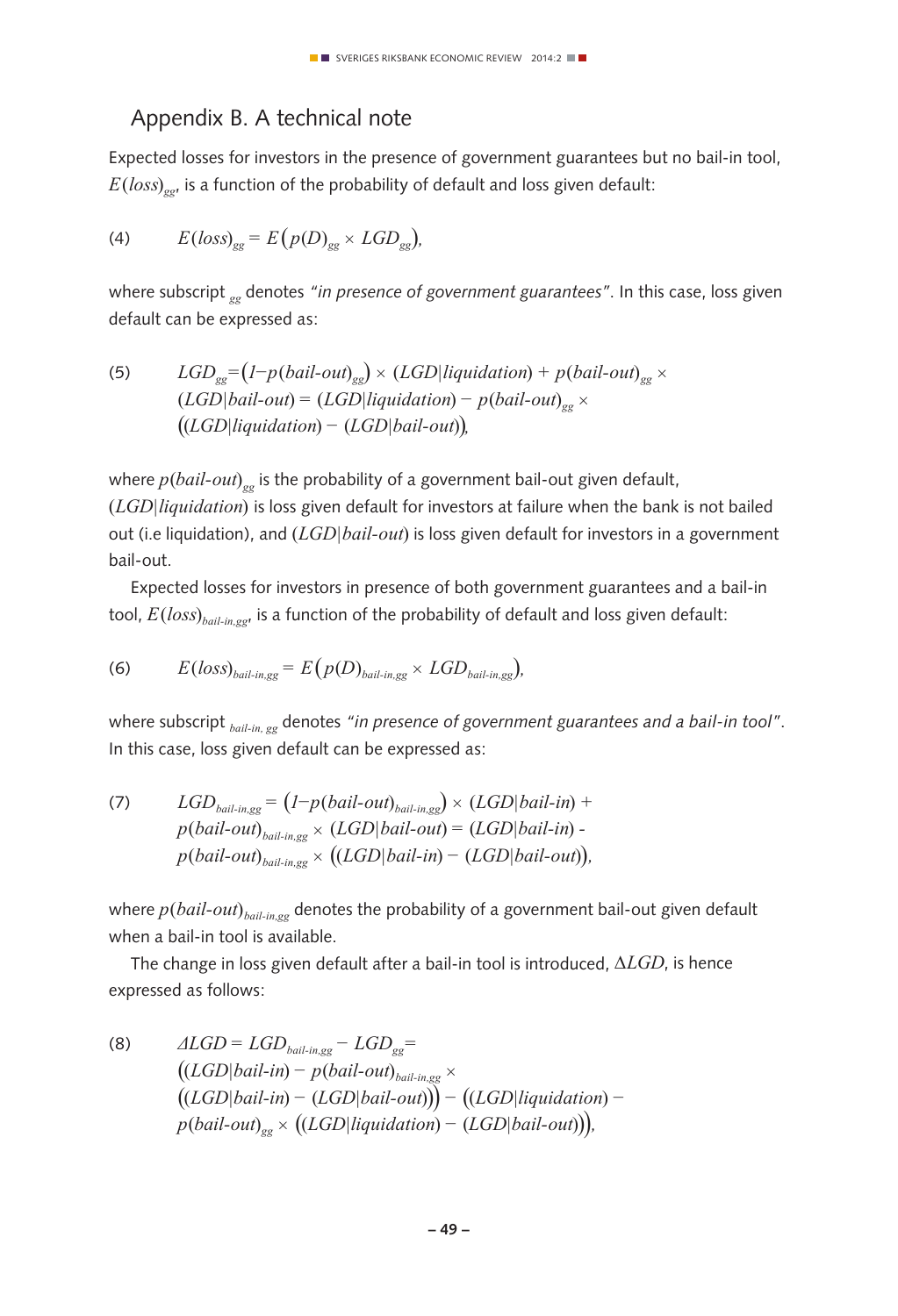## Appendix B. A technical note

Expected losses for investors in the presence of government guarantees but no bail-in tool, $E(loss)_{gg}$, is a function of the probability of default and loss given default:

$$E(loss)_{gg} = E\left(p(D)_{gg} \times LGD_{gg}\right), \tag{4}$$

where subscript $_{gg}$ denotes *"in presence of government guarantees"*. In this case, loss given default can be expressed as:

$$LGD_{gg} = \left(1 - p(bail\text{-}out)_{gg}\right) \times (LGD|liquidation) + p(bail\text{-}out)_{gg} \times (LGD|bail\text{-}out) = (LGD|liquidation) - p(bail\text{-}out)_{gg} \times \left((LGD|liquidation) - (LGD|bail\text{-}out)\right), \tag{5}$$

where $p(bail\text{-}out)_{gg}$ is the probability of a government bail-out given default, $(LGD|liquidation)$ is loss given default for investors at failure when the bank is not bailed out (i.e liquidation), and $(LGD|bail\text{-}out)$ is loss given default for investors in a government bail-out.

Expected losses for investors in presence of both government guarantees and a bail-in tool, $E(loss)_{bail\text{-}in,gg}$, is a function of the probability of default and loss given default:

$$E(loss)_{bail\text{-}in,gg} = E\left(p(D)_{bail\text{-}in,gg} \times LGD_{bail\text{-}in,gg}\right), \tag{6}$$

where subscript $_{bail\text{-}in,\,gg}$ denotes *"in presence of government guarantees and a bail-in tool"*. In this case, loss given default can be expressed as:

$$LGD_{bail\text{-}in,gg} = \left(1 - p(bail\text{-}out)_{bail\text{-}in,gg}\right) \times (LGD|bail\text{-}in) + p(bail\text{-}out)_{bail\text{-}in,gg} \times (LGD|bail\text{-}out) = (LGD|bail\text{-}in) - p(bail\text{-}out)_{bail\text{-}in,gg} \times \left((LGD|bail\text{-}in) - (LGD|bail\text{-}out)\right), \tag{7}$$

where $p(bail\text{-}out)_{bail\text{-}in,gg}$ denotes the probability of a government bail-out given default when a bail-in tool is available.

The change in loss given default after a bail-in tool is introduced, $\Delta LGD$, is hence expressed as follows:

$$\Delta LGD = LGD_{bail\text{-}in,gg} - LGD_{gg} = \left((LGD|bail\text{-}in) - p(bail\text{-}out)_{bail\text{-}in,gg} \times \left((LGD|bail\text{-}in) - (LGD|bail\text{-}out)\right)\right) - \left((LGD|liquidation) - p(bail\text{-}out)_{gg} \times \left((LGD|liquidation) - (LGD|bail\text{-}out)\right)\right), \tag{8}$$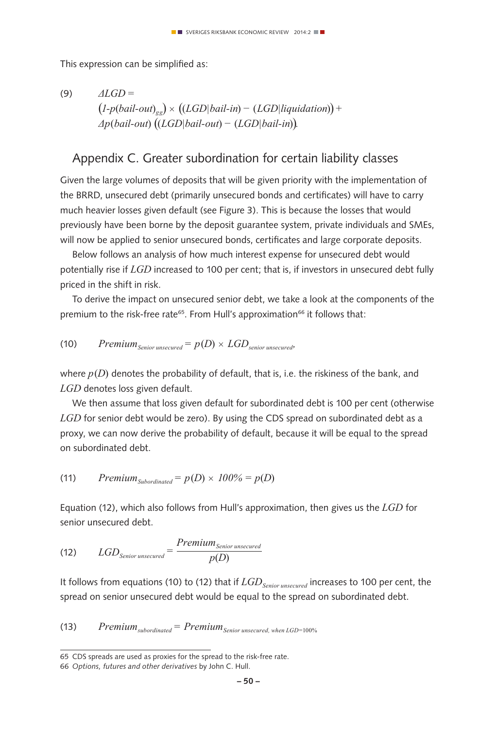This expression can be simplified as:

$$(9) \quad \Delta LGD = \left(1\text{-}p(bail\text{-}out)_{gg}\right) \times \left((LGD|bail\text{-}in) - (LGD|liquidation)\right) + \Delta p(bail\text{-}out)\left((LGD|bail\text{-}out) - (LGD|bail\text{-}in)\right).$$

## Appendix C. Greater subordination for certain liability classes

Given the large volumes of deposits that will be given priority with the implementation of the BRRD, unsecured debt (primarily unsecured bonds and certificates) will have to carry much heavier losses given default (see Figure 3). This is because the losses that would previously have been borne by the deposit guarantee system, private individuals and SMEs, will now be applied to senior unsecured bonds, certificates and large corporate deposits.

Below follows an analysis of how much interest expense for unsecured debt would potentially rise if $LGD$ increased to 100 per cent; that is, if investors in unsecured debt fully priced in the shift in risk.

To derive the impact on unsecured senior debt, we take a look at the components of the premium to the risk-free rate[65]. From Hull's approximation[66] it follows that:

$$(10) \quad Premium_{Senior\ unsecured} = p(D) \times LGD_{senior\ unsecured},$$

where $p(D)$ denotes the probability of default, that is, i.e. the riskiness of the bank, and $LGD$ denotes loss given default.

We then assume that loss given default for subordinated debt is 100 per cent (otherwise $LGD$ for senior debt would be zero). By using the CDS spread on subordinated debt as a proxy, we can now derive the probability of default, because it will be equal to the spread on subordinated debt.

$$(11) \quad Premium_{Subordinated} = p(D) \times 100\% = p(D)$$

Equation (12), which also follows from Hull's approximation, then gives us the $LGD$ for senior unsecured debt.

$$(12) \quad LGD_{Senior\ unsecured} = \frac{Premium_{Senior\ unsecured}}{p(D)}$$

It follows from equations (10) to (12) that if $LGD_{Senior\ unsecured}$ increases to 100 per cent, the spread on senior unsecured debt would be equal to the spread on subordinated debt.

$$(13) \quad Premium_{subordinated} = Premium_{Senior\ unsecured,\ when\ LGD=100\%}$$

65 CDS spreads are used as proxies for the spread to the risk-free rate.

66 *Options, futures and other derivatives* by John C. Hull.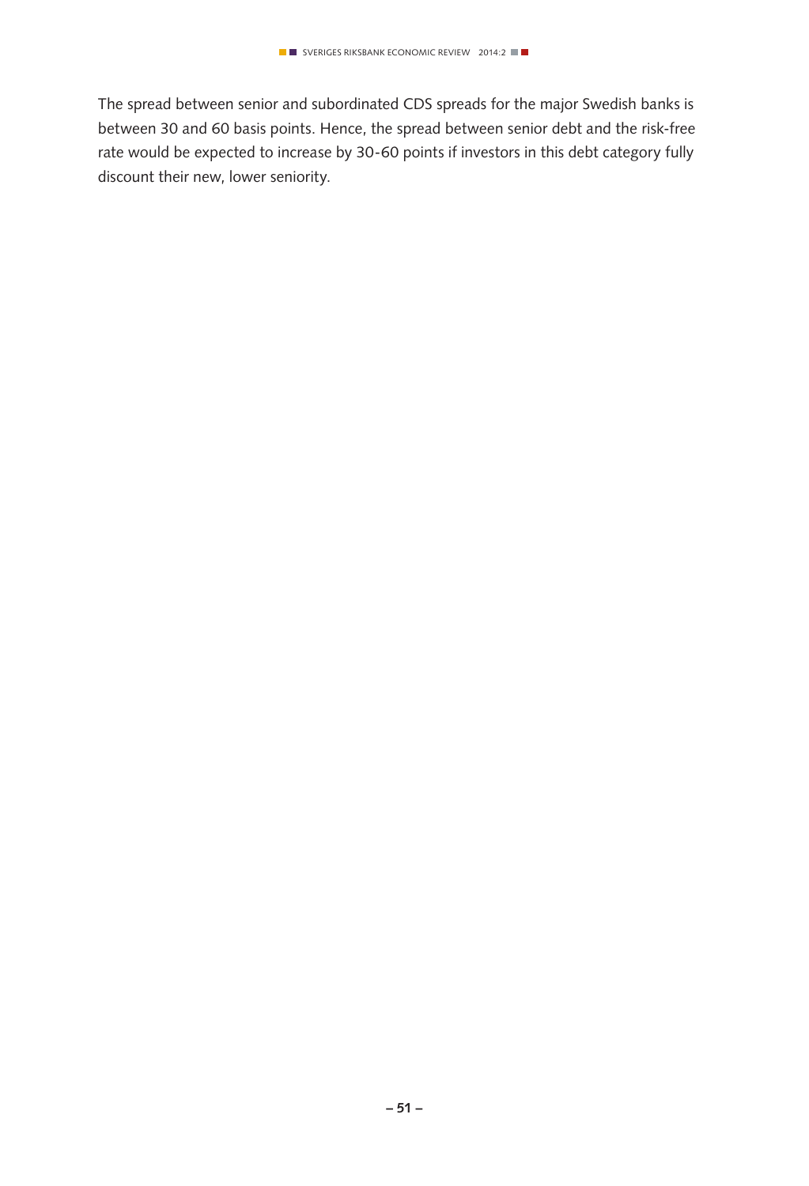The spread between senior and subordinated CDS spreads for the major Swedish banks is between 30 and 60 basis points. Hence, the spread between senior debt and the risk-free rate would be expected to increase by 30-60 points if investors in this debt category fully discount their new, lower seniority.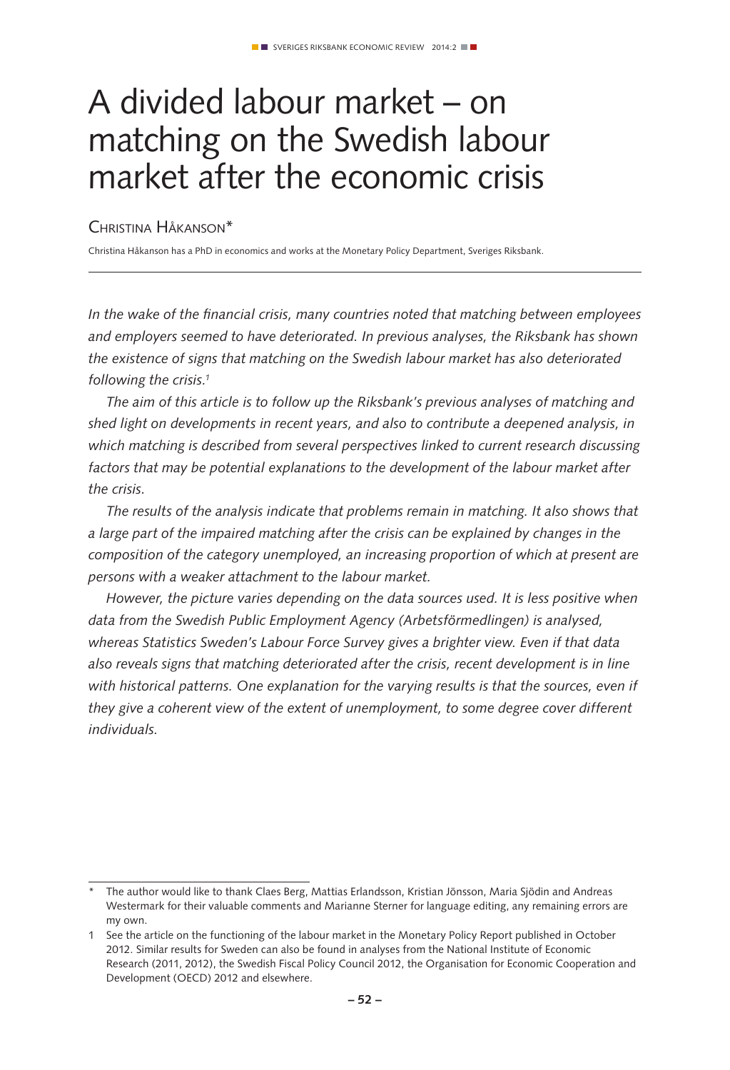# A divided labour market – on matching on the Swedish labour market after the economic crisis

Christina Håkanson*

Christina Håkanson has a PhD in economics and works at the Monetary Policy Department, Sveriges Riksbank.

*In the wake of the financial crisis, many countries noted that matching between employees and employers seemed to have deteriorated. In previous analyses, the Riksbank has shown the existence of signs that matching on the Swedish labour market has also deteriorated following the crisis.[1]*

*The aim of this article is to follow up the Riksbank's previous analyses of matching and shed light on developments in recent years, and also to contribute a deepened analysis, in which matching is described from several perspectives linked to current research discussing factors that may be potential explanations to the development of the labour market after the crisis.*

*The results of the analysis indicate that problems remain in matching. It also shows that a large part of the impaired matching after the crisis can be explained by changes in the composition of the category unemployed, an increasing proportion of which at present are persons with a weaker attachment to the labour market.*

*However, the picture varies depending on the data sources used. It is less positive when data from the Swedish Public Employment Agency (Arbetsförmedlingen) is analysed, whereas Statistics Sweden's Labour Force Survey gives a brighter view. Even if that data also reveals signs that matching deteriorated after the crisis, recent development is in line with historical patterns. One explanation for the varying results is that the sources, even if they give a coherent view of the extent of unemployment, to some degree cover different individuals.*

---

\* The author would like to thank Claes Berg, Mattias Erlandsson, Kristian Jönsson, Maria Sjödin and Andreas Westermark for their valuable comments and Marianne Sterner for language editing, any remaining errors are my own.

1 See the article on the functioning of the labour market in the Monetary Policy Report published in October 2012. Similar results for Sweden can also be found in analyses from the National Institute of Economic Research (2011, 2012), the Swedish Fiscal Policy Council 2012, the Organisation for Economic Cooperation and Development (OECD) 2012 and elsewhere.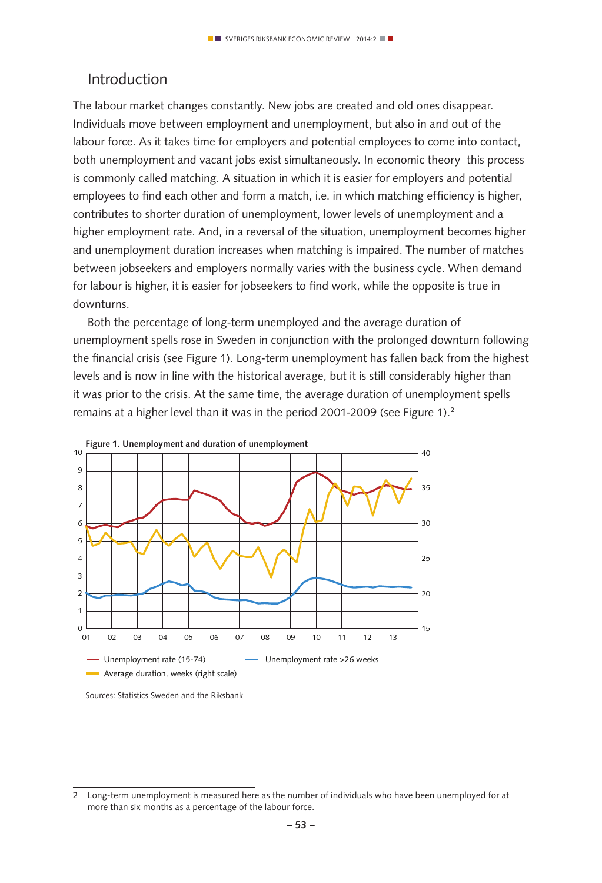## Introduction

The labour market changes constantly. New jobs are created and old ones disappear. Individuals move between employment and unemployment, but also in and out of the labour force. As it takes time for employers and potential employees to come into contact, both unemployment and vacant jobs exist simultaneously. In economic theory this process is commonly called matching. A situation in which it is easier for employers and potential employees to find each other and form a match, i.e. in which matching efficiency is higher, contributes to shorter duration of unemployment, lower levels of unemployment and a higher employment rate. And, in a reversal of the situation, unemployment becomes higher and unemployment duration increases when matching is impaired. The number of matches between jobseekers and employers normally varies with the business cycle. When demand for labour is higher, it is easier for jobseekers to find work, while the opposite is true in downturns.

Both the percentage of long-term unemployed and the average duration of unemployment spells rose in Sweden in conjunction with the prolonged downturn following the financial crisis (see Figure 1). Long-term unemployment has fallen back from the highest levels and is now in line with the historical average, but it is still considerably higher than it was prior to the crisis. At the same time, the average duration of unemployment spells remains at a higher level than it was in the period 2001-2009 (see Figure 1).[2]

**Figure 1. Unemployment and duration of unemployment**

Unemployment rate (15-74) — Unemployment rate >26 weeks — Average duration, weeks (right scale)

Sources: Statistics Sweden and the Riksbank

2 Long-term unemployment is measured here as the number of individuals who have been unemployed for at more than six months as a percentage of the labour force.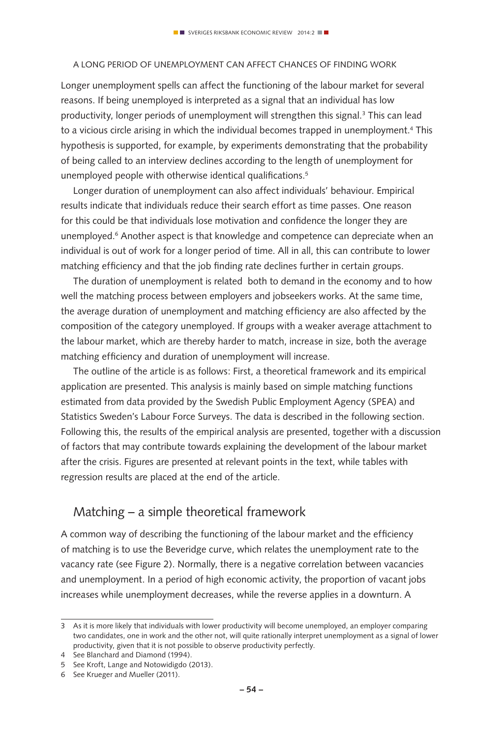A LONG PERIOD OF UNEMPLOYMENT CAN AFFECT CHANCES OF FINDING WORK

Longer unemployment spells can affect the functioning of the labour market for several reasons. If being unemployed is interpreted as a signal that an individual has low productivity, longer periods of unemployment will strengthen this signal.[3] This can lead to a vicious circle arising in which the individual becomes trapped in unemployment.[4] This hypothesis is supported, for example, by experiments demonstrating that the probability of being called to an interview declines according to the length of unemployment for unemployed people with otherwise identical qualifications.[5]

Longer duration of unemployment can also affect individuals' behaviour. Empirical results indicate that individuals reduce their search effort as time passes. One reason for this could be that individuals lose motivation and confidence the longer they are unemployed.[6] Another aspect is that knowledge and competence can depreciate when an individual is out of work for a longer period of time. All in all, this can contribute to lower matching efficiency and that the job finding rate declines further in certain groups.

The duration of unemployment is related both to demand in the economy and to how well the matching process between employers and jobseekers works. At the same time, the average duration of unemployment and matching efficiency are also affected by the composition of the category unemployed. If groups with a weaker average attachment to the labour market, which are thereby harder to match, increase in size, both the average matching efficiency and duration of unemployment will increase.

The outline of the article is as follows: First, a theoretical framework and its empirical application are presented. This analysis is mainly based on simple matching functions estimated from data provided by the Swedish Public Employment Agency (SPEA) and Statistics Sweden's Labour Force Surveys. The data is described in the following section. Following this, the results of the empirical analysis are presented, together with a discussion of factors that may contribute towards explaining the development of the labour market after the crisis. Figures are presented at relevant points in the text, while tables with regression results are placed at the end of the article.

## Matching – a simple theoretical framework

A common way of describing the functioning of the labour market and the efficiency of matching is to use the Beveridge curve, which relates the unemployment rate to the vacancy rate (see Figure 2). Normally, there is a negative correlation between vacancies and unemployment. In a period of high economic activity, the proportion of vacant jobs increases while unemployment decreases, while the reverse applies in a downturn. A

---

3 As it is more likely that individuals with lower productivity will become unemployed, an employer comparing two candidates, one in work and the other not, will quite rationally interpret unemployment as a signal of lower productivity, given that it is not possible to observe productivity perfectly.

4 See Blanchard and Diamond (1994).

5 See Kroft, Lange and Notowidigdo (2013).

6 See Krueger and Mueller (2011).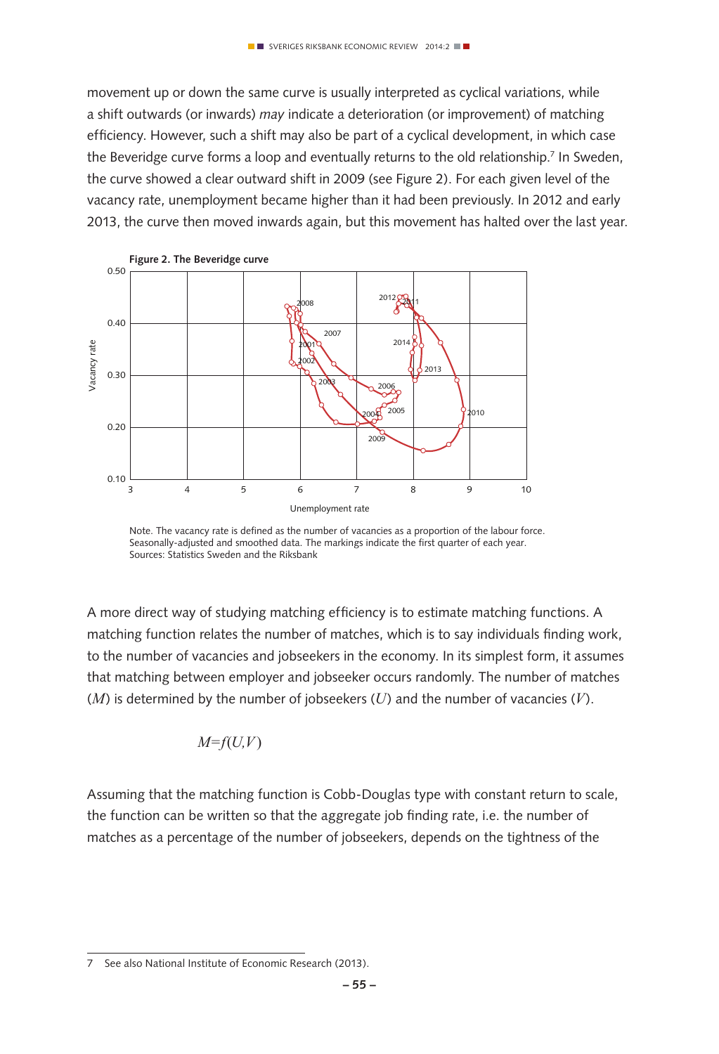movement up or down the same curve is usually interpreted as cyclical variations, while a shift outwards (or inwards) *may* indicate a deterioration (or improvement) of matching efficiency. However, such a shift may also be part of a cyclical development, in which case the Beveridge curve forms a loop and eventually returns to the old relationship.[7] In Sweden, the curve showed a clear outward shift in 2009 (see Figure 2). For each given level of the vacancy rate, unemployment became higher than it had been previously. In 2012 and early 2013, the curve then moved inwards again, but this movement has halted over the last year.

**Figure 2. The Beveridge curve**

Note. The vacancy rate is defined as the number of vacancies as a proportion of the labour force. Seasonally-adjusted and smoothed data. The markings indicate the first quarter of each year.
Sources: Statistics Sweden and the Riksbank

A more direct way of studying matching efficiency is to estimate matching functions. A matching function relates the number of matches, which is to say individuals finding work, to the number of vacancies and jobseekers in the economy. In its simplest form, it assumes that matching between employer and jobseeker occurs randomly. The number of matches ($M$) is determined by the number of jobseekers ($U$) and the number of vacancies ($V$).

$$M=f(U,V)$$

Assuming that the matching function is Cobb-Douglas type with constant return to scale, the function can be written so that the aggregate job finding rate, i.e. the number of matches as a percentage of the number of jobseekers, depends on the tightness of the

7 See also National Institute of Economic Research (2013).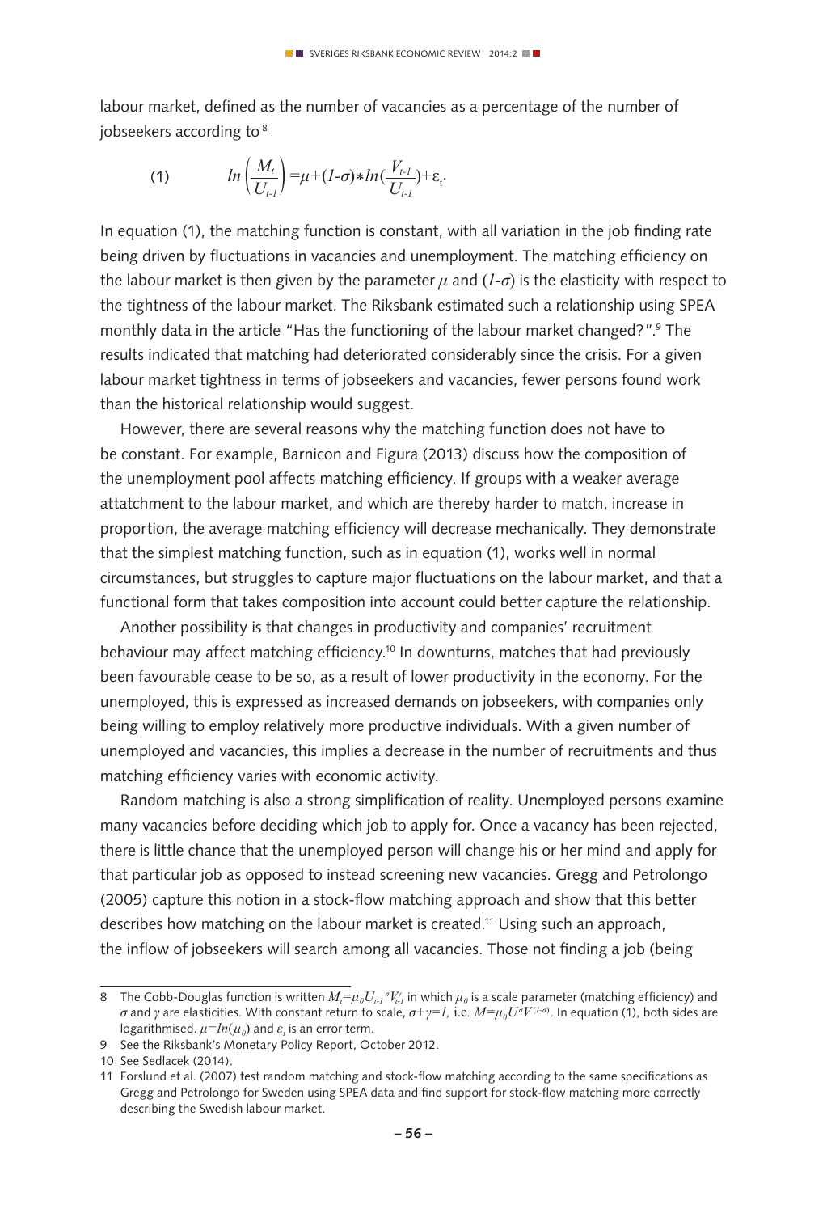labour market, defined as the number of vacancies as a percentage of the number of jobseekers according to[8]

$$(1) \qquad ln\left(\frac{M_t}{U_{t-1}}\right) = \mu + (1-\sigma) * ln\left(\frac{V_{t-1}}{U_{t-1}}\right) + \varepsilon_t.$$

In equation (1), the matching function is constant, with all variation in the job finding rate being driven by fluctuations in vacancies and unemployment. The matching efficiency on the labour market is then given by the parameter $\mu$ and $(1-\sigma)$ is the elasticity with respect to the tightness of the labour market. The Riksbank estimated such a relationship using SPEA monthly data in the article "Has the functioning of the labour market changed?".[9] The results indicated that matching had deteriorated considerably since the crisis. For a given labour market tightness in terms of jobseekers and vacancies, fewer persons found work than the historical relationship would suggest.

However, there are several reasons why the matching function does not have to be constant. For example, Barnicon and Figura (2013) discuss how the composition of the unemployment pool affects matching efficiency. If groups with a weaker average attatchment to the labour market, and which are thereby harder to match, increase in proportion, the average matching efficiency will decrease mechanically. They demonstrate that the simplest matching function, such as in equation (1), works well in normal circumstances, but struggles to capture major fluctuations on the labour market, and that a functional form that takes composition into account could better capture the relationship.

Another possibility is that changes in productivity and companies' recruitment behaviour may affect matching efficiency.[10] In downturns, matches that had previously been favourable cease to be so, as a result of lower productivity in the economy. For the unemployed, this is expressed as increased demands on jobseekers, with companies only being willing to employ relatively more productive individuals. With a given number of unemployed and vacancies, this implies a decrease in the number of recruitments and thus matching efficiency varies with economic activity.

Random matching is also a strong simplification of reality. Unemployed persons examine many vacancies before deciding which job to apply for. Once a vacancy has been rejected, there is little chance that the unemployed person will change his or her mind and apply for that particular job as opposed to instead screening new vacancies. Gregg and Petrolongo (2005) capture this notion in a stock-flow matching approach and show that this better describes how matching on the labour market is created.[11] Using such an approach, the inflow of jobseekers will search among all vacancies. Those not finding a job (being

---

[8] The Cobb-Douglas function is written $M_t = \mu_0 U_{t-1}{}^{\sigma} V_{t-1}^{\gamma}$ in which $\mu_0$ is a scale parameter (matching efficiency) and $\sigma$ and $\gamma$ are elasticities. With constant return to scale, $\sigma+\gamma=1$, i.e. $M=\mu_0 U^{\sigma} V^{(1-\sigma)}$. In equation (1), both sides are logarithmised. $\mu=ln(\mu_0)$ and $\varepsilon_t$ is an error term.

[9] See the Riksbank's Monetary Policy Report, October 2012.

[10] See Sedlacek (2014).

[11] Forslund et al. (2007) test random matching and stock-flow matching according to the same specifications as Gregg and Petrolongo for Sweden using SPEA data and find support for stock-flow matching more correctly describing the Swedish labour market.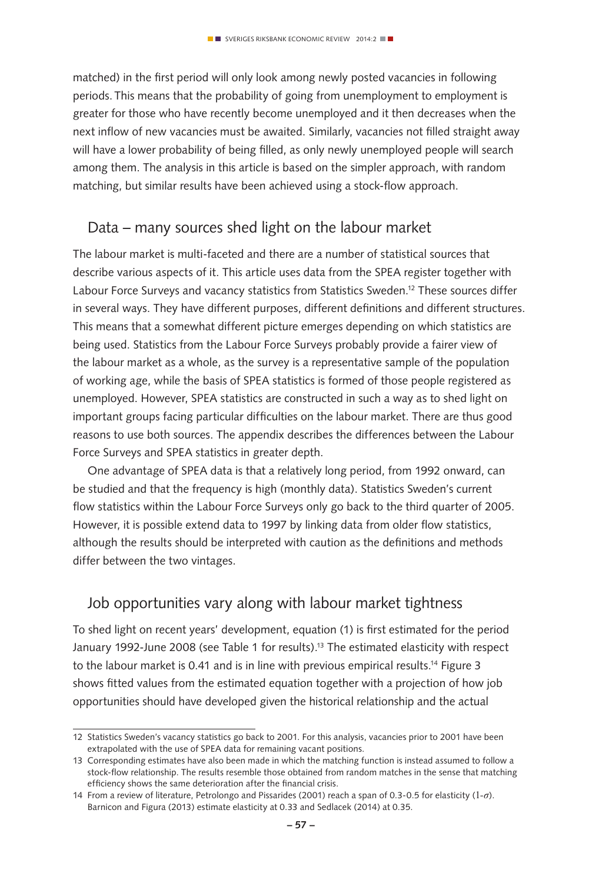matched) in the first period will only look among newly posted vacancies in following periods. This means that the probability of going from unemployment to employment is greater for those who have recently become unemployed and it then decreases when the next inflow of new vacancies must be awaited. Similarly, vacancies not filled straight away will have a lower probability of being filled, as only newly unemployed people will search among them. The analysis in this article is based on the simpler approach, with random matching, but similar results have been achieved using a stock-flow approach.

## Data – many sources shed light on the labour market

The labour market is multi-faceted and there are a number of statistical sources that describe various aspects of it. This article uses data from the SPEA register together with Labour Force Surveys and vacancy statistics from Statistics Sweden.[12] These sources differ in several ways. They have different purposes, different definitions and different structures. This means that a somewhat different picture emerges depending on which statistics are being used. Statistics from the Labour Force Surveys probably provide a fairer view of the labour market as a whole, as the survey is a representative sample of the population of working age, while the basis of SPEA statistics is formed of those people registered as unemployed. However, SPEA statistics are constructed in such a way as to shed light on important groups facing particular difficulties on the labour market. There are thus good reasons to use both sources. The appendix describes the differences between the Labour Force Surveys and SPEA statistics in greater depth.

One advantage of SPEA data is that a relatively long period, from 1992 onward, can be studied and that the frequency is high (monthly data). Statistics Sweden's current flow statistics within the Labour Force Surveys only go back to the third quarter of 2005. However, it is possible extend data to 1997 by linking data from older flow statistics, although the results should be interpreted with caution as the definitions and methods differ between the two vintages.

## Job opportunities vary along with labour market tightness

To shed light on recent years' development, equation (1) is first estimated for the period January 1992-June 2008 (see Table 1 for results).[13] The estimated elasticity with respect to the labour market is 0.41 and is in line with previous empirical results.[14] Figure 3 shows fitted values from the estimated equation together with a projection of how job opportunities should have developed given the historical relationship and the actual

---

12 Statistics Sweden's vacancy statistics go back to 2001. For this analysis, vacancies prior to 2001 have been extrapolated with the use of SPEA data for remaining vacant positions.

13 Corresponding estimates have also been made in which the matching function is instead assumed to follow a stock-flow relationship. The results resemble those obtained from random matches in the sense that matching efficiency shows the same deterioration after the financial crisis.

14 From a review of literature, Petrolongo and Pissarides (2001) reach a span of 0.3-0.5 for elasticity ($1-\sigma$). Barnicon and Figura (2013) estimate elasticity at 0.33 and Sedlacek (2014) at 0.35.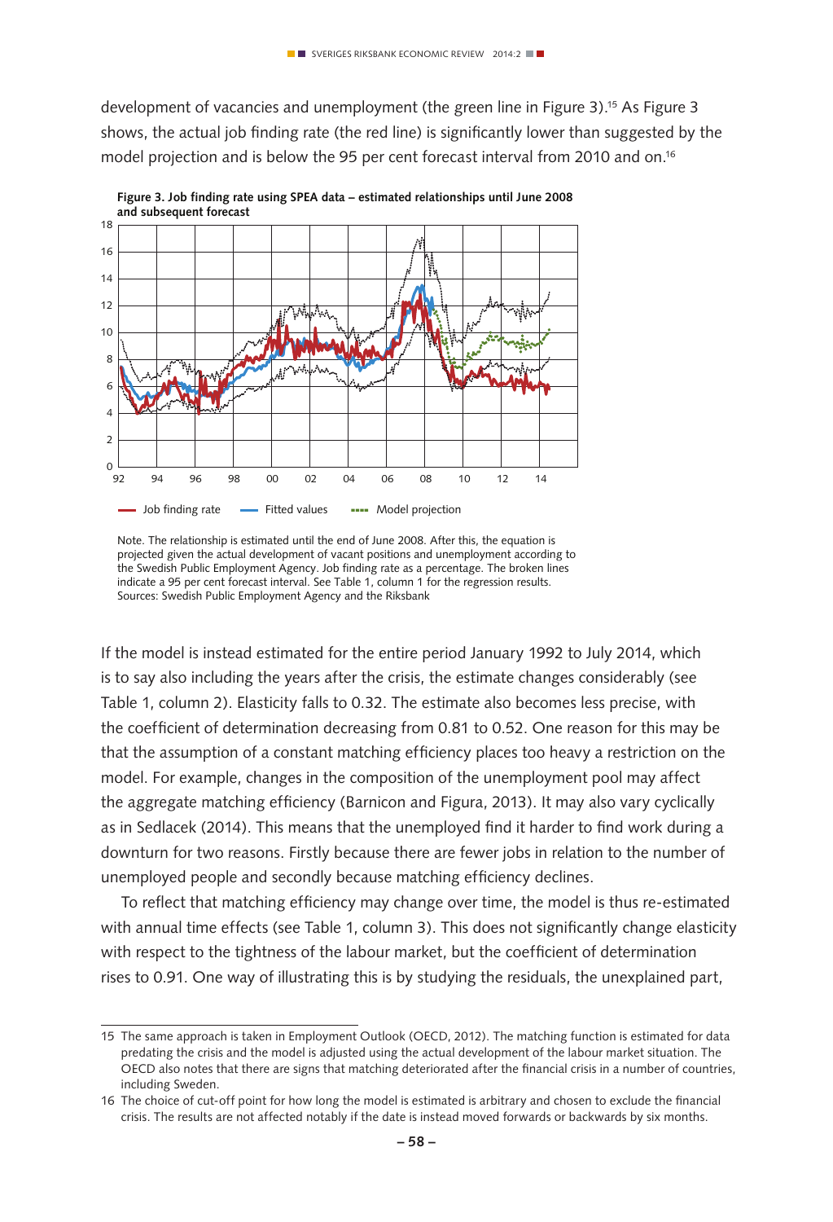development of vacancies and unemployment (the green line in Figure 3).[15] As Figure 3 shows, the actual job finding rate (the red line) is significantly lower than suggested by the model projection and is below the 95 per cent forecast interval from 2010 and on.[16]

**Figure 3. Job finding rate using SPEA data – estimated relationships until June 2008 and subsequent forecast**

Note. The relationship is estimated until the end of June 2008. After this, the equation is projected given the actual development of vacant positions and unemployment according to the Swedish Public Employment Agency. Job finding rate as a percentage. The broken lines indicate a 95 per cent forecast interval. See Table 1, column 1 for the regression results.
Sources: Swedish Public Employment Agency and the Riksbank

If the model is instead estimated for the entire period January 1992 to July 2014, which is to say also including the years after the crisis, the estimate changes considerably (see Table 1, column 2). Elasticity falls to 0.32. The estimate also becomes less precise, with the coefficient of determination decreasing from 0.81 to 0.52. One reason for this may be that the assumption of a constant matching efficiency places too heavy a restriction on the model. For example, changes in the composition of the unemployment pool may affect the aggregate matching efficiency (Barnicon and Figura, 2013). It may also vary cyclically as in Sedlacek (2014). This means that the unemployed find it harder to find work during a downturn for two reasons. Firstly because there are fewer jobs in relation to the number of unemployed people and secondly because matching efficiency declines.

To reflect that matching efficiency may change over time, the model is thus re-estimated with annual time effects (see Table 1, column 3). This does not significantly change elasticity with respect to the tightness of the labour market, but the coefficient of determination rises to 0.91. One way of illustrating this is by studying the residuals, the unexplained part,

15 The same approach is taken in Employment Outlook (OECD, 2012). The matching function is estimated for data predating the crisis and the model is adjusted using the actual development of the labour market situation. The OECD also notes that there are signs that matching deteriorated after the financial crisis in a number of countries, including Sweden.

16 The choice of cut-off point for how long the model is estimated is arbitrary and chosen to exclude the financial crisis. The results are not affected notably if the date is instead moved forwards or backwards by six months.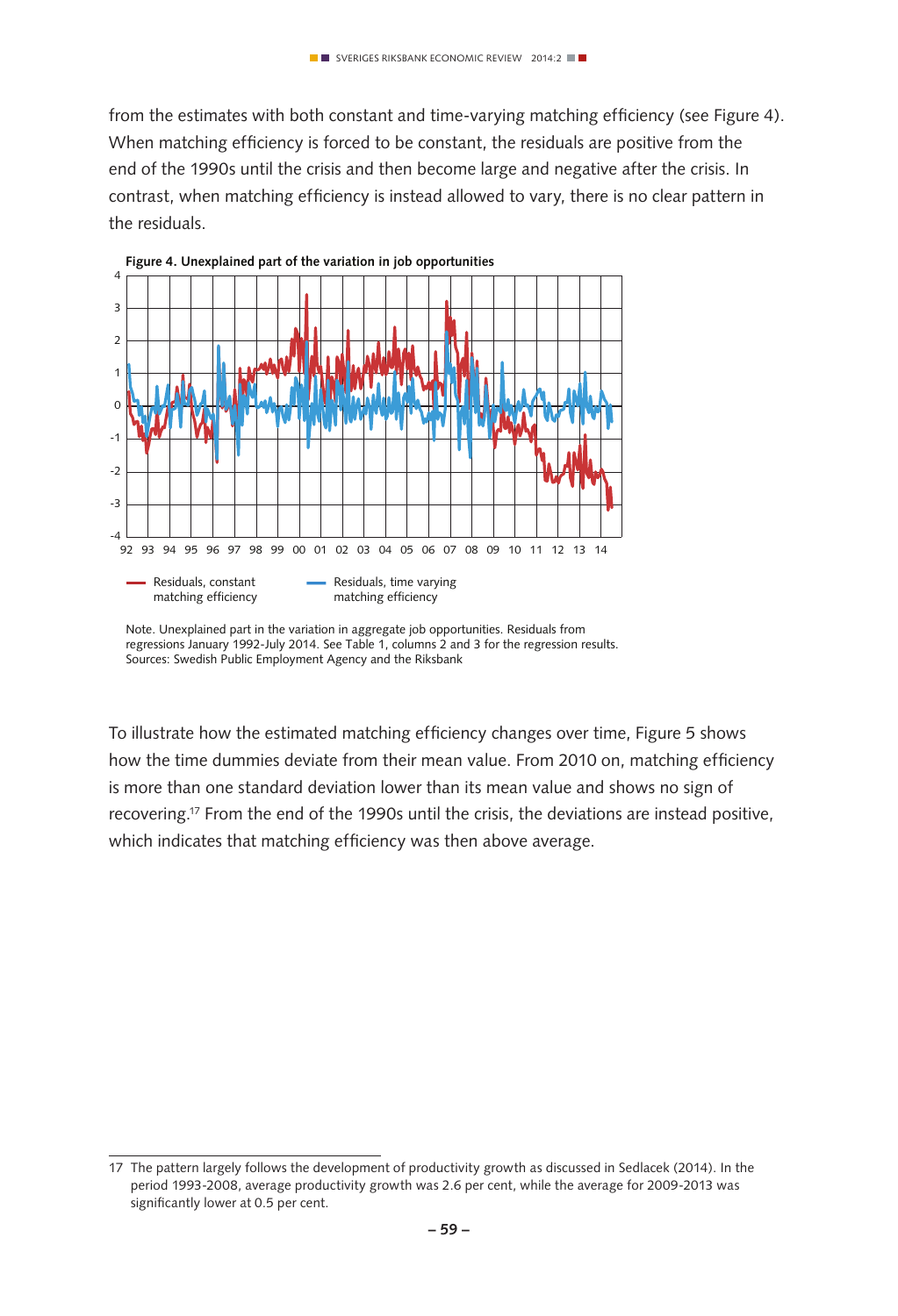from the estimates with both constant and time-varying matching efficiency (see Figure 4). When matching efficiency is forced to be constant, the residuals are positive from the end of the 1990s until the crisis and then become large and negative after the crisis. In contrast, when matching efficiency is instead allowed to vary, there is no clear pattern in the residuals.

**Figure 4. Unexplained part of the variation in job opportunities**

Note. Unexplained part in the variation in aggregate job opportunities. Residuals from regressions January 1992-July 2014. See Table 1, columns 2 and 3 for the regression results.
Sources: Swedish Public Employment Agency and the Riksbank

To illustrate how the estimated matching efficiency changes over time, Figure 5 shows how the time dummies deviate from their mean value. From 2010 on, matching efficiency is more than one standard deviation lower than its mean value and shows no sign of recovering.[17] From the end of the 1990s until the crisis, the deviations are instead positive, which indicates that matching efficiency was then above average.

---

17 The pattern largely follows the development of productivity growth as discussed in Sedlacek (2014). In the period 1993-2008, average productivity growth was 2.6 per cent, while the average for 2009-2013 was significantly lower at 0.5 per cent.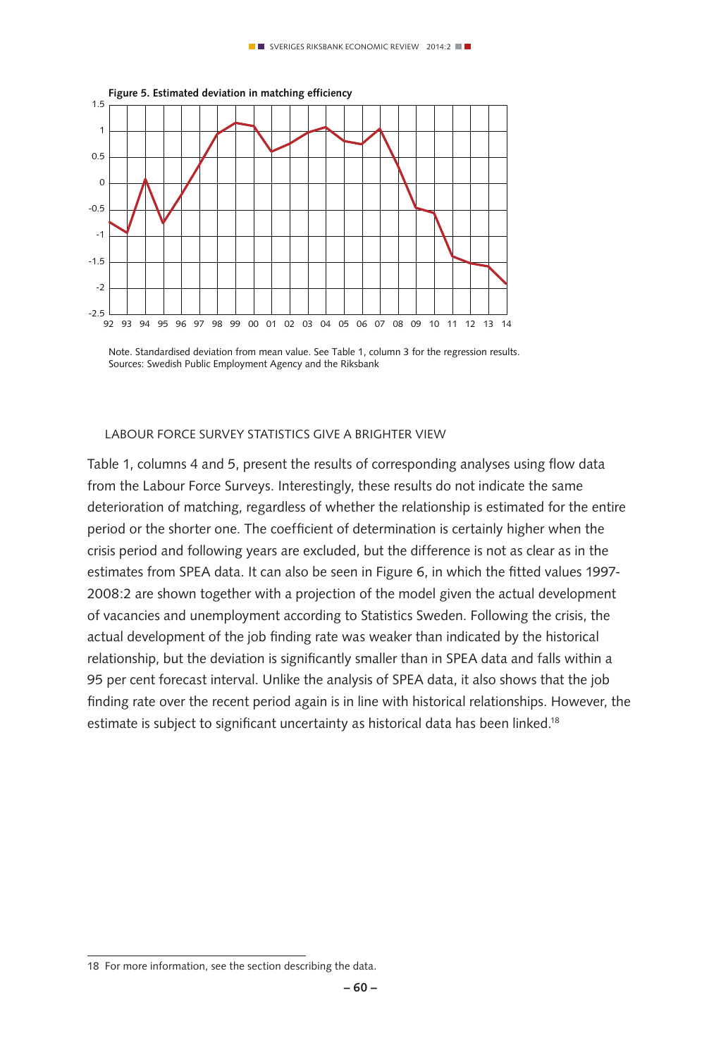**Figure 5. Estimated deviation in matching efficiency**

Note. Standardised deviation from mean value. See Table 1, column 3 for the regression results.
Sources: Swedish Public Employment Agency and the Riksbank

### LABOUR FORCE SURVEY STATISTICS GIVE A BRIGHTER VIEW

Table 1, columns 4 and 5, present the results of corresponding analyses using flow data from the Labour Force Surveys. Interestingly, these results do not indicate the same deterioration of matching, regardless of whether the relationship is estimated for the entire period or the shorter one. The coefficient of determination is certainly higher when the crisis period and following years are excluded, but the difference is not as clear as in the estimates from SPEA data. It can also be seen in Figure 6, in which the fitted values 1997-2008:2 are shown together with a projection of the model given the actual development of vacancies and unemployment according to Statistics Sweden. Following the crisis, the actual development of the job finding rate was weaker than indicated by the historical relationship, but the deviation is significantly smaller than in SPEA data and falls within a 95 per cent forecast interval. Unlike the analysis of SPEA data, it also shows that the job finding rate over the recent period again is in line with historical relationships. However, the estimate is subject to significant uncertainty as historical data has been linked.[18]

---

18 For more information, see the section describing the data.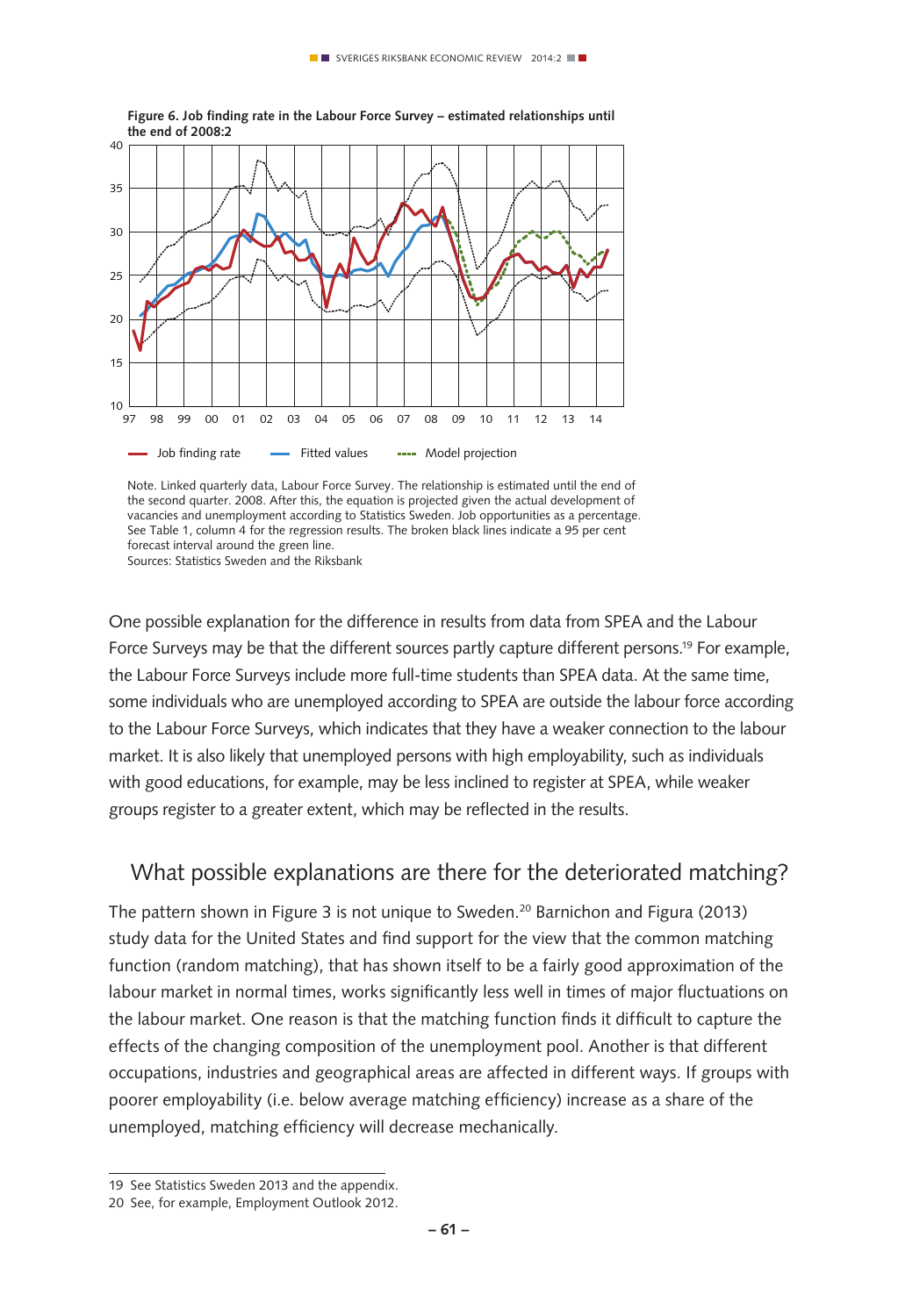**Figure 6. Job finding rate in the Labour Force Survey – estimated relationships until the end of 2008:2**

Note. Linked quarterly data, Labour Force Survey. The relationship is estimated until the end of the second quarter. 2008. After this, the equation is projected given the actual development of vacancies and unemployment according to Statistics Sweden. Job opportunities as a percentage. See Table 1, column 4 for the regression results. The broken black lines indicate a 95 per cent forecast interval around the green line.
Sources: Statistics Sweden and the Riksbank

One possible explanation for the difference in results from data from SPEA and the Labour Force Surveys may be that the different sources partly capture different persons.[19] For example, the Labour Force Surveys include more full-time students than SPEA data. At the same time, some individuals who are unemployed according to SPEA are outside the labour force according to the Labour Force Surveys, which indicates that they have a weaker connection to the labour market. It is also likely that unemployed persons with high employability, such as individuals with good educations, for example, may be less inclined to register at SPEA, while weaker groups register to a greater extent, which may be reflected in the results.

## What possible explanations are there for the deteriorated matching?

The pattern shown in Figure 3 is not unique to Sweden.[20] Barnichon and Figura (2013) study data for the United States and find support for the view that the common matching function (random matching), that has shown itself to be a fairly good approximation of the labour market in normal times, works significantly less well in times of major fluctuations on the labour market. One reason is that the matching function finds it difficult to capture the effects of the changing composition of the unemployment pool. Another is that different occupations, industries and geographical areas are affected in different ways. If groups with poorer employability (i.e. below average matching efficiency) increase as a share of the unemployed, matching efficiency will decrease mechanically.

---

19 See Statistics Sweden 2013 and the appendix.

20 See, for example, Employment Outlook 2012.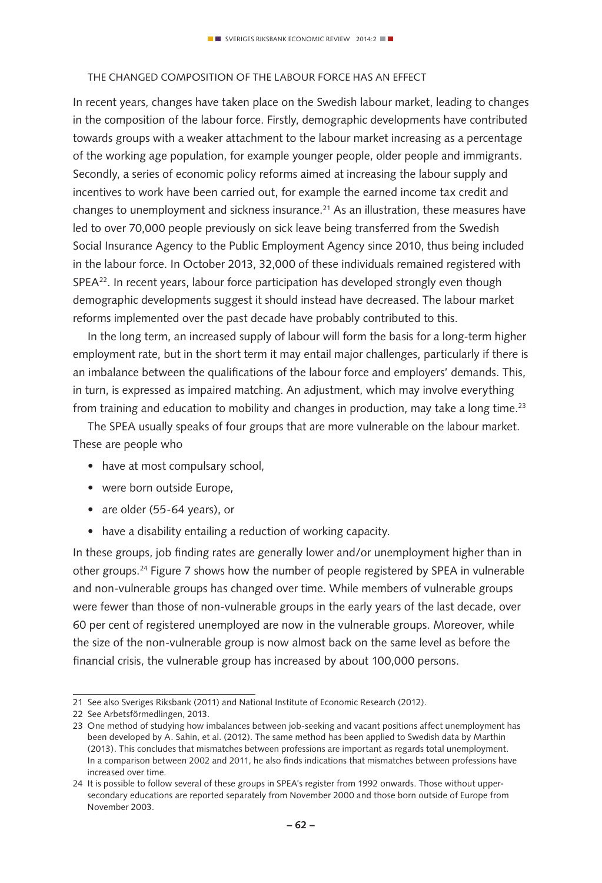### THE CHANGED COMPOSITION OF THE LABOUR FORCE HAS AN EFFECT

In recent years, changes have taken place on the Swedish labour market, leading to changes in the composition of the labour force. Firstly, demographic developments have contributed towards groups with a weaker attachment to the labour market increasing as a percentage of the working age population, for example younger people, older people and immigrants. Secondly, a series of economic policy reforms aimed at increasing the labour supply and incentives to work have been carried out, for example the earned income tax credit and changes to unemployment and sickness insurance.[21] As an illustration, these measures have led to over 70,000 people previously on sick leave being transferred from the Swedish Social Insurance Agency to the Public Employment Agency since 2010, thus being included in the labour force. In October 2013, 32,000 of these individuals remained registered with SPEA[22]. In recent years, labour force participation has developed strongly even though demographic developments suggest it should instead have decreased. The labour market reforms implemented over the past decade have probably contributed to this.

In the long term, an increased supply of labour will form the basis for a long-term higher employment rate, but in the short term it may entail major challenges, particularly if there is an imbalance between the qualifications of the labour force and employers' demands. This, in turn, is expressed as impaired matching. An adjustment, which may involve everything from training and education to mobility and changes in production, may take a long time.[23]

The SPEA usually speaks of four groups that are more vulnerable on the labour market. These are people who

- have at most compulsary school,
- were born outside Europe,
- are older (55-64 years), or
- have a disability entailing a reduction of working capacity.

In these groups, job finding rates are generally lower and/or unemployment higher than in other groups.[24] Figure 7 shows how the number of people registered by SPEA in vulnerable and non-vulnerable groups has changed over time. While members of vulnerable groups were fewer than those of non-vulnerable groups in the early years of the last decade, over 60 per cent of registered unemployed are now in the vulnerable groups. Moreover, while the size of the non-vulnerable group is now almost back on the same level as before the financial crisis, the vulnerable group has increased by about 100,000 persons.

---

21 See also Sveriges Riksbank (2011) and National Institute of Economic Research (2012).

22 See Arbetsförmedlingen, 2013.

23 One method of studying how imbalances between job-seeking and vacant positions affect unemployment has been developed by A. Sahin, et al. (2012). The same method has been applied to Swedish data by Marthin (2013). This concludes that mismatches between professions are important as regards total unemployment. In a comparison between 2002 and 2011, he also finds indications that mismatches between professions have increased over time.

24 It is possible to follow several of these groups in SPEA's register from 1992 onwards. Those without upper-secondary educations are reported separately from November 2000 and those born outside of Europe from November 2003.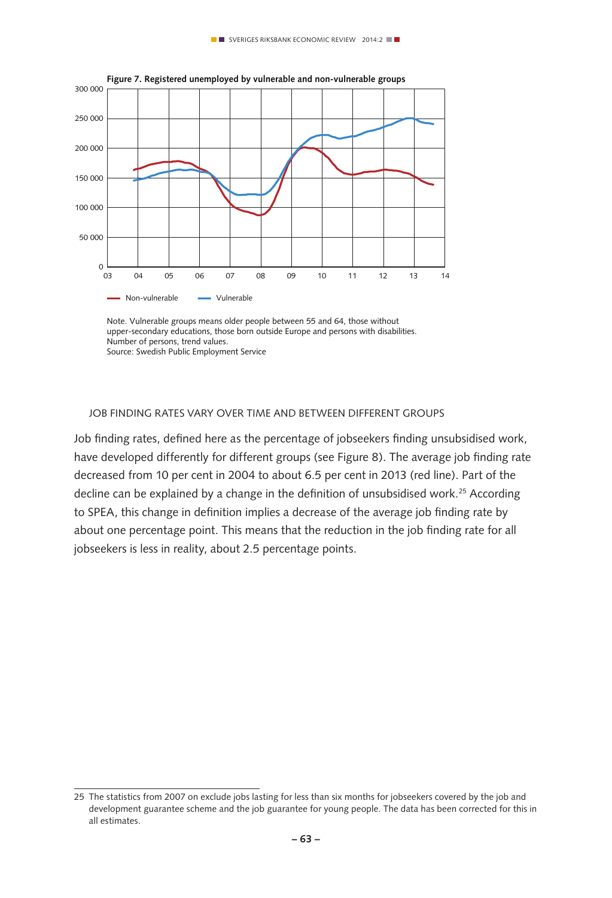**Figure 7. Registered unemployed by vulnerable and non-vulnerable groups**

Note. Vulnerable groups means older people between 55 and 64, those without upper-secondary educations, those born outside Europe and persons with disabilities. Number of persons, trend values.
Source: Swedish Public Employment Service

JOB FINDING RATES VARY OVER TIME AND BETWEEN DIFFERENT GROUPS

Job finding rates, defined here as the percentage of jobseekers finding unsubsidised work, have developed differently for different groups (see Figure 8). The average job finding rate decreased from 10 per cent in 2004 to about 6.5 per cent in 2013 (red line). Part of the decline can be explained by a change in the definition of unsubsidised work.[25] According to SPEA, this change in definition implies a decrease of the average job finding rate by about one percentage point. This means that the reduction in the job finding rate for all jobseekers is less in reality, about 2.5 percentage points.

25 The statistics from 2007 on exclude jobs lasting for less than six months for jobseekers covered by the job and development guarantee scheme and the job guarantee for young people. The data has been corrected for this in all estimates.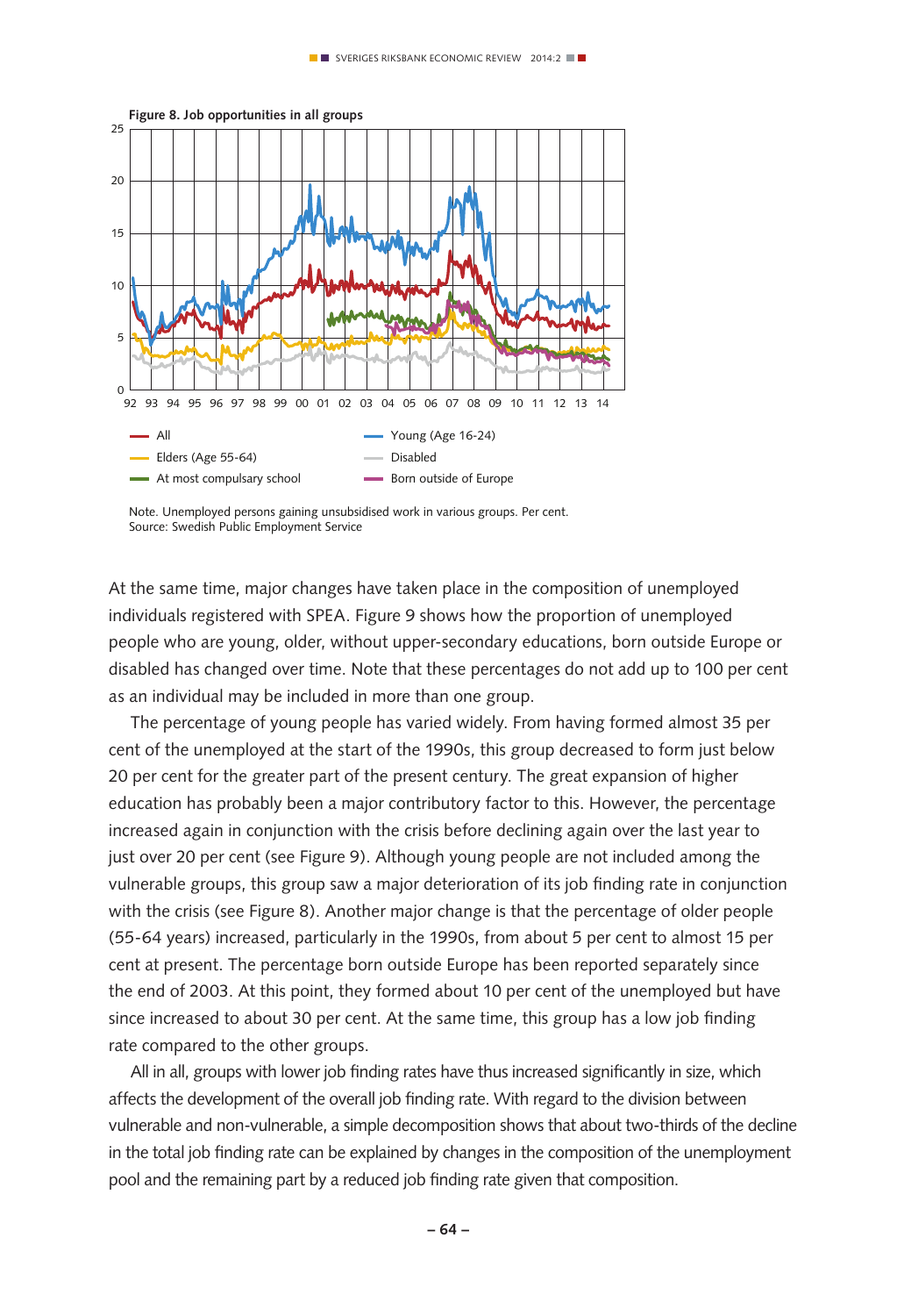**Figure 8. Job opportunities in all groups**

Note. Unemployed persons gaining unsubsidised work in various groups. Per cent.
Source: Swedish Public Employment Service

At the same time, major changes have taken place in the composition of unemployed individuals registered with SPEA. Figure 9 shows how the proportion of unemployed people who are young, older, without upper-secondary educations, born outside Europe or disabled has changed over time. Note that these percentages do not add up to 100 per cent as an individual may be included in more than one group.

The percentage of young people has varied widely. From having formed almost 35 per cent of the unemployed at the start of the 1990s, this group decreased to form just below 20 per cent for the greater part of the present century. The great expansion of higher education has probably been a major contributory factor to this. However, the percentage increased again in conjunction with the crisis before declining again over the last year to just over 20 per cent (see Figure 9). Although young people are not included among the vulnerable groups, this group saw a major deterioration of its job finding rate in conjunction with the crisis (see Figure 8). Another major change is that the percentage of older people (55-64 years) increased, particularly in the 1990s, from about 5 per cent to almost 15 per cent at present. The percentage born outside Europe has been reported separately since the end of 2003. At this point, they formed about 10 per cent of the unemployed but have since increased to about 30 per cent. At the same time, this group has a low job finding rate compared to the other groups.

All in all, groups with lower job finding rates have thus increased significantly in size, which affects the development of the overall job finding rate. With regard to the division between vulnerable and non-vulnerable, a simple decomposition shows that about two-thirds of the decline in the total job finding rate can be explained by changes in the composition of the unemployment pool and the remaining part by a reduced job finding rate given that composition.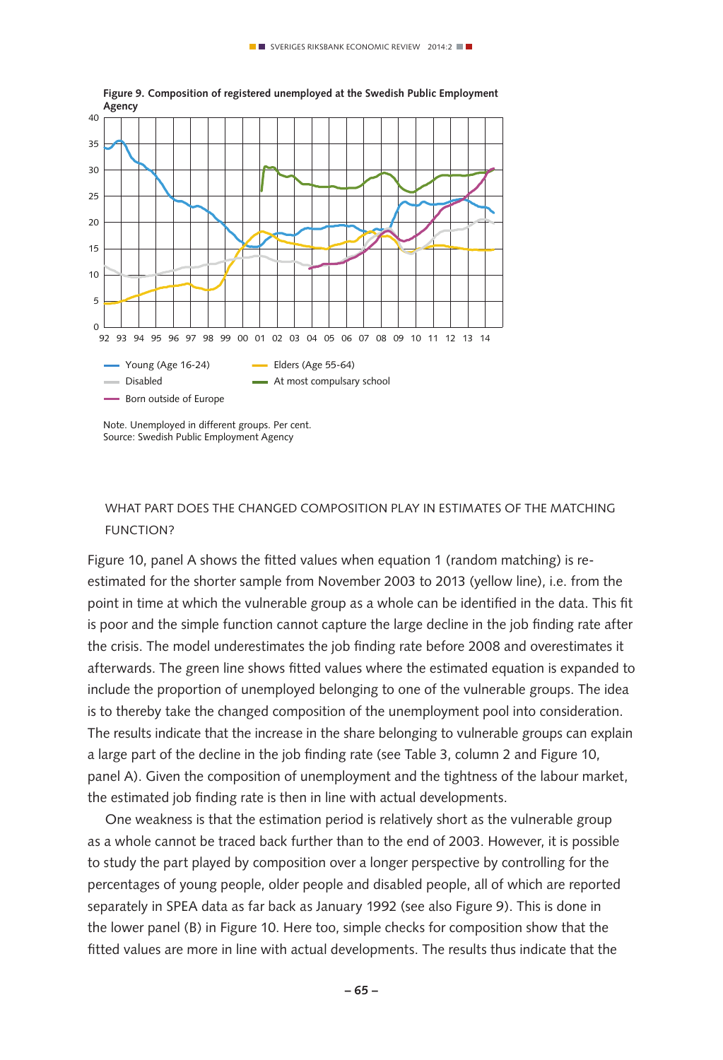**Figure 9. Composition of registered unemployed at the Swedish Public Employment Agency**

Note. Unemployed in different groups. Per cent.
Source: Swedish Public Employment Agency

### WHAT PART DOES THE CHANGED COMPOSITION PLAY IN ESTIMATES OF THE MATCHING FUNCTION?

Figure 10, panel A shows the fitted values when equation 1 (random matching) is re-estimated for the shorter sample from November 2003 to 2013 (yellow line), i.e. from the point in time at which the vulnerable group as a whole can be identified in the data. This fit is poor and the simple function cannot capture the large decline in the job finding rate after the crisis. The model underestimates the job finding rate before 2008 and overestimates it afterwards. The green line shows fitted values where the estimated equation is expanded to include the proportion of unemployed belonging to one of the vulnerable groups. The idea is to thereby take the changed composition of the unemployment pool into consideration. The results indicate that the increase in the share belonging to vulnerable groups can explain a large part of the decline in the job finding rate (see Table 3, column 2 and Figure 10, panel A). Given the composition of unemployment and the tightness of the labour market, the estimated job finding rate is then in line with actual developments.

One weakness is that the estimation period is relatively short as the vulnerable group as a whole cannot be traced back further than to the end of 2003. However, it is possible to study the part played by composition over a longer perspective by controlling for the percentages of young people, older people and disabled people, all of which are reported separately in SPEA data as far back as January 1992 (see also Figure 9). This is done in the lower panel (B) in Figure 10. Here too, simple checks for composition show that the fitted values are more in line with actual developments. The results thus indicate that the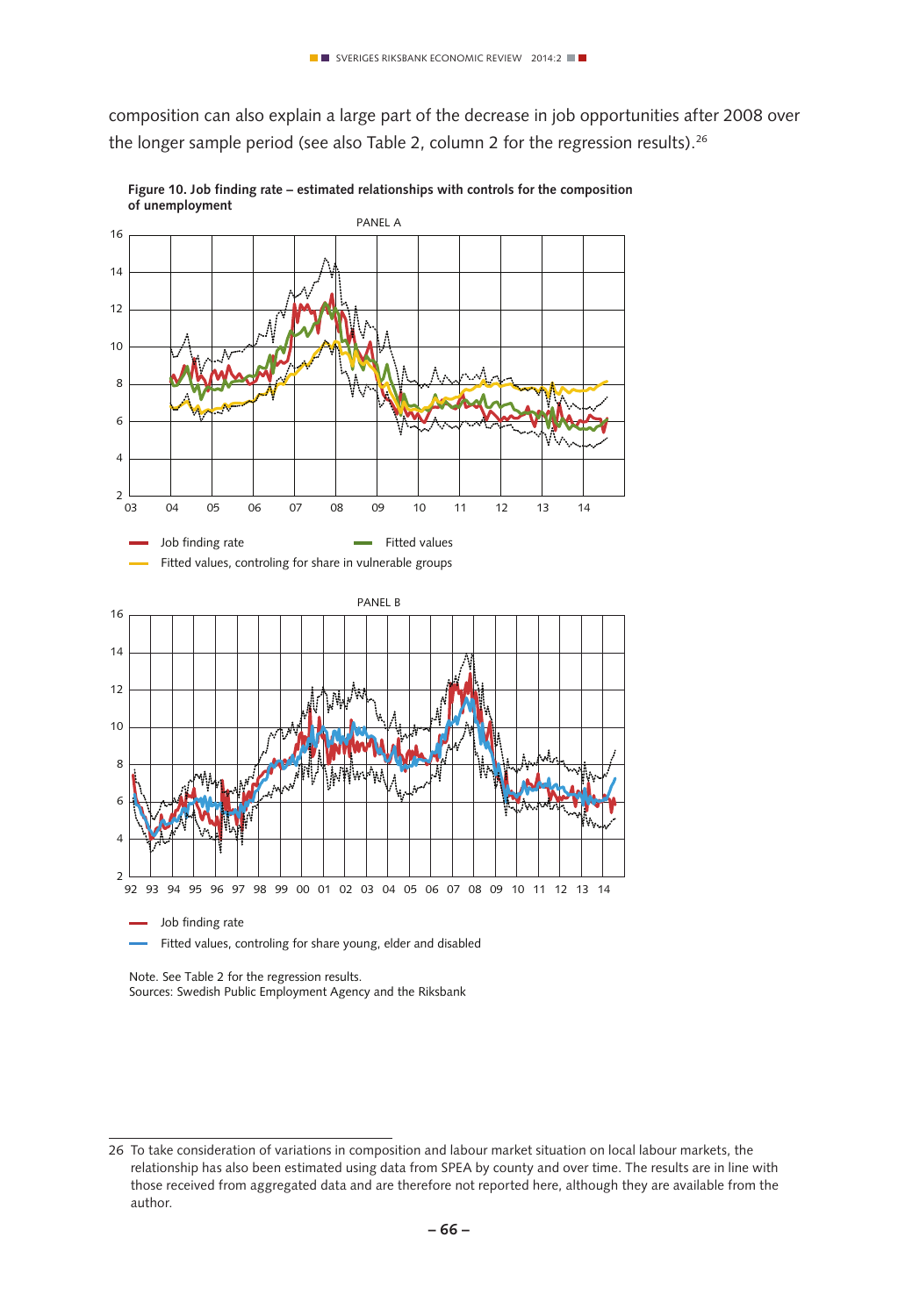composition can also explain a large part of the decrease in job opportunities after 2008 over the longer sample period (see also Table 2, column 2 for the regression results).[26]

**Figure 10. Job finding rate – estimated relationships with controls for the composition of unemployment**

PANEL A

- Job finding rate
- Fitted values
- Fitted values, controling for share in vulnerable groups

PANEL B

- Job finding rate
- Fitted values, controling for share young, elder and disabled

Note. See Table 2 for the regression results.
Sources: Swedish Public Employment Agency and the Riksbank

26 To take consideration of variations in composition and labour market situation on local labour markets, the relationship has also been estimated using data from SPEA by county and over time. The results are in line with those received from aggregated data and are therefore not reported here, although they are available from the author.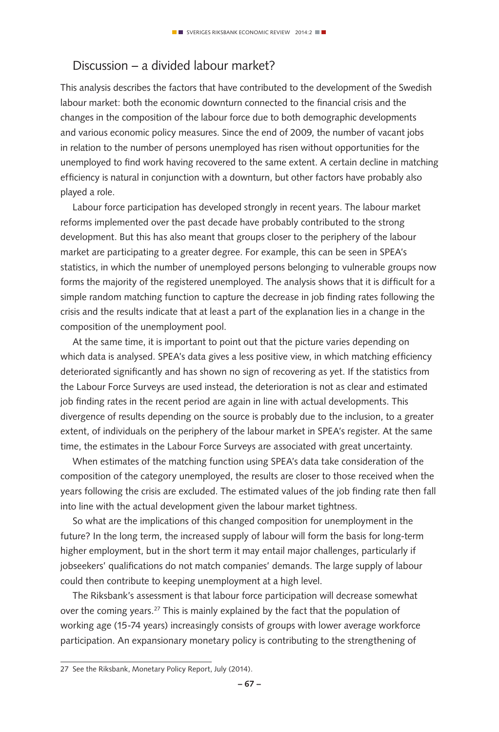## Discussion – a divided labour market?

This analysis describes the factors that have contributed to the development of the Swedish labour market: both the economic downturn connected to the financial crisis and the changes in the composition of the labour force due to both demographic developments and various economic policy measures. Since the end of 2009, the number of vacant jobs in relation to the number of persons unemployed has risen without opportunities for the unemployed to find work having recovered to the same extent. A certain decline in matching efficiency is natural in conjunction with a downturn, but other factors have probably also played a role.

Labour force participation has developed strongly in recent years. The labour market reforms implemented over the past decade have probably contributed to the strong development. But this has also meant that groups closer to the periphery of the labour market are participating to a greater degree. For example, this can be seen in SPEA's statistics, in which the number of unemployed persons belonging to vulnerable groups now forms the majority of the registered unemployed. The analysis shows that it is difficult for a simple random matching function to capture the decrease in job finding rates following the crisis and the results indicate that at least a part of the explanation lies in a change in the composition of the unemployment pool.

At the same time, it is important to point out that the picture varies depending on which data is analysed. SPEA's data gives a less positive view, in which matching efficiency deteriorated significantly and has shown no sign of recovering as yet. If the statistics from the Labour Force Surveys are used instead, the deterioration is not as clear and estimated job finding rates in the recent period are again in line with actual developments. This divergence of results depending on the source is probably due to the inclusion, to a greater extent, of individuals on the periphery of the labour market in SPEA's register. At the same time, the estimates in the Labour Force Surveys are associated with great uncertainty.

When estimates of the matching function using SPEA's data take consideration of the composition of the category unemployed, the results are closer to those received when the years following the crisis are excluded. The estimated values of the job finding rate then fall into line with the actual development given the labour market tightness.

So what are the implications of this changed composition for unemployment in the future? In the long term, the increased supply of labour will form the basis for long-term higher employment, but in the short term it may entail major challenges, particularly if jobseekers' qualifications do not match companies' demands. The large supply of labour could then contribute to keeping unemployment at a high level.

The Riksbank's assessment is that labour force participation will decrease somewhat over the coming years.[27] This is mainly explained by the fact that the population of working age (15-74 years) increasingly consists of groups with lower average workforce participation. An expansionary monetary policy is contributing to the strengthening of

27 See the Riksbank, Monetary Policy Report, July (2014).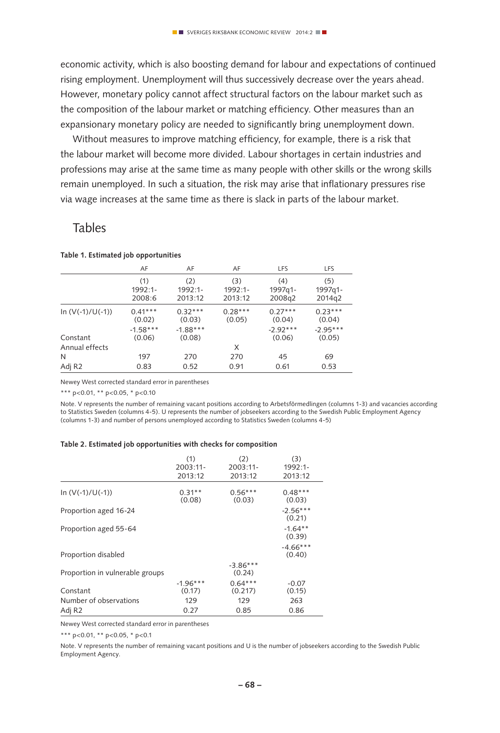economic activity, which is also boosting demand for labour and expectations of continued rising employment. Unemployment will thus successively decrease over the years ahead. However, monetary policy cannot affect structural factors on the labour market such as the composition of the labour market or matching efficiency. Other measures than an expansionary monetary policy are needed to significantly bring unemployment down.

Without measures to improve matching efficiency, for example, there is a risk that the labour market will become more divided. Labour shortages in certain industries and professions may arise at the same time as many people with other skills or the wrong skills remain unemployed. In such a situation, the risk may arise that inflationary pressures rise via wage increases at the same time as there is slack in parts of the labour market.

## Tables

**Table 1. Estimated job opportunities**

| | AF | AF | AF | LFS | LFS |
|---|---|---|---|---|---|
| | (1)<br>1992:1-<br>2008:6 | (2)<br>1992:1-<br>2013:12 | (3)<br>1992:1-<br>2013:12 | (4)<br>1997q1-<br>2008q2 | (5)<br>1997q1-<br>2014q2 |
| ln (V(-1)/U(-1)) | 0.41***<br>(0.02) | 0.32***<br>(0.03) | 0.28***<br>(0.05) | 0.27***<br>(0.04) | 0.23***<br>(0.04) |
| Constant | -1.58***<br>(0.06) | -1.88***<br>(0.08) | | -2.92***<br>(0.06) | -2.95***<br>(0.05) |
| Annual effects | | | X | | |
| N | 197 | 270 | 270 | 45 | 69 |
| Adj R2 | 0.83 | 0.52 | 0.91 | 0.61 | 0.53 |

Newey West corrected standard error in parentheses

*** p<0.01, ** p<0.05, * p<0.10

Note. V represents the number of remaining vacant positions according to Arbetsförmedlingen (columns 1-3) and vacancies according to Statistics Sweden (columns 4-5). U represents the number of jobseekers according to the Swedish Public Employment Agency (columns 1-3) and number of persons unemployed according to Statistics Sweden (columns 4-5)

**Table 2. Estimated job opportunities with checks for composition**

| | (1)<br>2003:11-<br>2013:12 | (2)<br>2003:11-<br>2013:12 | (3)<br>1992:1-<br>2013:12 |
|---|---|---|---|
| ln (V(-1)/U(-1)) | 0.31**<br>(0.08) | 0.56***<br>(0.03) | 0.48***<br>(0.03) |
| Proportion aged 16-24 | | | -2.56***<br>(0.21) |
| Proportion aged 55-64 | | | -1.64**<br>(0.39) |
| Proportion disabled | | | -4.66***<br>(0.40) |
| Proportion in vulnerable groups | | -3.86***<br>(0.24) | |
| Constant | -1.96***<br>(0.17) | 0.64***<br>(0.217) | -0.07<br>(0.15) |
| Number of observations | 129 | 129 | 263 |
| Adj R2 | 0.27 | 0.85 | 0.86 |

Newey West corrected standard error in parentheses

*** p<0.01, ** p<0.05, * p<0.1

Note. V represents the number of remaining vacant positions and U is the number of jobseekers according to the Swedish Public Employment Agency.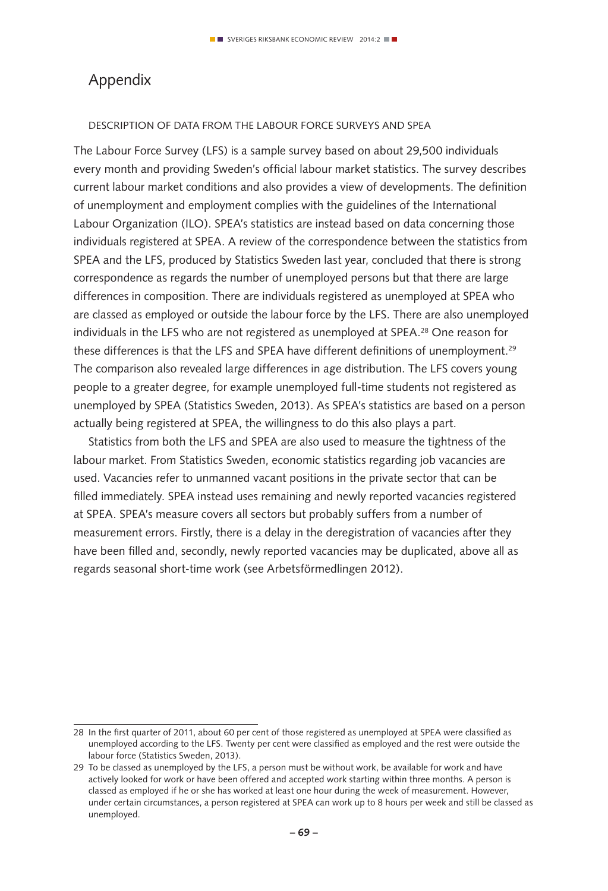# Appendix

DESCRIPTION OF DATA FROM THE LABOUR FORCE SURVEYS AND SPEA

The Labour Force Survey (LFS) is a sample survey based on about 29,500 individuals every month and providing Sweden's official labour market statistics. The survey describes current labour market conditions and also provides a view of developments. The definition of unemployment and employment complies with the guidelines of the International Labour Organization (ILO). SPEA's statistics are instead based on data concerning those individuals registered at SPEA. A review of the correspondence between the statistics from SPEA and the LFS, produced by Statistics Sweden last year, concluded that there is strong correspondence as regards the number of unemployed persons but that there are large differences in composition. There are individuals registered as unemployed at SPEA who are classed as employed or outside the labour force by the LFS. There are also unemployed individuals in the LFS who are not registered as unemployed at SPEA.[28] One reason for these differences is that the LFS and SPEA have different definitions of unemployment.[29] The comparison also revealed large differences in age distribution. The LFS covers young people to a greater degree, for example unemployed full-time students not registered as unemployed by SPEA (Statistics Sweden, 2013). As SPEA's statistics are based on a person actually being registered at SPEA, the willingness to do this also plays a part.

Statistics from both the LFS and SPEA are also used to measure the tightness of the labour market. From Statistics Sweden, economic statistics regarding job vacancies are used. Vacancies refer to unmanned vacant positions in the private sector that can be filled immediately. SPEA instead uses remaining and newly reported vacancies registered at SPEA. SPEA's measure covers all sectors but probably suffers from a number of measurement errors. Firstly, there is a delay in the deregistration of vacancies after they have been filled and, secondly, newly reported vacancies may be duplicated, above all as regards seasonal short-time work (see Arbetsförmedlingen 2012).

---

28 In the first quarter of 2011, about 60 per cent of those registered as unemployed at SPEA were classified as unemployed according to the LFS. Twenty per cent were classified as employed and the rest were outside the labour force (Statistics Sweden, 2013).

29 To be classed as unemployed by the LFS, a person must be without work, be available for work and have actively looked for work or have been offered and accepted work starting within three months. A person is classed as employed if he or she has worked at least one hour during the week of measurement. However, under certain circumstances, a person registered at SPEA can work up to 8 hours per week and still be classed as unemployed.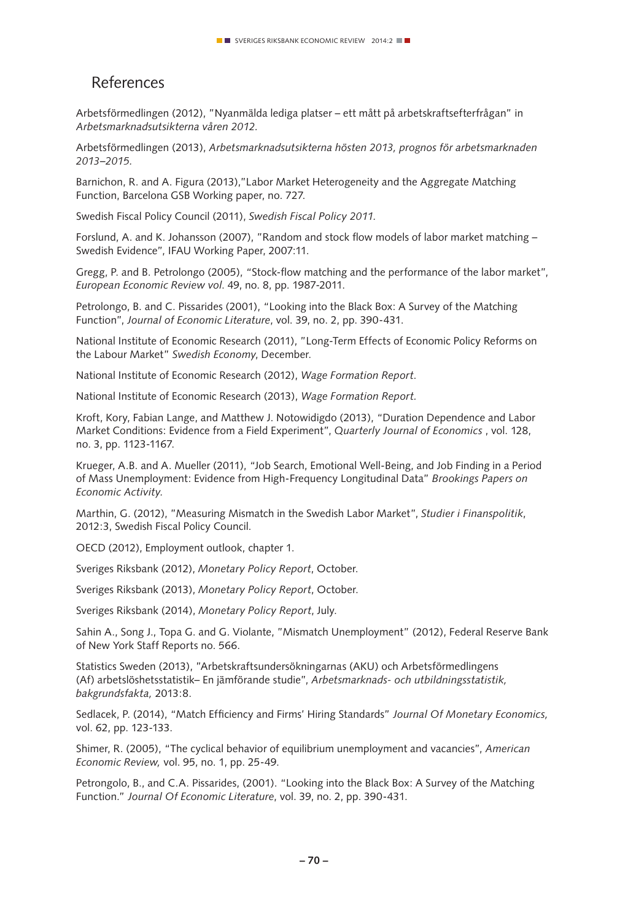## References

Arbetsförmedlingen (2012), "Nyanmälda lediga platser – ett mått på arbetskraftsefterfrågan" in *Arbetsmarknadsutsikterna våren 2012*.

Arbetsförmedlingen (2013), *Arbetsmarknadsutsikterna hösten 2013, prognos för arbetsmarknaden 2013–2015*.

Barnichon, R. and A. Figura (2013),"Labor Market Heterogeneity and the Aggregate Matching Function, Barcelona GSB Working paper, no. 727.

Swedish Fiscal Policy Council (2011), *Swedish Fiscal Policy 2011*.

Forslund, A. and K. Johansson (2007), "Random and stock flow models of labor market matching – Swedish Evidence", IFAU Working Paper, 2007:11.

Gregg, P. and B. Petrolongo (2005), "Stock-flow matching and the performance of the labor market", *European Economic Review vol.* 49, no. 8, pp. 1987-2011.

Petrolongo, B. and C. Pissarides (2001), "Looking into the Black Box: A Survey of the Matching Function", *Journal of Economic Literature*, vol. 39, no. 2, pp. 390-431.

National Institute of Economic Research (2011), "Long-Term Effects of Economic Policy Reforms on the Labour Market" *Swedish Economy*, December.

National Institute of Economic Research (2012), *Wage Formation Report*.

National Institute of Economic Research (2013), *Wage Formation Report*.

Kroft, Kory, Fabian Lange, and Matthew J. Notowidigdo (2013), "Duration Dependence and Labor Market Conditions: Evidence from a Field Experiment", *Quarterly Journal of Economics* , vol. 128, no. 3, pp. 1123-1167.

Krueger, A.B. and A. Mueller (2011), "Job Search, Emotional Well-Being, and Job Finding in a Period of Mass Unemployment: Evidence from High-Frequency Longitudinal Data" *Brookings Papers on Economic Activity*.

Marthin, G. (2012), "Measuring Mismatch in the Swedish Labor Market", *Studier i Finanspolitik*, 2012:3, Swedish Fiscal Policy Council.

OECD (2012), Employment outlook, chapter 1.

Sveriges Riksbank (2012), *Monetary Policy Report*, October.

Sveriges Riksbank (2013), *Monetary Policy Report*, October.

Sveriges Riksbank (2014), *Monetary Policy Report*, July.

Sahin A., Song J., Topa G. and G. Violante, "Mismatch Unemployment" (2012), Federal Reserve Bank of New York Staff Reports no. 566.

Statistics Sweden (2013), "Arbetskraftsundersökningarnas (AKU) och Arbetsförmedlingens (Af) arbetslöshetsstatistik– En jämförande studie", *Arbetsmarknads- och utbildningsstatistik, bakgrundsfakta,* 2013:8.

Sedlacek, P. (2014), "Match Efficiency and Firms' Hiring Standards" *Journal Of Monetary Economics,* vol. 62, pp. 123-133.

Shimer, R. (2005), "The cyclical behavior of equilibrium unemployment and vacancies", *American Economic Review,* vol. 95, no. 1, pp. 25-49.

Petrongolo, B., and C.A. Pissarides, (2001). "Looking into the Black Box: A Survey of the Matching Function." *Journal Of Economic Literature*, vol. 39, no. 2, pp. 390-431.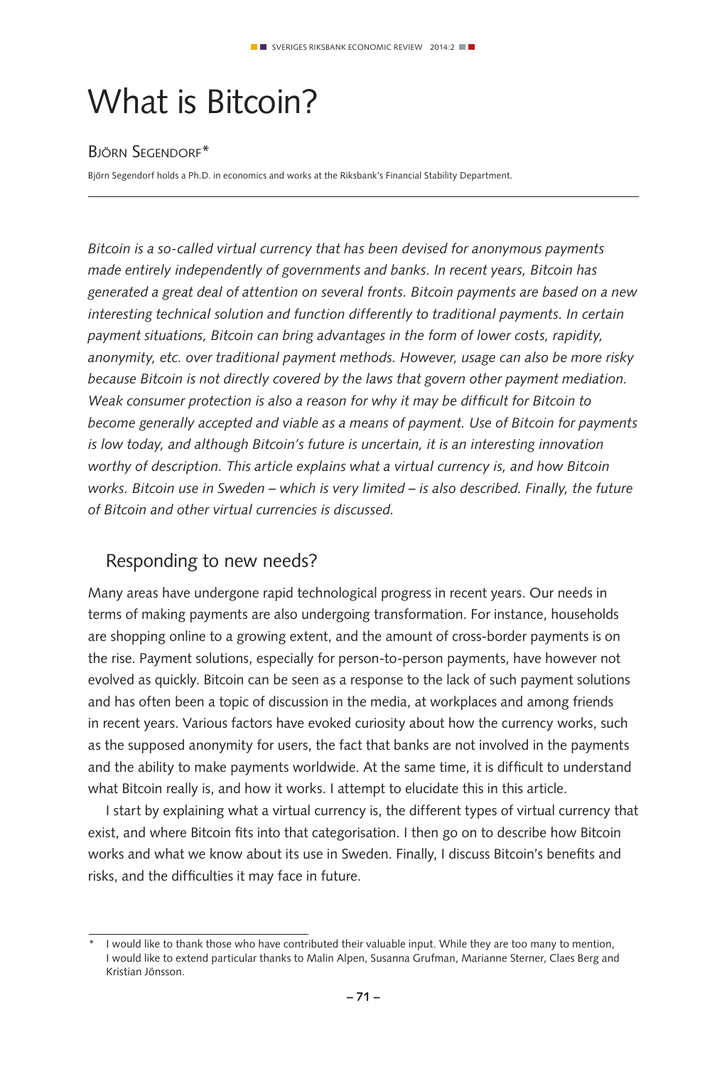# What is Bitcoin?

Björn Segendorf*

Björn Segendorf holds a Ph.D. in economics and works at the Riksbank's Financial Stability Department.

*Bitcoin is a so-called virtual currency that has been devised for anonymous payments made entirely independently of governments and banks. In recent years, Bitcoin has generated a great deal of attention on several fronts. Bitcoin payments are based on a new interesting technical solution and function differently to traditional payments. In certain payment situations, Bitcoin can bring advantages in the form of lower costs, rapidity, anonymity, etc. over traditional payment methods. However, usage can also be more risky because Bitcoin is not directly covered by the laws that govern other payment mediation. Weak consumer protection is also a reason for why it may be difficult for Bitcoin to become generally accepted and viable as a means of payment. Use of Bitcoin for payments is low today, and although Bitcoin's future is uncertain, it is an interesting innovation worthy of description. This article explains what a virtual currency is, and how Bitcoin works. Bitcoin use in Sweden – which is very limited – is also described. Finally, the future of Bitcoin and other virtual currencies is discussed.*

## Responding to new needs?

Many areas have undergone rapid technological progress in recent years. Our needs in terms of making payments are also undergoing transformation. For instance, households are shopping online to a growing extent, and the amount of cross-border payments is on the rise. Payment solutions, especially for person-to-person payments, have however not evolved as quickly. Bitcoin can be seen as a response to the lack of such payment solutions and has often been a topic of discussion in the media, at workplaces and among friends in recent years. Various factors have evoked curiosity about how the currency works, such as the supposed anonymity for users, the fact that banks are not involved in the payments and the ability to make payments worldwide. At the same time, it is difficult to understand what Bitcoin really is, and how it works. I attempt to elucidate this in this article.

I start by explaining what a virtual currency is, the different types of virtual currency that exist, and where Bitcoin fits into that categorisation. I then go on to describe how Bitcoin works and what we know about its use in Sweden. Finally, I discuss Bitcoin's benefits and risks, and the difficulties it may face in future.

---

\* I would like to thank those who have contributed their valuable input. While they are too many to mention, I would like to extend particular thanks to Malin Alpen, Susanna Grufman, Marianne Sterner, Claes Berg and Kristian Jönsson.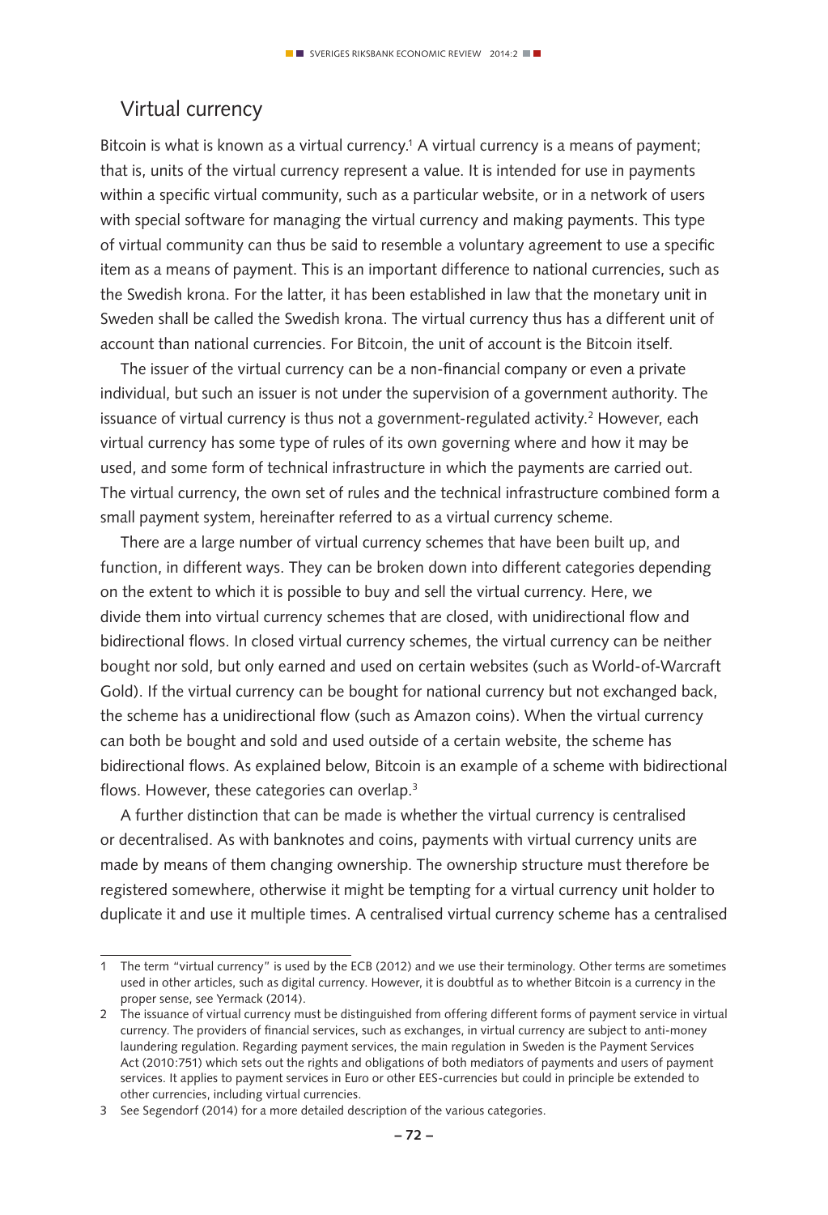## Virtual currency

Bitcoin is what is known as a virtual currency.[1] A virtual currency is a means of payment; that is, units of the virtual currency represent a value. It is intended for use in payments within a specific virtual community, such as a particular website, or in a network of users with special software for managing the virtual currency and making payments. This type of virtual community can thus be said to resemble a voluntary agreement to use a specific item as a means of payment. This is an important difference to national currencies, such as the Swedish krona. For the latter, it has been established in law that the monetary unit in Sweden shall be called the Swedish krona. The virtual currency thus has a different unit of account than national currencies. For Bitcoin, the unit of account is the Bitcoin itself.

The issuer of the virtual currency can be a non-financial company or even a private individual, but such an issuer is not under the supervision of a government authority. The issuance of virtual currency is thus not a government-regulated activity.[2] However, each virtual currency has some type of rules of its own governing where and how it may be used, and some form of technical infrastructure in which the payments are carried out. The virtual currency, the own set of rules and the technical infrastructure combined form a small payment system, hereinafter referred to as a virtual currency scheme.

There are a large number of virtual currency schemes that have been built up, and function, in different ways. They can be broken down into different categories depending on the extent to which it is possible to buy and sell the virtual currency. Here, we divide them into virtual currency schemes that are closed, with unidirectional flow and bidirectional flows. In closed virtual currency schemes, the virtual currency can be neither bought nor sold, but only earned and used on certain websites (such as World-of-Warcraft Gold). If the virtual currency can be bought for national currency but not exchanged back, the scheme has a unidirectional flow (such as Amazon coins). When the virtual currency can both be bought and sold and used outside of a certain website, the scheme has bidirectional flows. As explained below, Bitcoin is an example of a scheme with bidirectional flows. However, these categories can overlap.[3]

A further distinction that can be made is whether the virtual currency is centralised or decentralised. As with banknotes and coins, payments with virtual currency units are made by means of them changing ownership. The ownership structure must therefore be registered somewhere, otherwise it might be tempting for a virtual currency unit holder to duplicate it and use it multiple times. A centralised virtual currency scheme has a centralised

---

1 The term "virtual currency" is used by the ECB (2012) and we use their terminology. Other terms are sometimes used in other articles, such as digital currency. However, it is doubtful as to whether Bitcoin is a currency in the proper sense, see Yermack (2014).

2 The issuance of virtual currency must be distinguished from offering different forms of payment service in virtual currency. The providers of financial services, such as exchanges, in virtual currency are subject to anti-money laundering regulation. Regarding payment services, the main regulation in Sweden is the Payment Services Act (2010:751) which sets out the rights and obligations of both mediators of payments and users of payment services. It applies to payment services in Euro or other EES-currencies but could in principle be extended to other currencies, including virtual currencies.

3 See Segendorf (2014) for a more detailed description of the various categories.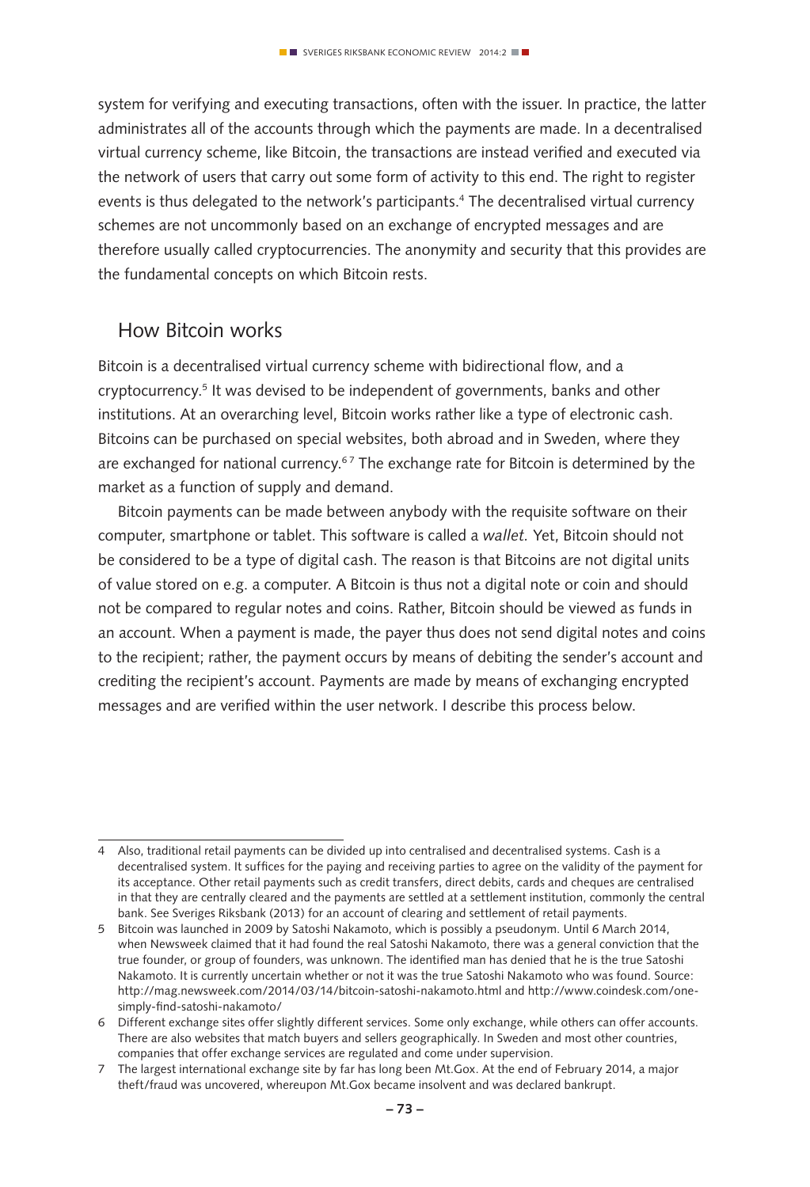system for verifying and executing transactions, often with the issuer. In practice, the latter administrates all of the accounts through which the payments are made. In a decentralised virtual currency scheme, like Bitcoin, the transactions are instead verified and executed via the network of users that carry out some form of activity to this end. The right to register events is thus delegated to the network's participants.[4] The decentralised virtual currency schemes are not uncommonly based on an exchange of encrypted messages and are therefore usually called cryptocurrencies. The anonymity and security that this provides are the fundamental concepts on which Bitcoin rests.

## How Bitcoin works

Bitcoin is a decentralised virtual currency scheme with bidirectional flow, and a cryptocurrency.[5] It was devised to be independent of governments, banks and other institutions. At an overarching level, Bitcoin works rather like a type of electronic cash. Bitcoins can be purchased on special websites, both abroad and in Sweden, where they are exchanged for national currency.[6,7] The exchange rate for Bitcoin is determined by the market as a function of supply and demand.

Bitcoin payments can be made between anybody with the requisite software on their computer, smartphone or tablet. This software is called a *wallet.* Yet, Bitcoin should not be considered to be a type of digital cash. The reason is that Bitcoins are not digital units of value stored on e.g. a computer. A Bitcoin is thus not a digital note or coin and should not be compared to regular notes and coins. Rather, Bitcoin should be viewed as funds in an account. When a payment is made, the payer thus does not send digital notes and coins to the recipient; rather, the payment occurs by means of debiting the sender's account and crediting the recipient's account. Payments are made by means of exchanging encrypted messages and are verified within the user network. I describe this process below.

---

4 Also, traditional retail payments can be divided up into centralised and decentralised systems. Cash is a decentralised system. It suffices for the paying and receiving parties to agree on the validity of the payment for its acceptance. Other retail payments such as credit transfers, direct debits, cards and cheques are centralised in that they are centrally cleared and the payments are settled at a settlement institution, commonly the central bank. See Sveriges Riksbank (2013) for an account of clearing and settlement of retail payments.

5 Bitcoin was launched in 2009 by Satoshi Nakamoto, which is possibly a pseudonym. Until 6 March 2014, when Newsweek claimed that it had found the real Satoshi Nakamoto, there was a general conviction that the true founder, or group of founders, was unknown. The identified man has denied that he is the true Satoshi Nakamoto. It is currently uncertain whether or not it was the true Satoshi Nakamoto who was found. Source: http://mag.newsweek.com/2014/03/14/bitcoin-satoshi-nakamoto.html and http://www.coindesk.com/one-simply-find-satoshi-nakamoto/

6 Different exchange sites offer slightly different services. Some only exchange, while others can offer accounts. There are also websites that match buyers and sellers geographically. In Sweden and most other countries, companies that offer exchange services are regulated and come under supervision.

7 The largest international exchange site by far has long been Mt.Gox. At the end of February 2014, a major theft/fraud was uncovered, whereupon Mt.Gox became insolvent and was declared bankrupt.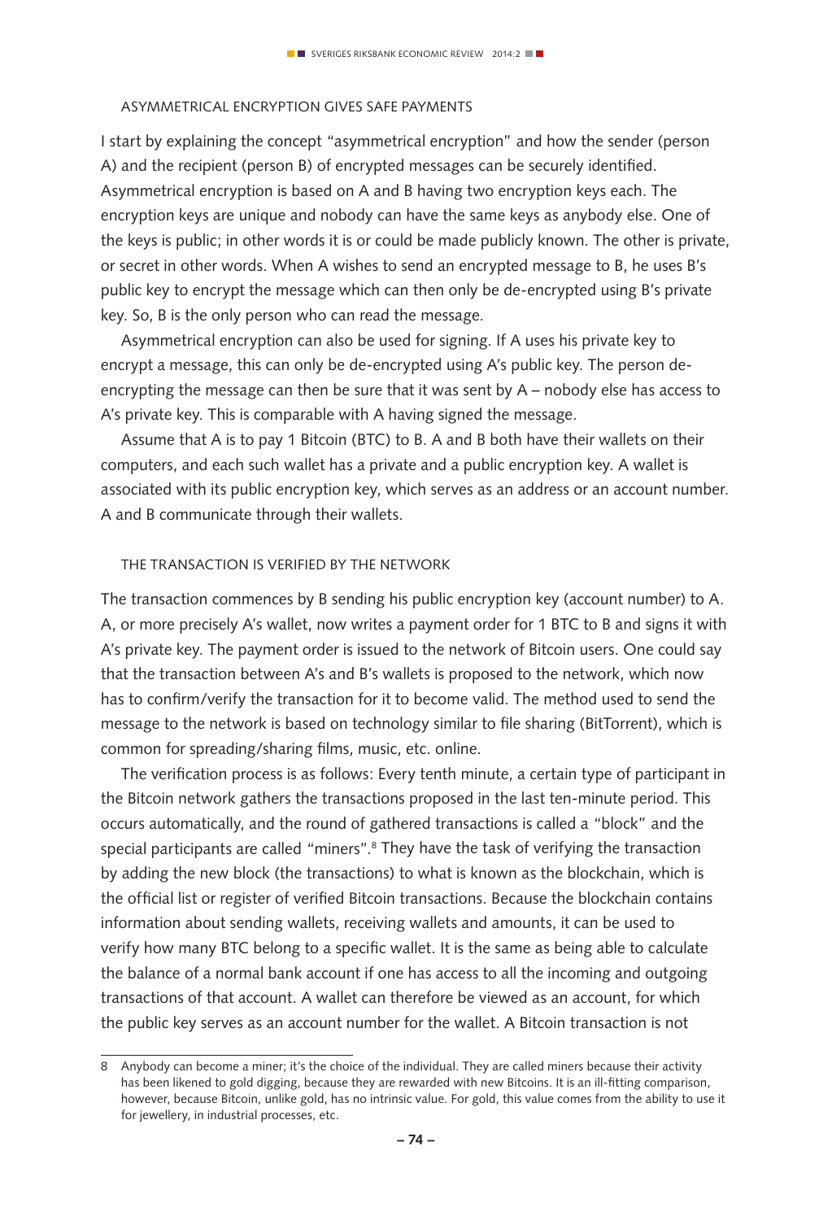### ASYMMETRICAL ENCRYPTION GIVES SAFE PAYMENTS

I start by explaining the concept "asymmetrical encryption" and how the sender (person A) and the recipient (person B) of encrypted messages can be securely identified. Asymmetrical encryption is based on A and B having two encryption keys each. The encryption keys are unique and nobody can have the same keys as anybody else. One of the keys is public; in other words it is or could be made publicly known. The other is private, or secret in other words. When A wishes to send an encrypted message to B, he uses B's public key to encrypt the message which can then only be de-encrypted using B's private key. So, B is the only person who can read the message.

Asymmetrical encryption can also be used for signing. If A uses his private key to encrypt a message, this can only be de-encrypted using A's public key. The person de-encrypting the message can then be sure that it was sent by A – nobody else has access to A's private key. This is comparable with A having signed the message.

Assume that A is to pay 1 Bitcoin (BTC) to B. A and B both have their wallets on their computers, and each such wallet has a private and a public encryption key. A wallet is associated with its public encryption key, which serves as an address or an account number. A and B communicate through their wallets.

### THE TRANSACTION IS VERIFIED BY THE NETWORK

The transaction commences by B sending his public encryption key (account number) to A. A, or more precisely A's wallet, now writes a payment order for 1 BTC to B and signs it with A's private key. The payment order is issued to the network of Bitcoin users. One could say that the transaction between A's and B's wallets is proposed to the network, which now has to confirm/verify the transaction for it to become valid. The method used to send the message to the network is based on technology similar to file sharing (BitTorrent), which is common for spreading/sharing films, music, etc. online.

The verification process is as follows: Every tenth minute, a certain type of participant in the Bitcoin network gathers the transactions proposed in the last ten-minute period. This occurs automatically, and the round of gathered transactions is called a "block" and the special participants are called "miners".[8] They have the task of verifying the transaction by adding the new block (the transactions) to what is known as the blockchain, which is the official list or register of verified Bitcoin transactions. Because the blockchain contains information about sending wallets, receiving wallets and amounts, it can be used to verify how many BTC belong to a specific wallet. It is the same as being able to calculate the balance of a normal bank account if one has access to all the incoming and outgoing transactions of that account. A wallet can therefore be viewed as an account, for which the public key serves as an account number for the wallet. A Bitcoin transaction is not

---

8 Anybody can become a miner; it's the choice of the individual. They are called miners because their activity has been likened to gold digging, because they are rewarded with new Bitcoins. It is an ill-fitting comparison, however, because Bitcoin, unlike gold, has no intrinsic value. For gold, this value comes from the ability to use it for jewellery, in industrial processes, etc.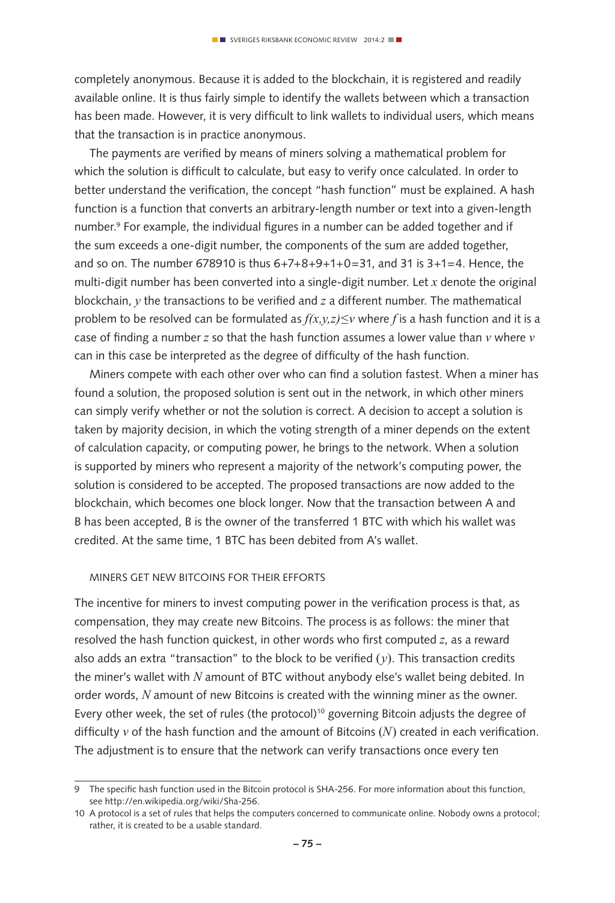completely anonymous. Because it is added to the blockchain, it is registered and readily available online. It is thus fairly simple to identify the wallets between which a transaction has been made. However, it is very difficult to link wallets to individual users, which means that the transaction is in practice anonymous.

The payments are verified by means of miners solving a mathematical problem for which the solution is difficult to calculate, but easy to verify once calculated. In order to better understand the verification, the concept "hash function" must be explained. A hash function is a function that converts an arbitrary-length number or text into a given-length number.[9] For example, the individual figures in a number can be added together and if the sum exceeds a one-digit number, the components of the sum are added together, and so on. The number 678910 is thus 6+7+8+9+1+0=31, and 31 is 3+1=4. Hence, the multi-digit number has been converted into a single-digit number. Let $x$ denote the original blockchain, $y$ the transactions to be verified and $z$ a different number. The mathematical problem to be resolved can be formulated as $f(x,y,z) \leq v$ where $f$ is a hash function and it is a case of finding a number $z$ so that the hash function assumes a lower value than $v$ where $v$ can in this case be interpreted as the degree of difficulty of the hash function.

Miners compete with each other over who can find a solution fastest. When a miner has found a solution, the proposed solution is sent out in the network, in which other miners can simply verify whether or not the solution is correct. A decision to accept a solution is taken by majority decision, in which the voting strength of a miner depends on the extent of calculation capacity, or computing power, he brings to the network. When a solution is supported by miners who represent a majority of the network's computing power, the solution is considered to be accepted. The proposed transactions are now added to the blockchain, which becomes one block longer. Now that the transaction between A and B has been accepted, B is the owner of the transferred 1 BTC with which his wallet was credited. At the same time, 1 BTC has been debited from A's wallet.

### MINERS GET NEW BITCOINS FOR THEIR EFFORTS

The incentive for miners to invest computing power in the verification process is that, as compensation, they may create new Bitcoins. The process is as follows: the miner that resolved the hash function quickest, in other words who first computed $z$, as a reward also adds an extra "transaction" to the block to be verified ($y$). This transaction credits the miner's wallet with $N$ amount of BTC without anybody else's wallet being debited. In order words, $N$ amount of new Bitcoins is created with the winning miner as the owner. Every other week, the set of rules (the protocol)[10] governing Bitcoin adjusts the degree of difficulty $v$ of the hash function and the amount of Bitcoins ($N$) created in each verification. The adjustment is to ensure that the network can verify transactions once every ten

---

9 The specific hash function used in the Bitcoin protocol is SHA-256. For more information about this function, see http://en.wikipedia.org/wiki/Sha-256.

10 A protocol is a set of rules that helps the computers concerned to communicate online. Nobody owns a protocol; rather, it is created to be a usable standard.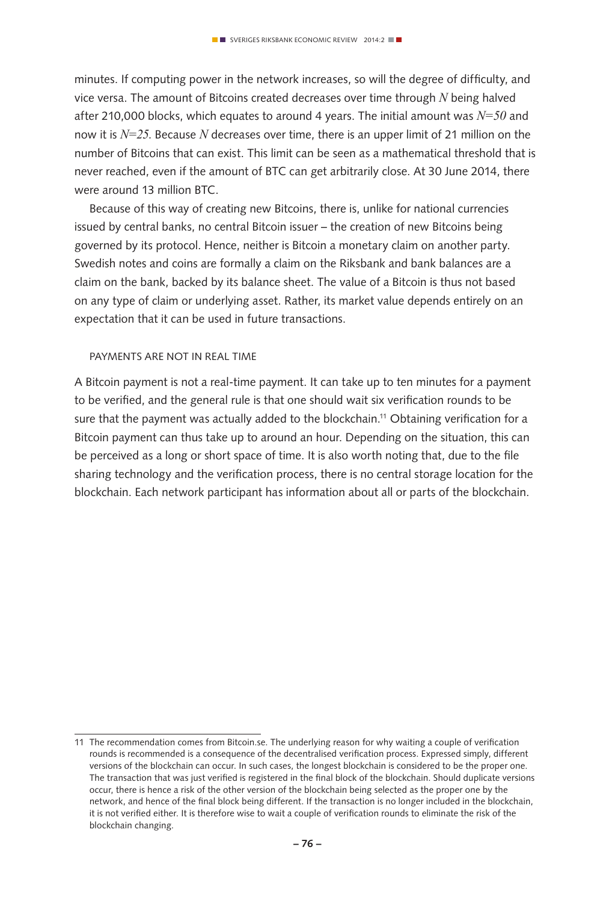minutes. If computing power in the network increases, so will the degree of difficulty, and vice versa. The amount of Bitcoins created decreases over time through $N$ being halved after 210,000 blocks, which equates to around 4 years. The initial amount was $N=50$ and now it is $N=25$. Because $N$ decreases over time, there is an upper limit of 21 million on the number of Bitcoins that can exist. This limit can be seen as a mathematical threshold that is never reached, even if the amount of BTC can get arbitrarily close. At 30 June 2014, there were around 13 million BTC.

Because of this way of creating new Bitcoins, there is, unlike for national currencies issued by central banks, no central Bitcoin issuer – the creation of new Bitcoins being governed by its protocol. Hence, neither is Bitcoin a monetary claim on another party. Swedish notes and coins are formally a claim on the Riksbank and bank balances are a claim on the bank, backed by its balance sheet. The value of a Bitcoin is thus not based on any type of claim or underlying asset. Rather, its market value depends entirely on an expectation that it can be used in future transactions.

### PAYMENTS ARE NOT IN REAL TIME

A Bitcoin payment is not a real-time payment. It can take up to ten minutes for a payment to be verified, and the general rule is that one should wait six verification rounds to be sure that the payment was actually added to the blockchain.[11] Obtaining verification for a Bitcoin payment can thus take up to around an hour. Depending on the situation, this can be perceived as a long or short space of time. It is also worth noting that, due to the file sharing technology and the verification process, there is no central storage location for the blockchain. Each network participant has information about all or parts of the blockchain.

---

11 The recommendation comes from Bitcoin.se. The underlying reason for why waiting a couple of verification rounds is recommended is a consequence of the decentralised verification process. Expressed simply, different versions of the blockchain can occur. In such cases, the longest blockchain is considered to be the proper one. The transaction that was just verified is registered in the final block of the blockchain. Should duplicate versions occur, there is hence a risk of the other version of the blockchain being selected as the proper one by the network, and hence of the final block being different. If the transaction is no longer included in the blockchain, it is not verified either. It is therefore wise to wait a couple of verification rounds to eliminate the risk of the blockchain changing.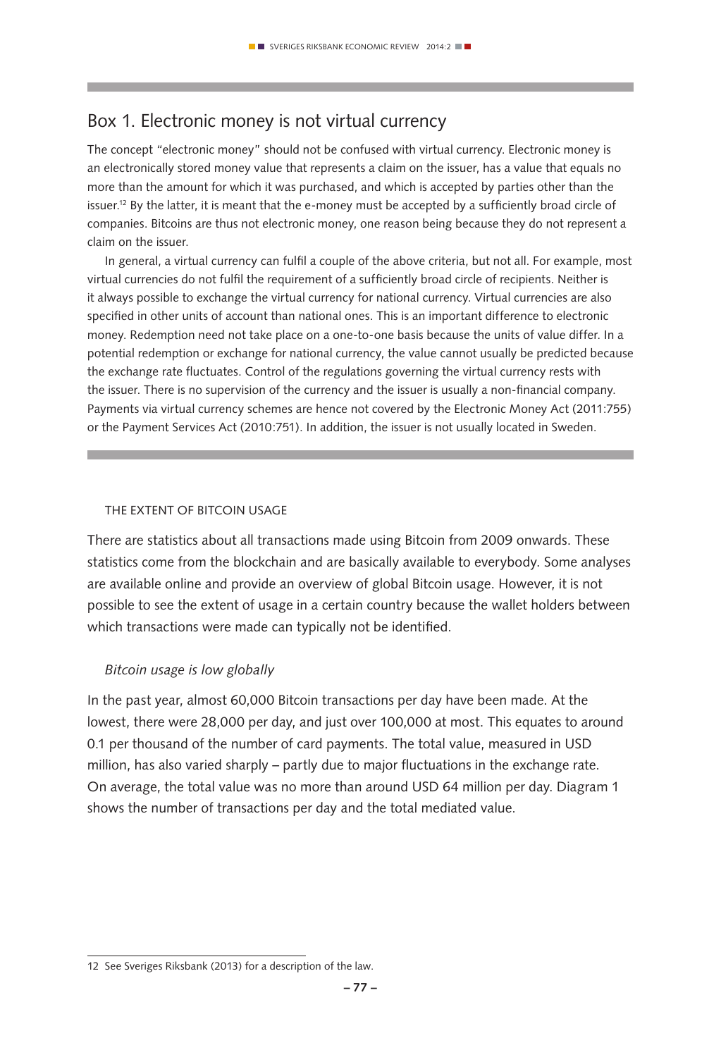## Box 1. Electronic money is not virtual currency

The concept "electronic money" should not be confused with virtual currency. Electronic money is an electronically stored money value that represents a claim on the issuer, has a value that equals no more than the amount for which it was purchased, and which is accepted by parties other than the issuer.[12] By the latter, it is meant that the e-money must be accepted by a sufficiently broad circle of companies. Bitcoins are thus not electronic money, one reason being because they do not represent a claim on the issuer.

In general, a virtual currency can fulfil a couple of the above criteria, but not all. For example, most virtual currencies do not fulfil the requirement of a sufficiently broad circle of recipients. Neither is it always possible to exchange the virtual currency for national currency. Virtual currencies are also specified in other units of account than national ones. This is an important difference to electronic money. Redemption need not take place on a one-to-one basis because the units of value differ. In a potential redemption or exchange for national currency, the value cannot usually be predicted because the exchange rate fluctuates. Control of the regulations governing the virtual currency rests with the issuer. There is no supervision of the currency and the issuer is usually a non-financial company. Payments via virtual currency schemes are hence not covered by the Electronic Money Act (2011:755) or the Payment Services Act (2010:751). In addition, the issuer is not usually located in Sweden.

### THE EXTENT OF BITCOIN USAGE

There are statistics about all transactions made using Bitcoin from 2009 onwards. These statistics come from the blockchain and are basically available to everybody. Some analyses are available online and provide an overview of global Bitcoin usage. However, it is not possible to see the extent of usage in a certain country because the wallet holders between which transactions were made can typically not be identified.

#### *Bitcoin usage is low globally*

In the past year, almost 60,000 Bitcoin transactions per day have been made. At the lowest, there were 28,000 per day, and just over 100,000 at most. This equates to around 0.1 per thousand of the number of card payments. The total value, measured in USD million, has also varied sharply – partly due to major fluctuations in the exchange rate. On average, the total value was no more than around USD 64 million per day. Diagram 1 shows the number of transactions per day and the total mediated value.

12 See Sveriges Riksbank (2013) for a description of the law.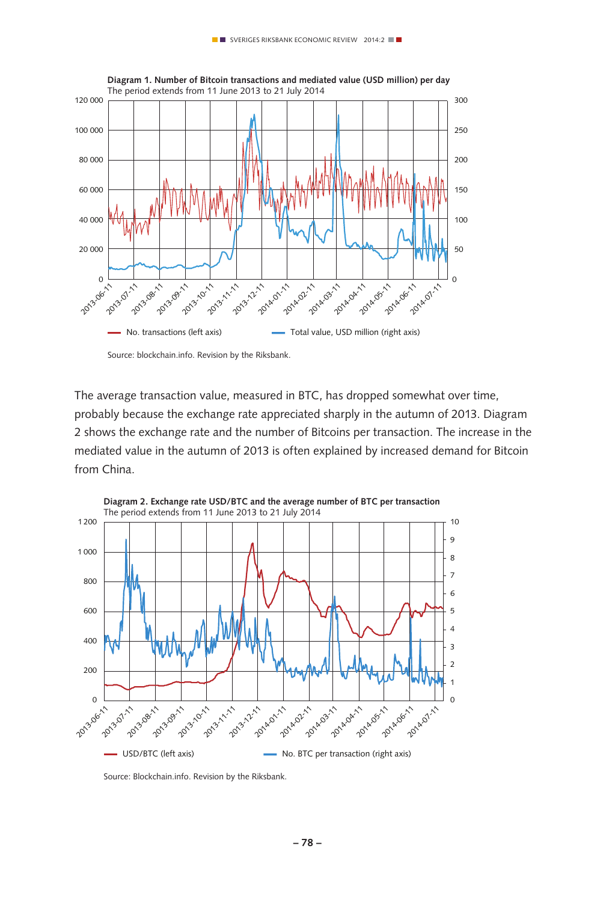**Diagram 1. Number of Bitcoin transactions and mediated value (USD million) per day**
The period extends from 11 June 2013 to 21 July 2014

Source: blockchain.info. Revision by the Riksbank.

The average transaction value, measured in BTC, has dropped somewhat over time, probably because the exchange rate appreciated sharply in the autumn of 2013. Diagram 2 shows the exchange rate and the number of Bitcoins per transaction. The increase in the mediated value in the autumn of 2013 is often explained by increased demand for Bitcoin from China.

**Diagram 2. Exchange rate USD/BTC and the average number of BTC per transaction**
The period extends from 11 June 2013 to 21 July 2014

Source: Blockchain.info. Revision by the Riksbank.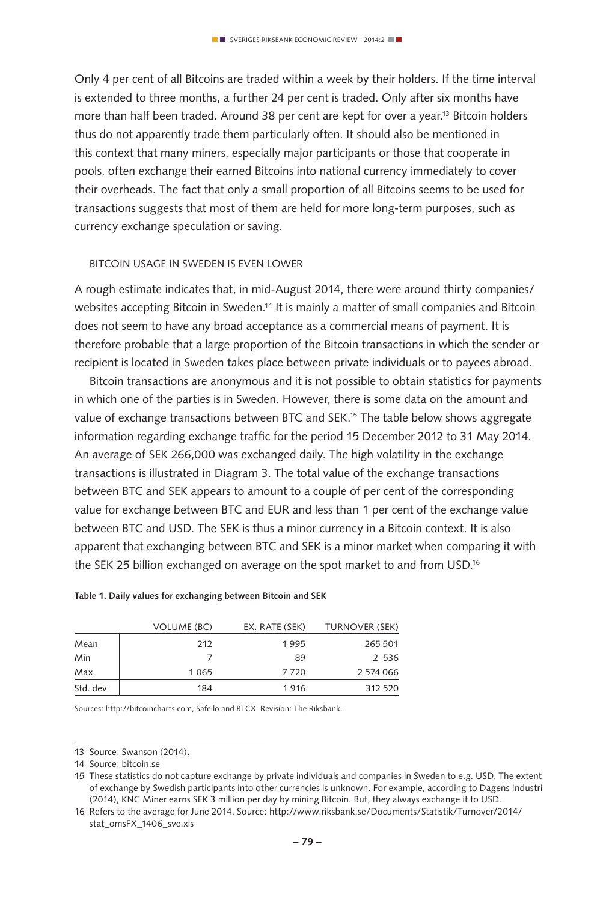Only 4 per cent of all Bitcoins are traded within a week by their holders. If the time interval is extended to three months, a further 24 per cent is traded. Only after six months have more than half been traded. Around 38 per cent are kept for over a year.[13] Bitcoin holders thus do not apparently trade them particularly often. It should also be mentioned in this context that many miners, especially major participants or those that cooperate in pools, often exchange their earned Bitcoins into national currency immediately to cover their overheads. The fact that only a small proportion of all Bitcoins seems to be used for transactions suggests that most of them are held for more long-term purposes, such as currency exchange speculation or saving.

### BITCOIN USAGE IN SWEDEN IS EVEN LOWER

A rough estimate indicates that, in mid-August 2014, there were around thirty companies/websites accepting Bitcoin in Sweden.[14] It is mainly a matter of small companies and Bitcoin does not seem to have any broad acceptance as a commercial means of payment. It is therefore probable that a large proportion of the Bitcoin transactions in which the sender or recipient is located in Sweden takes place between private individuals or to payees abroad.

Bitcoin transactions are anonymous and it is not possible to obtain statistics for payments in which one of the parties is in Sweden. However, there is some data on the amount and value of exchange transactions between BTC and SEK.[15] The table below shows aggregate information regarding exchange traffic for the period 15 December 2012 to 31 May 2014. An average of SEK 266,000 was exchanged daily. The high volatility in the exchange transactions is illustrated in Diagram 3. The total value of the exchange transactions between BTC and SEK appears to amount to a couple of per cent of the corresponding value for exchange between BTC and EUR and less than 1 per cent of the exchange value between BTC and USD. The SEK is thus a minor currency in a Bitcoin context. It is also apparent that exchanging between BTC and SEK is a minor market when comparing it with the SEK 25 billion exchanged on average on the spot market to and from USD.[16]

**Table 1. Daily values for exchanging between Bitcoin and SEK**

| | VOLUME (BC) | EX. RATE (SEK) | TURNOVER (SEK) |
|---|---|---|---|
| Mean | 212 | 1 995 | 265 501 |
| Min | 7 | 89 | 2 536 |
| Max | 1 065 | 7 720 | 2 574 066 |
| Std. dev | 184 | 1 916 | 312 520 |

Sources: http://bitcoincharts.com, Safello and BTCX. Revision: The Riksbank.

---

13 Source: Swanson (2014).

14 Source: bitcoin.se

15 These statistics do not capture exchange by private individuals and companies in Sweden to e.g. USD. The extent of exchange by Swedish participants into other currencies is unknown. For example, according to Dagens Industri (2014), KNC Miner earns SEK 3 million per day by mining Bitcoin. But, they always exchange it to USD.

16 Refers to the average for June 2014. Source: http://www.riksbank.se/Documents/Statistik/Turnover/2014/stat_omsFX_1406_sve.xls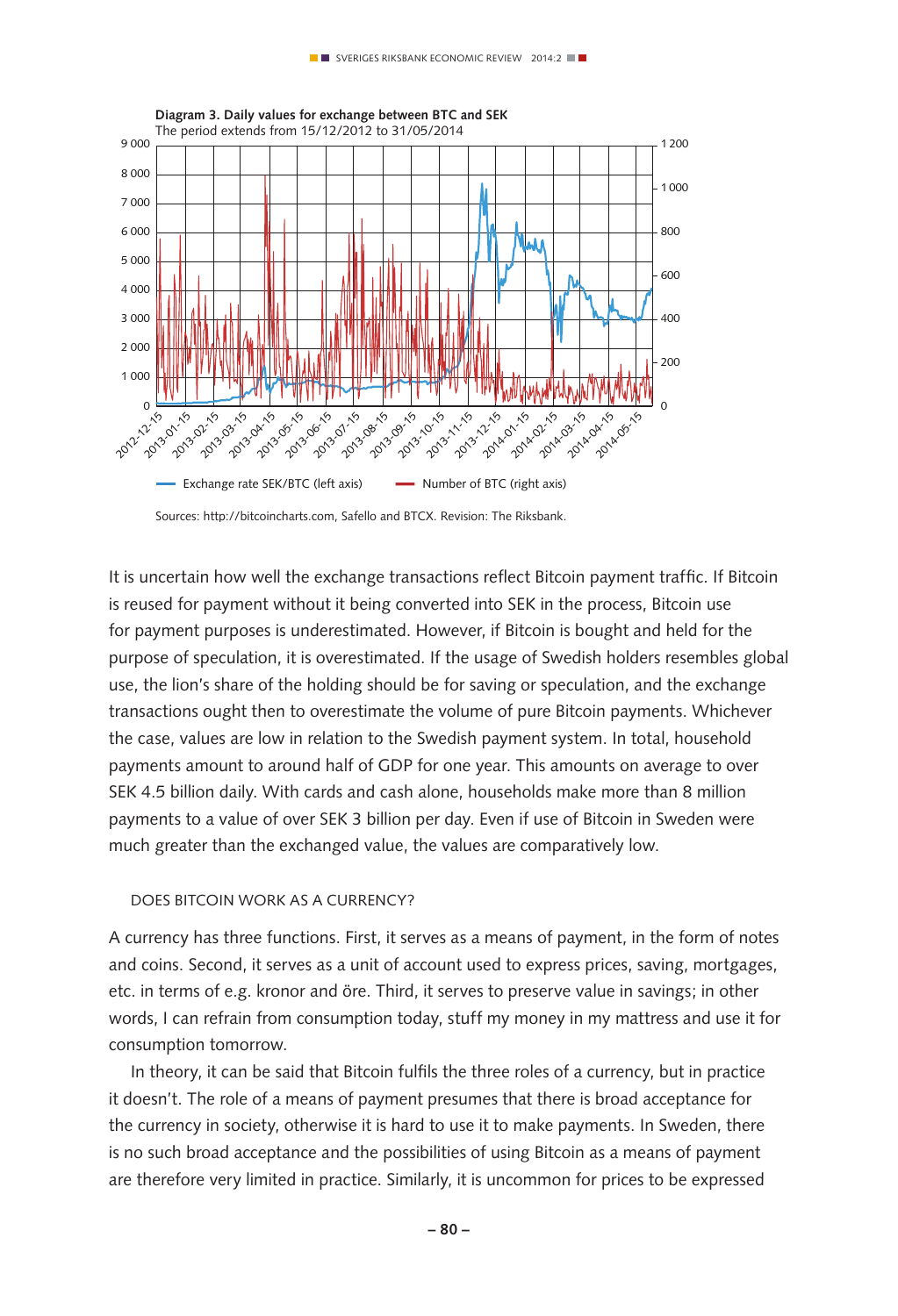**Diagram 3. Daily values for exchange between BTC and SEK**
The period extends from 15/12/2012 to 31/05/2014

Exchange rate SEK/BTC (left axis) — Number of BTC (right axis)

Sources: http://bitcoincharts.com, Safello and BTCX. Revision: The Riksbank.

It is uncertain how well the exchange transactions reflect Bitcoin payment traffic. If Bitcoin is reused for payment without it being converted into SEK in the process, Bitcoin use for payment purposes is underestimated. However, if Bitcoin is bought and held for the purpose of speculation, it is overestimated. If the usage of Swedish holders resembles global use, the lion's share of the holding should be for saving or speculation, and the exchange transactions ought then to overestimate the volume of pure Bitcoin payments. Whichever the case, values are low in relation to the Swedish payment system. In total, household payments amount to around half of GDP for one year. This amounts on average to over SEK 4.5 billion daily. With cards and cash alone, households make more than 8 million payments to a value of over SEK 3 billion per day. Even if use of Bitcoin in Sweden were much greater than the exchanged value, the values are comparatively low.

## DOES BITCOIN WORK AS A CURRENCY?

A currency has three functions. First, it serves as a means of payment, in the form of notes and coins. Second, it serves as a unit of account used to express prices, saving, mortgages, etc. in terms of e.g. kronor and öre. Third, it serves to preserve value in savings; in other words, I can refrain from consumption today, stuff my money in my mattress and use it for consumption tomorrow.

In theory, it can be said that Bitcoin fulfils the three roles of a currency, but in practice it doesn't. The role of a means of payment presumes that there is broad acceptance for the currency in society, otherwise it is hard to use it to make payments. In Sweden, there is no such broad acceptance and the possibilities of using Bitcoin as a means of payment are therefore very limited in practice. Similarly, it is uncommon for prices to be expressed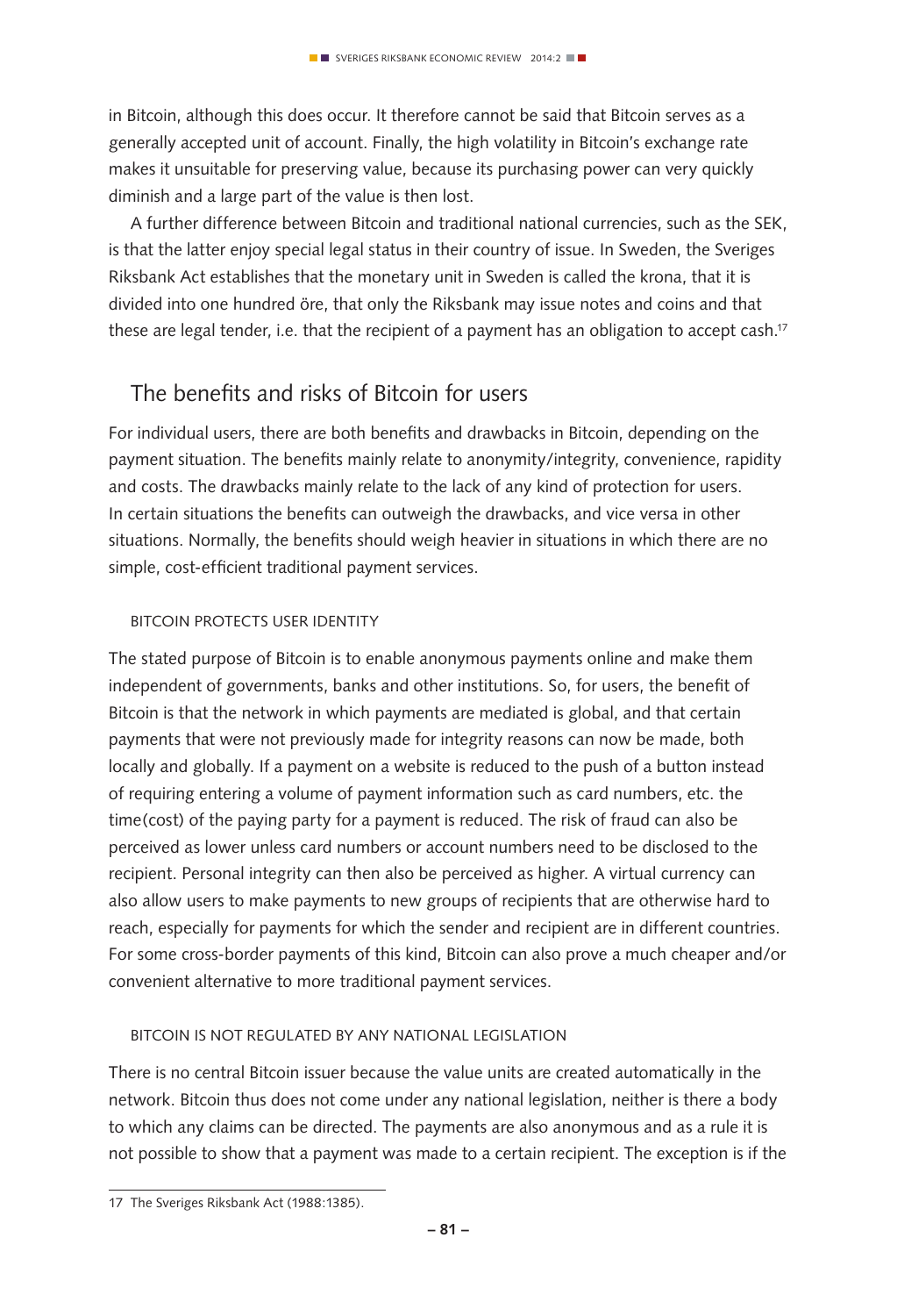in Bitcoin, although this does occur. It therefore cannot be said that Bitcoin serves as a generally accepted unit of account. Finally, the high volatility in Bitcoin's exchange rate makes it unsuitable for preserving value, because its purchasing power can very quickly diminish and a large part of the value is then lost.

A further difference between Bitcoin and traditional national currencies, such as the SEK, is that the latter enjoy special legal status in their country of issue. In Sweden, the Sveriges Riksbank Act establishes that the monetary unit in Sweden is called the krona, that it is divided into one hundred öre, that only the Riksbank may issue notes and coins and that these are legal tender, i.e. that the recipient of a payment has an obligation to accept cash.[17]

## The benefits and risks of Bitcoin for users

For individual users, there are both benefits and drawbacks in Bitcoin, depending on the payment situation. The benefits mainly relate to anonymity/integrity, convenience, rapidity and costs. The drawbacks mainly relate to the lack of any kind of protection for users. In certain situations the benefits can outweigh the drawbacks, and vice versa in other situations. Normally, the benefits should weigh heavier in situations in which there are no simple, cost-efficient traditional payment services.

### BITCOIN PROTECTS USER IDENTITY

The stated purpose of Bitcoin is to enable anonymous payments online and make them independent of governments, banks and other institutions. So, for users, the benefit of Bitcoin is that the network in which payments are mediated is global, and that certain payments that were not previously made for integrity reasons can now be made, both locally and globally. If a payment on a website is reduced to the push of a button instead of requiring entering a volume of payment information such as card numbers, etc. the time(cost) of the paying party for a payment is reduced. The risk of fraud can also be perceived as lower unless card numbers or account numbers need to be disclosed to the recipient. Personal integrity can then also be perceived as higher. A virtual currency can also allow users to make payments to new groups of recipients that are otherwise hard to reach, especially for payments for which the sender and recipient are in different countries. For some cross-border payments of this kind, Bitcoin can also prove a much cheaper and/or convenient alternative to more traditional payment services.

### BITCOIN IS NOT REGULATED BY ANY NATIONAL LEGISLATION

There is no central Bitcoin issuer because the value units are created automatically in the network. Bitcoin thus does not come under any national legislation, neither is there a body to which any claims can be directed. The payments are also anonymous and as a rule it is not possible to show that a payment was made to a certain recipient. The exception is if the

17 The Sveriges Riksbank Act (1988:1385).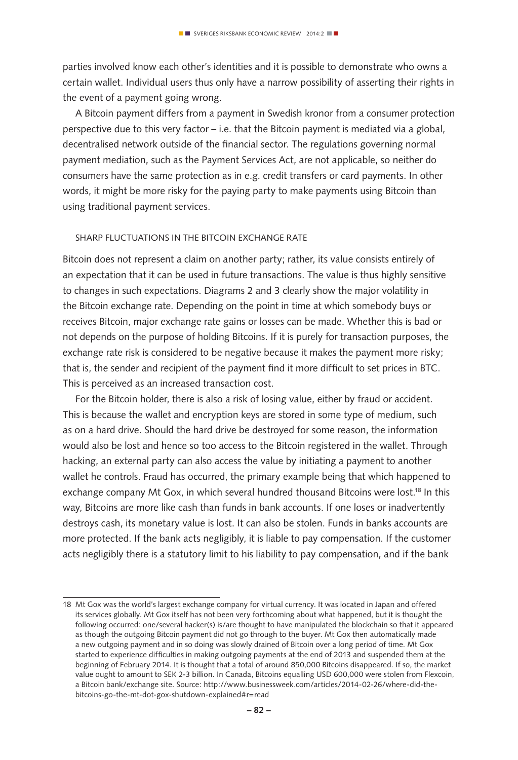parties involved know each other's identities and it is possible to demonstrate who owns a certain wallet. Individual users thus only have a narrow possibility of asserting their rights in the event of a payment going wrong.

A Bitcoin payment differs from a payment in Swedish kronor from a consumer protection perspective due to this very factor – i.e. that the Bitcoin payment is mediated via a global, decentralised network outside of the financial sector. The regulations governing normal payment mediation, such as the Payment Services Act, are not applicable, so neither do consumers have the same protection as in e.g. credit transfers or card payments. In other words, it might be more risky for the paying party to make payments using Bitcoin than using traditional payment services.

### SHARP FLUCTUATIONS IN THE BITCOIN EXCHANGE RATE

Bitcoin does not represent a claim on another party; rather, its value consists entirely of an expectation that it can be used in future transactions. The value is thus highly sensitive to changes in such expectations. Diagrams 2 and 3 clearly show the major volatility in the Bitcoin exchange rate. Depending on the point in time at which somebody buys or receives Bitcoin, major exchange rate gains or losses can be made. Whether this is bad or not depends on the purpose of holding Bitcoins. If it is purely for transaction purposes, the exchange rate risk is considered to be negative because it makes the payment more risky; that is, the sender and recipient of the payment find it more difficult to set prices in BTC. This is perceived as an increased transaction cost.

For the Bitcoin holder, there is also a risk of losing value, either by fraud or accident. This is because the wallet and encryption keys are stored in some type of medium, such as on a hard drive. Should the hard drive be destroyed for some reason, the information would also be lost and hence so too access to the Bitcoin registered in the wallet. Through hacking, an external party can also access the value by initiating a payment to another wallet he controls. Fraud has occurred, the primary example being that which happened to exchange company Mt Gox, in which several hundred thousand Bitcoins were lost.[18] In this way, Bitcoins are more like cash than funds in bank accounts. If one loses or inadvertently destroys cash, its monetary value is lost. It can also be stolen. Funds in banks accounts are more protected. If the bank acts negligibly, it is liable to pay compensation. If the customer acts negligibly there is a statutory limit to his liability to pay compensation, and if the bank

---

18 Mt Gox was the world's largest exchange company for virtual currency. It was located in Japan and offered its services globally. Mt Gox itself has not been very forthcoming about what happened, but it is thought the following occurred: one/several hacker(s) is/are thought to have manipulated the blockchain so that it appeared as though the outgoing Bitcoin payment did not go through to the buyer. Mt Gox then automatically made a new outgoing payment and in so doing was slowly drained of Bitcoin over a long period of time. Mt Gox started to experience difficulties in making outgoing payments at the end of 2013 and suspended them at the beginning of February 2014. It is thought that a total of around 850,000 Bitcoins disappeared. If so, the market value ought to amount to SEK 2-3 billion. In Canada, Bitcoins equalling USD 600,000 were stolen from Flexcoin, a Bitcoin bank/exchange site. Source: http://www.businessweek.com/articles/2014-02-26/where-did-the-bitcoins-go-the-mt-dot-gox-shutdown-explained#r=read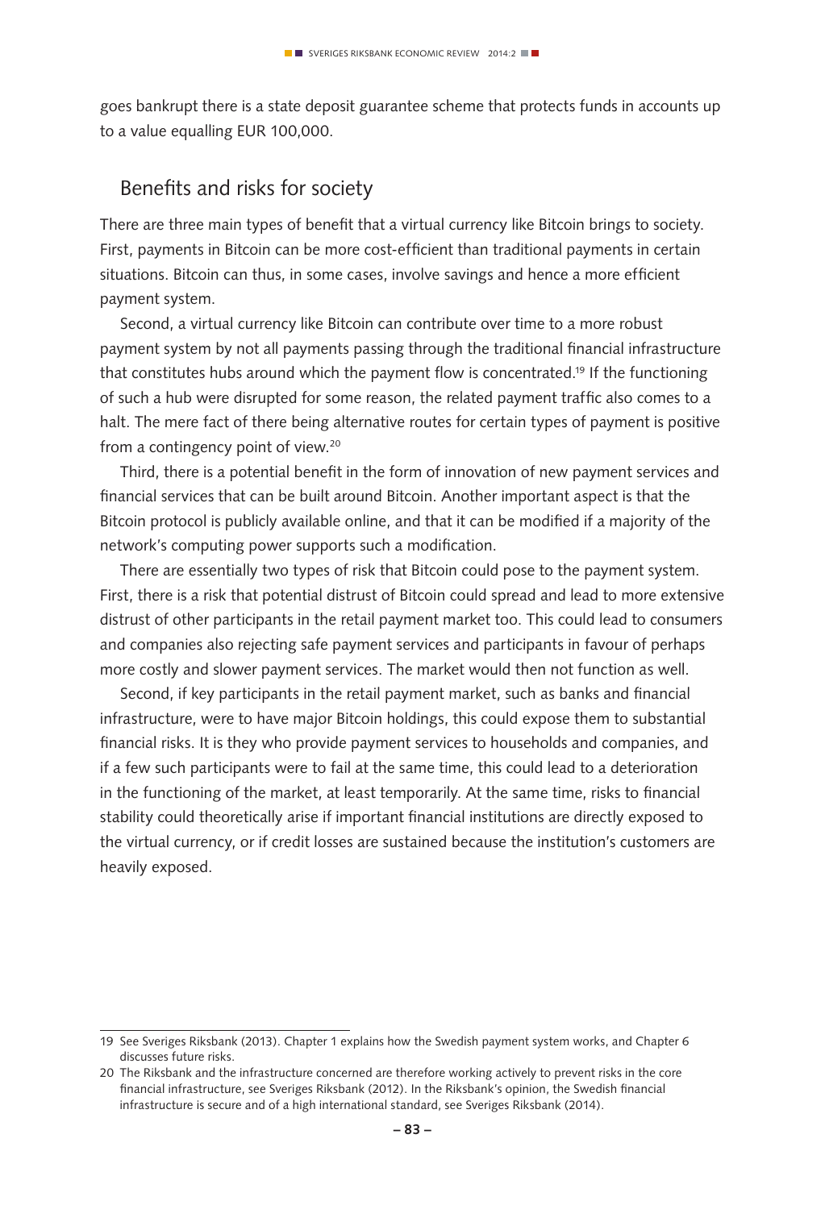goes bankrupt there is a state deposit guarantee scheme that protects funds in accounts up to a value equalling EUR 100,000.

## Benefits and risks for society

There are three main types of benefit that a virtual currency like Bitcoin brings to society. First, payments in Bitcoin can be more cost-efficient than traditional payments in certain situations. Bitcoin can thus, in some cases, involve savings and hence a more efficient payment system.

Second, a virtual currency like Bitcoin can contribute over time to a more robust payment system by not all payments passing through the traditional financial infrastructure that constitutes hubs around which the payment flow is concentrated.[19] If the functioning of such a hub were disrupted for some reason, the related payment traffic also comes to a halt. The mere fact of there being alternative routes for certain types of payment is positive from a contingency point of view.[20]

Third, there is a potential benefit in the form of innovation of new payment services and financial services that can be built around Bitcoin. Another important aspect is that the Bitcoin protocol is publicly available online, and that it can be modified if a majority of the network's computing power supports such a modification.

There are essentially two types of risk that Bitcoin could pose to the payment system. First, there is a risk that potential distrust of Bitcoin could spread and lead to more extensive distrust of other participants in the retail payment market too. This could lead to consumers and companies also rejecting safe payment services and participants in favour of perhaps more costly and slower payment services. The market would then not function as well.

Second, if key participants in the retail payment market, such as banks and financial infrastructure, were to have major Bitcoin holdings, this could expose them to substantial financial risks. It is they who provide payment services to households and companies, and if a few such participants were to fail at the same time, this could lead to a deterioration in the functioning of the market, at least temporarily. At the same time, risks to financial stability could theoretically arise if important financial institutions are directly exposed to the virtual currency, or if credit losses are sustained because the institution's customers are heavily exposed.

---

19 See Sveriges Riksbank (2013). Chapter 1 explains how the Swedish payment system works, and Chapter 6 discusses future risks.

20 The Riksbank and the infrastructure concerned are therefore working actively to prevent risks in the core financial infrastructure, see Sveriges Riksbank (2012). In the Riksbank's opinion, the Swedish financial infrastructure is secure and of a high international standard, see Sveriges Riksbank (2014).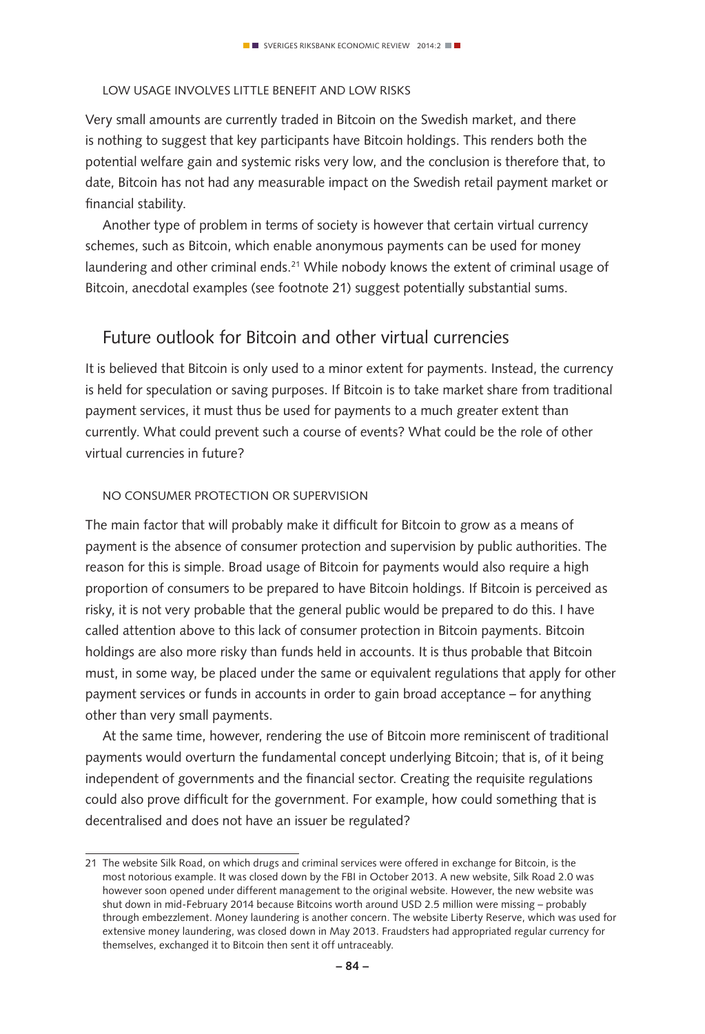#### LOW USAGE INVOLVES LITTLE BENEFIT AND LOW RISKS

Very small amounts are currently traded in Bitcoin on the Swedish market, and there is nothing to suggest that key participants have Bitcoin holdings. This renders both the potential welfare gain and systemic risks very low, and the conclusion is therefore that, to date, Bitcoin has not had any measurable impact on the Swedish retail payment market or financial stability.

Another type of problem in terms of society is however that certain virtual currency schemes, such as Bitcoin, which enable anonymous payments can be used for money laundering and other criminal ends.[21] While nobody knows the extent of criminal usage of Bitcoin, anecdotal examples (see footnote 21) suggest potentially substantial sums.

## Future outlook for Bitcoin and other virtual currencies

It is believed that Bitcoin is only used to a minor extent for payments. Instead, the currency is held for speculation or saving purposes. If Bitcoin is to take market share from traditional payment services, it must thus be used for payments to a much greater extent than currently. What could prevent such a course of events? What could be the role of other virtual currencies in future?

#### NO CONSUMER PROTECTION OR SUPERVISION

The main factor that will probably make it difficult for Bitcoin to grow as a means of payment is the absence of consumer protection and supervision by public authorities. The reason for this is simple. Broad usage of Bitcoin for payments would also require a high proportion of consumers to be prepared to have Bitcoin holdings. If Bitcoin is perceived as risky, it is not very probable that the general public would be prepared to do this. I have called attention above to this lack of consumer protection in Bitcoin payments. Bitcoin holdings are also more risky than funds held in accounts. It is thus probable that Bitcoin must, in some way, be placed under the same or equivalent regulations that apply for other payment services or funds in accounts in order to gain broad acceptance – for anything other than very small payments.

At the same time, however, rendering the use of Bitcoin more reminiscent of traditional payments would overturn the fundamental concept underlying Bitcoin; that is, of it being independent of governments and the financial sector. Creating the requisite regulations could also prove difficult for the government. For example, how could something that is decentralised and does not have an issuer be regulated?

---

21 The website Silk Road, on which drugs and criminal services were offered in exchange for Bitcoin, is the most notorious example. It was closed down by the FBI in October 2013. A new website, Silk Road 2.0 was however soon opened under different management to the original website. However, the new website was shut down in mid-February 2014 because Bitcoins worth around USD 2.5 million were missing – probably through embezzlement. Money laundering is another concern. The website Liberty Reserve, which was used for extensive money laundering, was closed down in May 2013. Fraudsters had appropriated regular currency for themselves, exchanged it to Bitcoin then sent it off untraceably.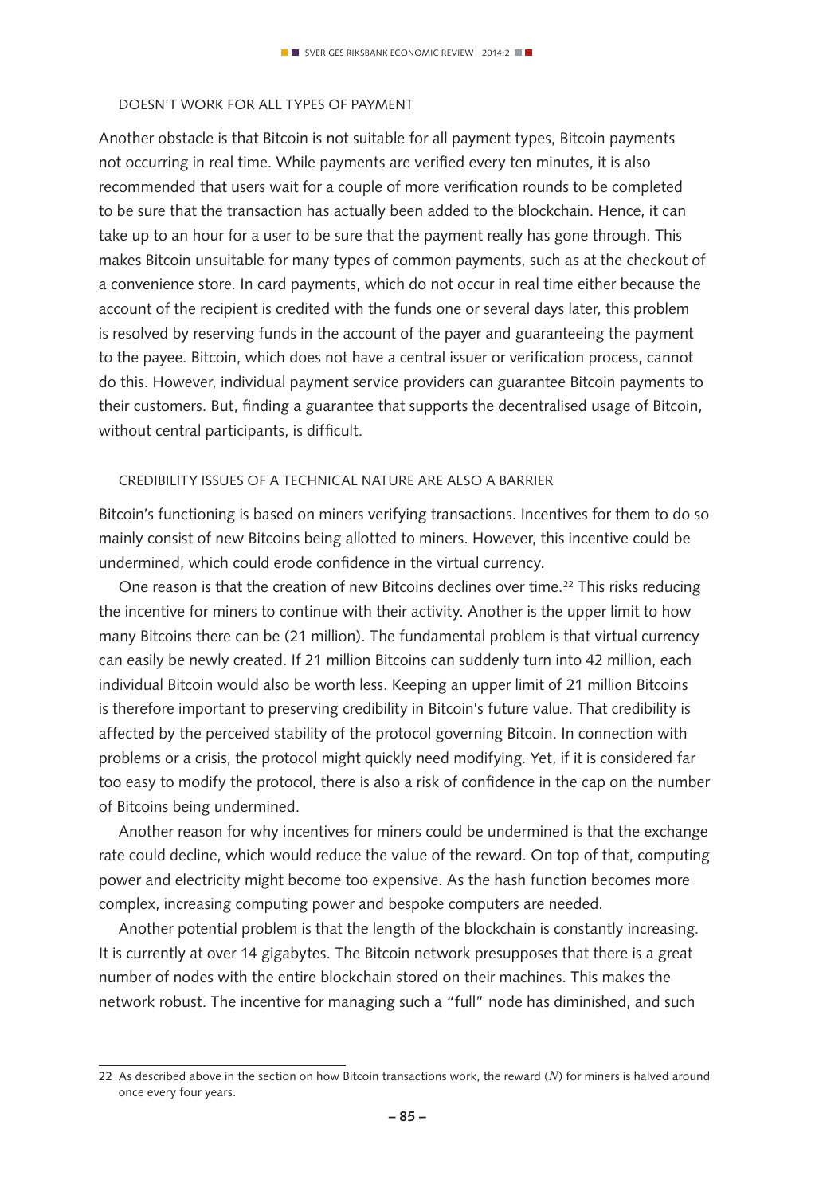### DOESN'T WORK FOR ALL TYPES OF PAYMENT

Another obstacle is that Bitcoin is not suitable for all payment types, Bitcoin payments not occurring in real time. While payments are verified every ten minutes, it is also recommended that users wait for a couple of more verification rounds to be completed to be sure that the transaction has actually been added to the blockchain. Hence, it can take up to an hour for a user to be sure that the payment really has gone through. This makes Bitcoin unsuitable for many types of common payments, such as at the checkout of a convenience store. In card payments, which do not occur in real time either because the account of the recipient is credited with the funds one or several days later, this problem is resolved by reserving funds in the account of the payer and guaranteeing the payment to the payee. Bitcoin, which does not have a central issuer or verification process, cannot do this. However, individual payment service providers can guarantee Bitcoin payments to their customers. But, finding a guarantee that supports the decentralised usage of Bitcoin, without central participants, is difficult.

### CREDIBILITY ISSUES OF A TECHNICAL NATURE ARE ALSO A BARRIER

Bitcoin's functioning is based on miners verifying transactions. Incentives for them to do so mainly consist of new Bitcoins being allotted to miners. However, this incentive could be undermined, which could erode confidence in the virtual currency.

One reason is that the creation of new Bitcoins declines over time.[22] This risks reducing the incentive for miners to continue with their activity. Another is the upper limit to how many Bitcoins there can be (21 million). The fundamental problem is that virtual currency can easily be newly created. If 21 million Bitcoins can suddenly turn into 42 million, each individual Bitcoin would also be worth less. Keeping an upper limit of 21 million Bitcoins is therefore important to preserving credibility in Bitcoin's future value. That credibility is affected by the perceived stability of the protocol governing Bitcoin. In connection with problems or a crisis, the protocol might quickly need modifying. Yet, if it is considered far too easy to modify the protocol, there is also a risk of confidence in the cap on the number of Bitcoins being undermined.

Another reason for why incentives for miners could be undermined is that the exchange rate could decline, which would reduce the value of the reward. On top of that, computing power and electricity might become too expensive. As the hash function becomes more complex, increasing computing power and bespoke computers are needed.

Another potential problem is that the length of the blockchain is constantly increasing. It is currently at over 14 gigabytes. The Bitcoin network presupposes that there is a great number of nodes with the entire blockchain stored on their machines. This makes the network robust. The incentive for managing such a "full" node has diminished, and such

---

22 As described above in the section on how Bitcoin transactions work, the reward ($N$) for miners is halved around once every four years.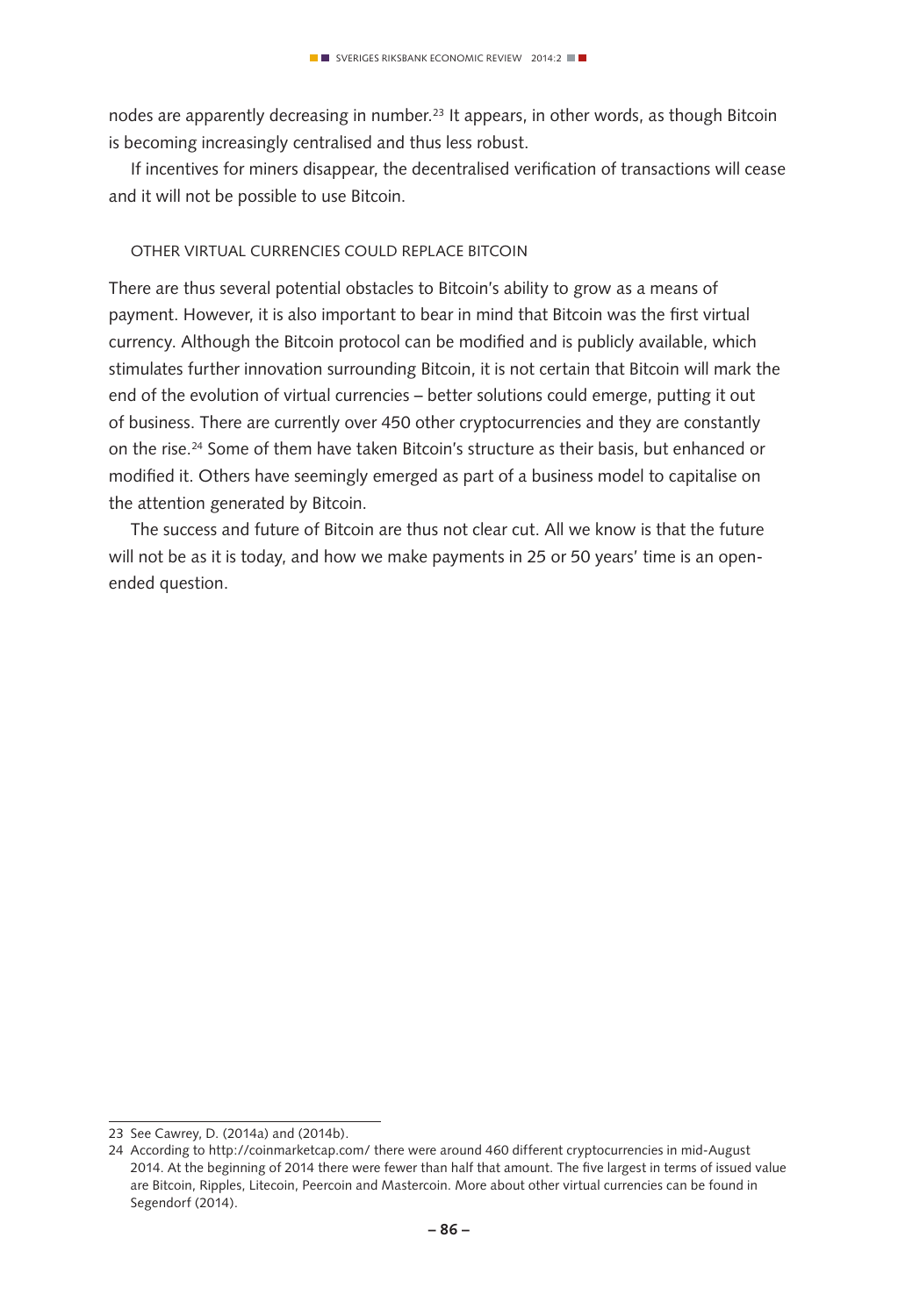nodes are apparently decreasing in number.[23] It appears, in other words, as though Bitcoin is becoming increasingly centralised and thus less robust.

If incentives for miners disappear, the decentralised verification of transactions will cease and it will not be possible to use Bitcoin.

### OTHER VIRTUAL CURRENCIES COULD REPLACE BITCOIN

There are thus several potential obstacles to Bitcoin's ability to grow as a means of payment. However, it is also important to bear in mind that Bitcoin was the first virtual currency. Although the Bitcoin protocol can be modified and is publicly available, which stimulates further innovation surrounding Bitcoin, it is not certain that Bitcoin will mark the end of the evolution of virtual currencies – better solutions could emerge, putting it out of business. There are currently over 450 other cryptocurrencies and they are constantly on the rise.[24] Some of them have taken Bitcoin's structure as their basis, but enhanced or modified it. Others have seemingly emerged as part of a business model to capitalise on the attention generated by Bitcoin.

The success and future of Bitcoin are thus not clear cut. All we know is that the future will not be as it is today, and how we make payments in 25 or 50 years' time is an open-ended question.

---

23 See Cawrey, D. (2014a) and (2014b).

24 According to http://coinmarketcap.com/ there were around 460 different cryptocurrencies in mid-August 2014. At the beginning of 2014 there were fewer than half that amount. The five largest in terms of issued value are Bitcoin, Ripples, Litecoin, Peercoin and Mastercoin. More about other virtual currencies can be found in Segendorf (2014).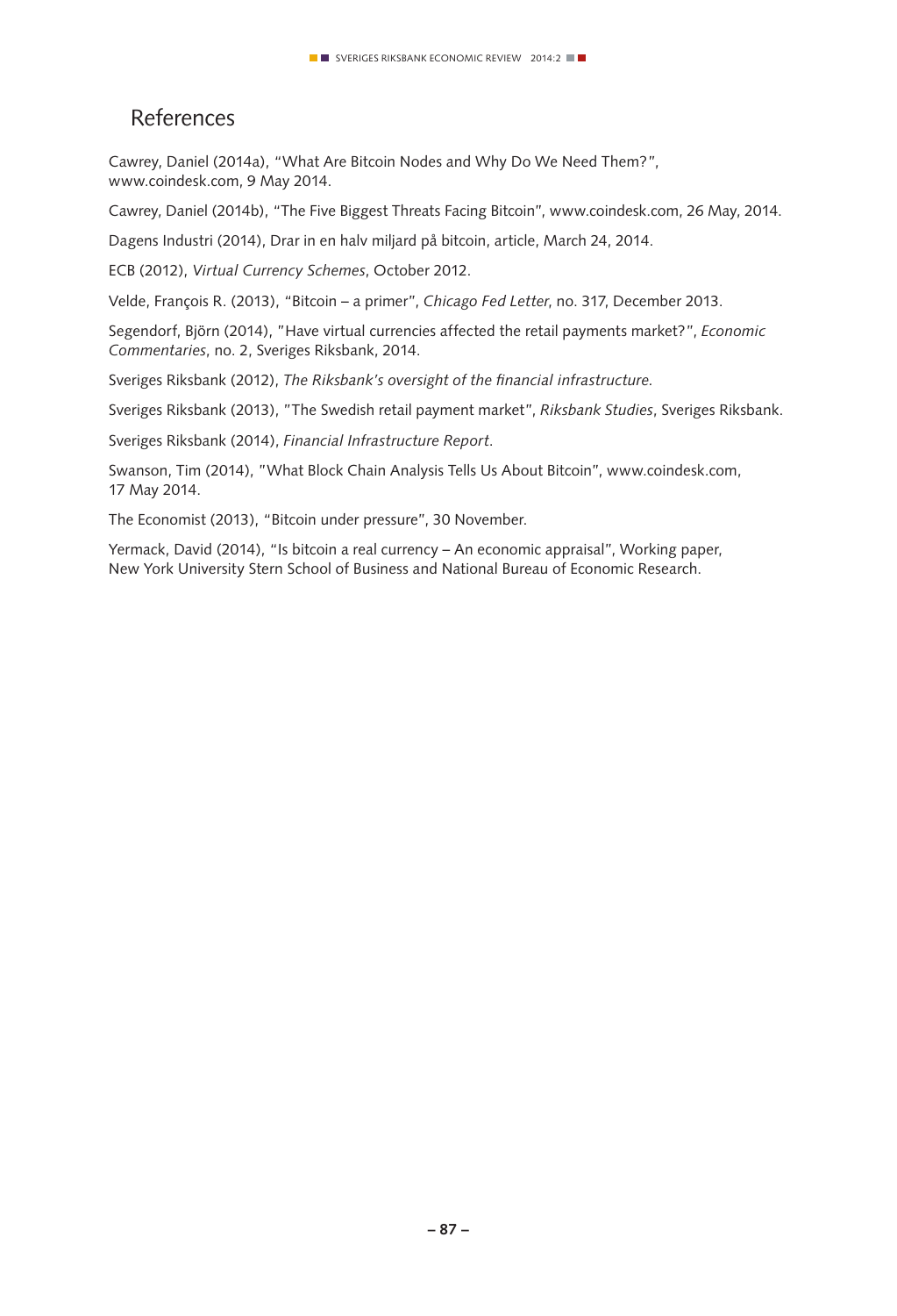## References

Cawrey, Daniel (2014a), "What Are Bitcoin Nodes and Why Do We Need Them?", www.coindesk.com, 9 May 2014.

Cawrey, Daniel (2014b), "The Five Biggest Threats Facing Bitcoin", www.coindesk.com, 26 May, 2014.

Dagens Industri (2014), Drar in en halv miljard på bitcoin, article, March 24, 2014.

ECB (2012), *Virtual Currency Schemes*, October 2012.

Velde, François R. (2013), "Bitcoin – a primer", *Chicago Fed Letter*, no. 317, December 2013.

Segendorf, Björn (2014), "Have virtual currencies affected the retail payments market?", *Economic Commentaries*, no. 2, Sveriges Riksbank, 2014.

Sveriges Riksbank (2012), *The Riksbank's oversight of the financial infrastructure.*

Sveriges Riksbank (2013), "The Swedish retail payment market", *Riksbank Studies*, Sveriges Riksbank.

Sveriges Riksbank (2014), *Financial Infrastructure Report.*

Swanson, Tim (2014), "What Block Chain Analysis Tells Us About Bitcoin", www.coindesk.com, 17 May 2014.

The Economist (2013), "Bitcoin under pressure", 30 November.

Yermack, David (2014), "Is bitcoin a real currency – An economic appraisal", Working paper, New York University Stern School of Business and National Bureau of Economic Research.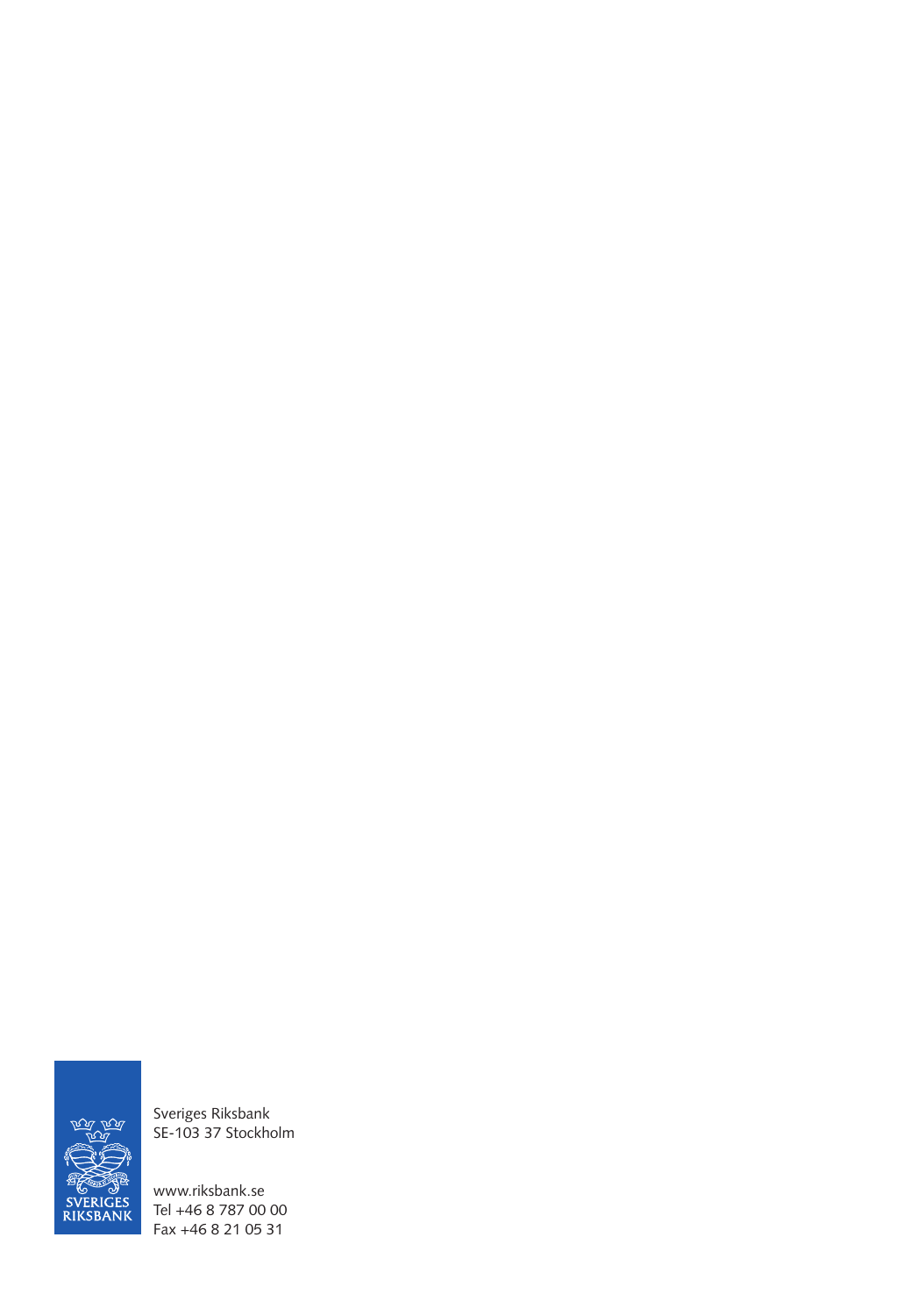Sveriges Riksbank
SE-103 37 Stockholm

www.riksbank.se
Tel +46 8 787 00 00
Fax +46 8 21 05 31